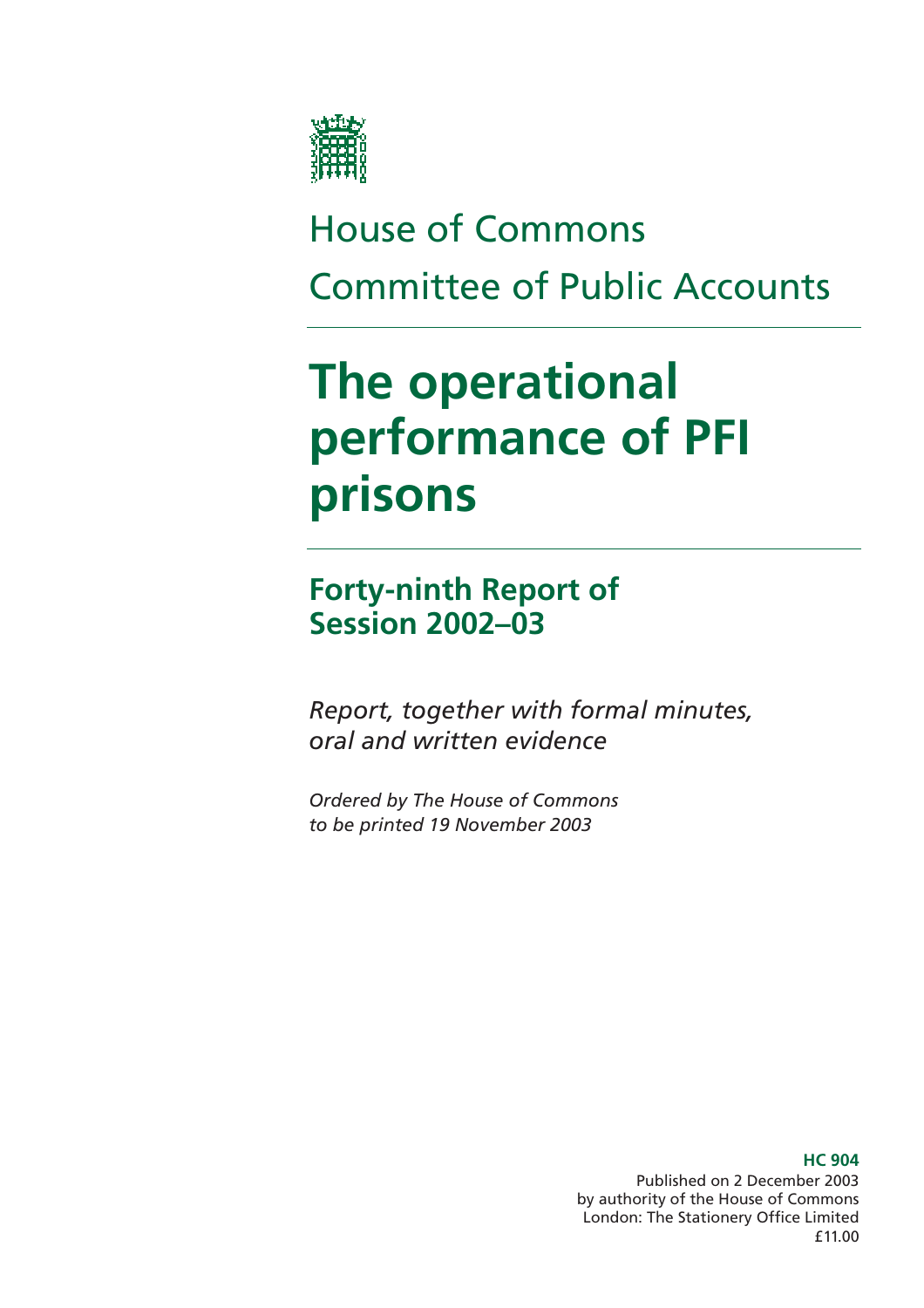House of Commons

Committee of Public Accounts

# The operational performance of PFI prisons

## Forty-ninth Report of Session 2002–03

*Report, together with formal minutes, oral and written evidence*

*Ordered by The House of Commons to be printed 19 November 2003*

**HC 904**

Published on 2 December 2003
by authority of the House of Commons
London: The Stationery Office Limited
£11.00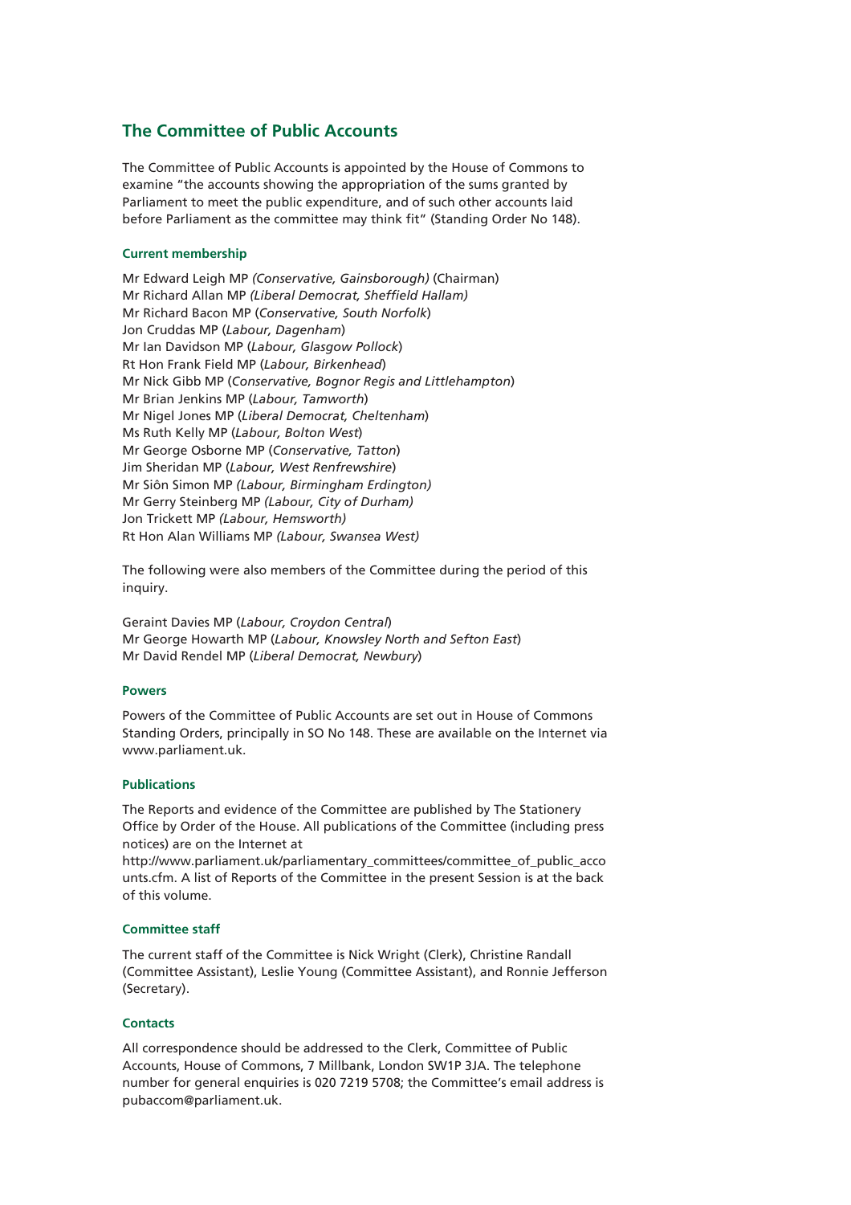## The Committee of Public Accounts

The Committee of Public Accounts is appointed by the House of Commons to examine "the accounts showing the appropriation of the sums granted by Parliament to meet the public expenditure, and of such other accounts laid before Parliament as the committee may think fit" (Standing Order No 148).

### Current membership

Mr Edward Leigh MP *(Conservative, Gainsborough)* (Chairman)
Mr Richard Allan MP *(Liberal Democrat, Sheffield Hallam)*
Mr Richard Bacon MP (*Conservative, South Norfolk*)
Jon Cruddas MP (*Labour, Dagenham*)
Mr Ian Davidson MP (*Labour, Glasgow Pollock*)
Rt Hon Frank Field MP (*Labour, Birkenhead*)
Mr Nick Gibb MP (*Conservative, Bognor Regis and Littlehampton*)
Mr Brian Jenkins MP (*Labour, Tamworth*)
Mr Nigel Jones MP (*Liberal Democrat, Cheltenham*)
Ms Ruth Kelly MP (*Labour, Bolton West*)
Mr George Osborne MP (*Conservative, Tatton*)
Jim Sheridan MP (*Labour, West Renfrewshire*)
Mr Siôn Simon MP *(Labour, Birmingham Erdington)*
Mr Gerry Steinberg MP *(Labour, City of Durham)*
Jon Trickett MP *(Labour, Hemsworth)*
Rt Hon Alan Williams MP *(Labour, Swansea West)*

The following were also members of the Committee during the period of this inquiry.

Geraint Davies MP (*Labour, Croydon Central*)
Mr George Howarth MP (*Labour, Knowsley North and Sefton East*)
Mr David Rendel MP (*Liberal Democrat, Newbury*)

### Powers

Powers of the Committee of Public Accounts are set out in House of Commons Standing Orders, principally in SO No 148. These are available on the Internet via www.parliament.uk.

### Publications

The Reports and evidence of the Committee are published by The Stationery Office by Order of the House. All publications of the Committee (including press notices) are on the Internet at http://www.parliament.uk/parliamentary_committees/committee_of_public_accounts.cfm. A list of Reports of the Committee in the present Session is at the back of this volume.

### Committee staff

The current staff of the Committee is Nick Wright (Clerk), Christine Randall (Committee Assistant), Leslie Young (Committee Assistant), and Ronnie Jefferson (Secretary).

### Contacts

All correspondence should be addressed to the Clerk, Committee of Public Accounts, House of Commons, 7 Millbank, London SW1P 3JA. The telephone number for general enquiries is 020 7219 5708; the Committee's email address is pubaccom@parliament.uk.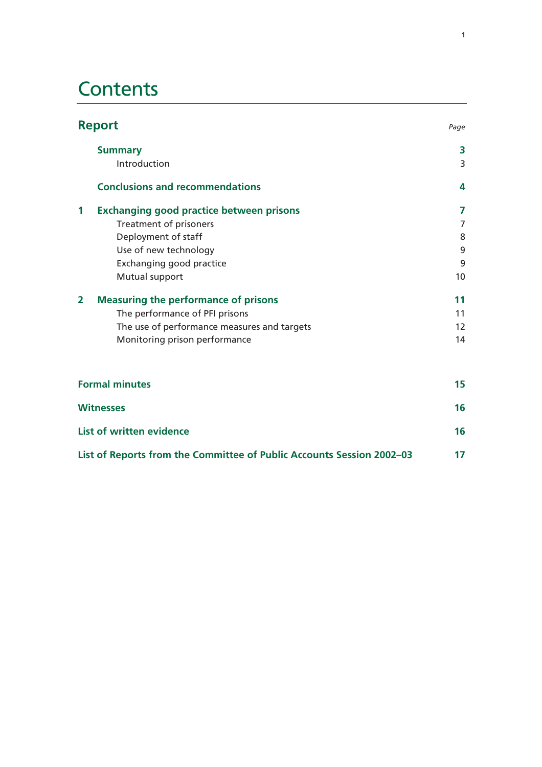# Contents

| **Report** | *Page* |
|---|---|
| **Summary** | **3** |
| Introduction | 3 |
| **Conclusions and recommendations** | **4** |
| **1 Exchanging good practice between prisons** | **7** |
| Treatment of prisoners | 7 |
| Deployment of staff | 8 |
| Use of new technology | 9 |
| Exchanging good practice | 9 |
| Mutual support | 10 |
| **2 Measuring the performance of prisons** | **11** |
| The performance of PFI prisons | 11 |
| The use of performance measures and targets | 12 |
| Monitoring prison performance | 14 |
| **Formal minutes** | **15** |
| **Witnesses** | **16** |
| **List of written evidence** | **16** |
| **List of Reports from the Committee of Public Accounts Session 2002–03** | **17** |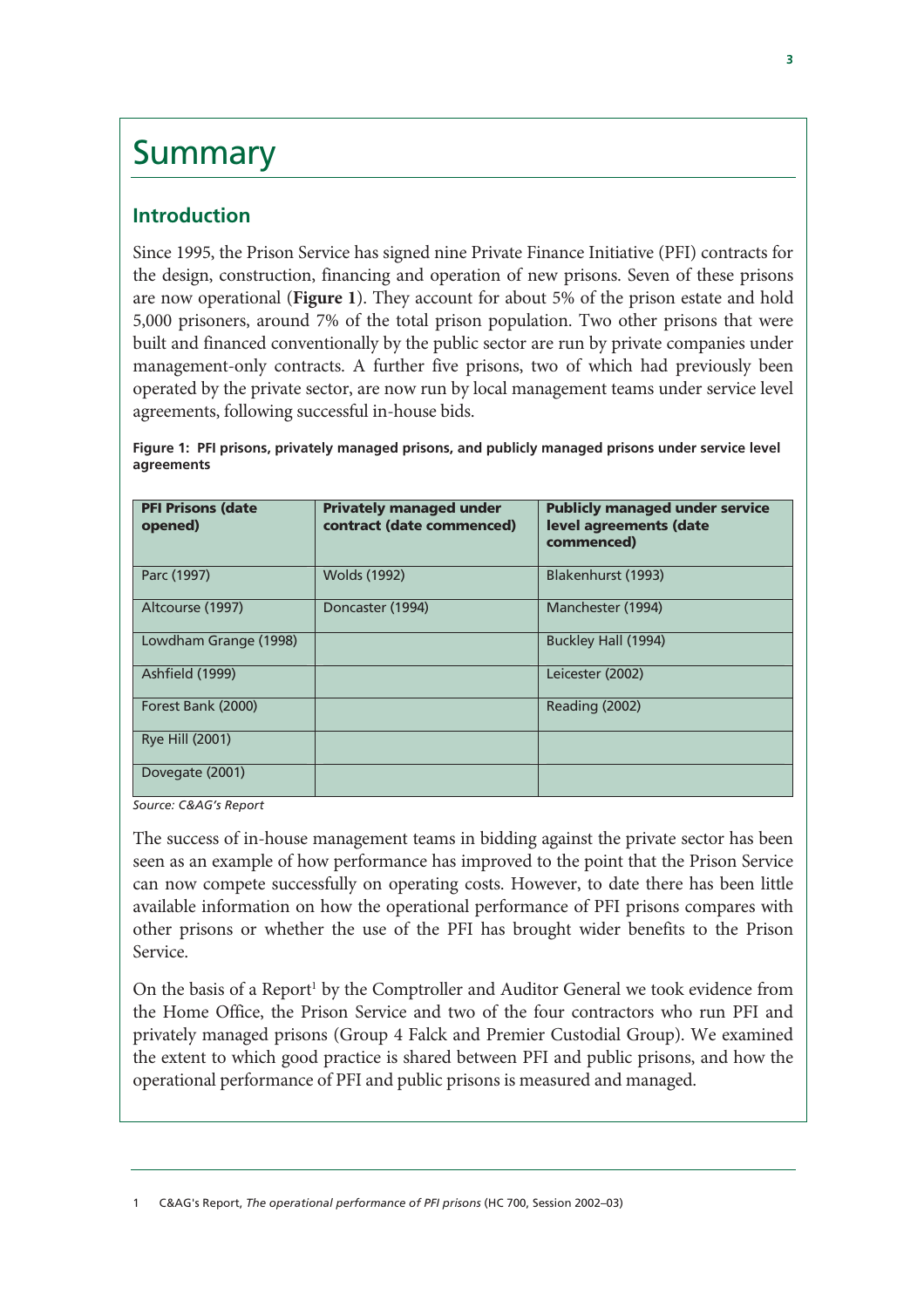# Summary

## Introduction

Since 1995, the Prison Service has signed nine Private Finance Initiative (PFI) contracts for the design, construction, financing and operation of new prisons. Seven of these prisons are now operational (**Figure 1**). They account for about 5% of the prison estate and hold 5,000 prisoners, around 7% of the total prison population. Two other prisons that were built and financed conventionally by the public sector are run by private companies under management-only contracts. A further five prisons, two of which had previously been operated by the private sector, are now run by local management teams under service level agreements, following successful in-house bids.

**Figure 1: PFI prisons, privately managed prisons, and publicly managed prisons under service level agreements**

| PFI Prisons (date opened) | Privately managed under contract (date commenced) | Publicly managed under service level agreements (date commenced) |
| --- | --- | --- |
| Parc (1997) | Wolds (1992) | Blakenhurst (1993) |
| Altcourse (1997) | Doncaster (1994) | Manchester (1994) |
| Lowdham Grange (1998) | | Buckley Hall (1994) |
| Ashfield (1999) | | Leicester (2002) |
| Forest Bank (2000) | | Reading (2002) |
| Rye Hill (2001) | | |
| Dovegate (2001) | | |

*Source: C&AG's Report*

The success of in-house management teams in bidding against the private sector has been seen as an example of how performance has improved to the point that the Prison Service can now compete successfully on operating costs. However, to date there has been little available information on how the operational performance of PFI prisons compares with other prisons or whether the use of the PFI has brought wider benefits to the Prison Service.

On the basis of a Report[1] by the Comptroller and Auditor General we took evidence from the Home Office, the Prison Service and two of the four contractors who run PFI and privately managed prisons (Group 4 Falck and Premier Custodial Group). We examined the extent to which good practice is shared between PFI and public prisons, and how the operational performance of PFI and public prisons is measured and managed.

1 C&AG's Report, *The operational performance of PFI prisons* (HC 700, Session 2002–03)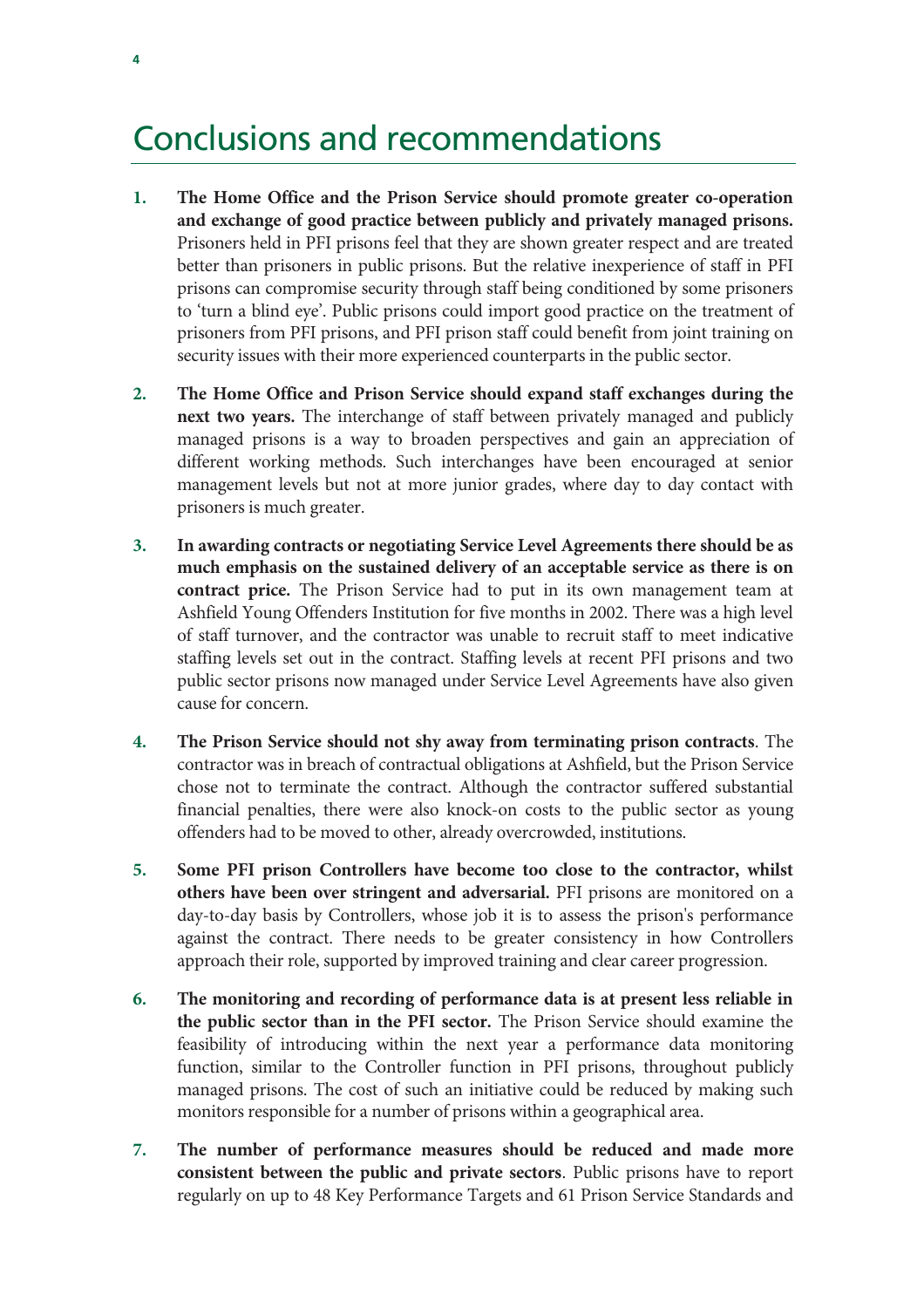# Conclusions and recommendations

1. **The Home Office and the Prison Service should promote greater co-operation and exchange of good practice between publicly and privately managed prisons.** Prisoners held in PFI prisons feel that they are shown greater respect and are treated better than prisoners in public prisons. But the relative inexperience of staff in PFI prisons can compromise security through staff being conditioned by some prisoners to 'turn a blind eye'. Public prisons could import good practice on the treatment of prisoners from PFI prisons, and PFI prison staff could benefit from joint training on security issues with their more experienced counterparts in the public sector.

2. **The Home Office and Prison Service should expand staff exchanges during the next two years.** The interchange of staff between privately managed and publicly managed prisons is a way to broaden perspectives and gain an appreciation of different working methods. Such interchanges have been encouraged at senior management levels but not at more junior grades, where day to day contact with prisoners is much greater.

3. **In awarding contracts or negotiating Service Level Agreements there should be as much emphasis on the sustained delivery of an acceptable service as there is on contract price.** The Prison Service had to put in its own management team at Ashfield Young Offenders Institution for five months in 2002. There was a high level of staff turnover, and the contractor was unable to recruit staff to meet indicative staffing levels set out in the contract. Staffing levels at recent PFI prisons and two public sector prisons now managed under Service Level Agreements have also given cause for concern.

4. **The Prison Service should not shy away from terminating prison contracts**. The contractor was in breach of contractual obligations at Ashfield, but the Prison Service chose not to terminate the contract. Although the contractor suffered substantial financial penalties, there were also knock-on costs to the public sector as young offenders had to be moved to other, already overcrowded, institutions.

5. **Some PFI prison Controllers have become too close to the contractor, whilst others have been over stringent and adversarial.** PFI prisons are monitored on a day-to-day basis by Controllers, whose job it is to assess the prison's performance against the contract. There needs to be greater consistency in how Controllers approach their role, supported by improved training and clear career progression.

6. **The monitoring and recording of performance data is at present less reliable in the public sector than in the PFI sector.** The Prison Service should examine the feasibility of introducing within the next year a performance data monitoring function, similar to the Controller function in PFI prisons, throughout publicly managed prisons. The cost of such an initiative could be reduced by making such monitors responsible for a number of prisons within a geographical area.

7. **The number of performance measures should be reduced and made more consistent between the public and private sectors**. Public prisons have to report regularly on up to 48 Key Performance Targets and 61 Prison Service Standards and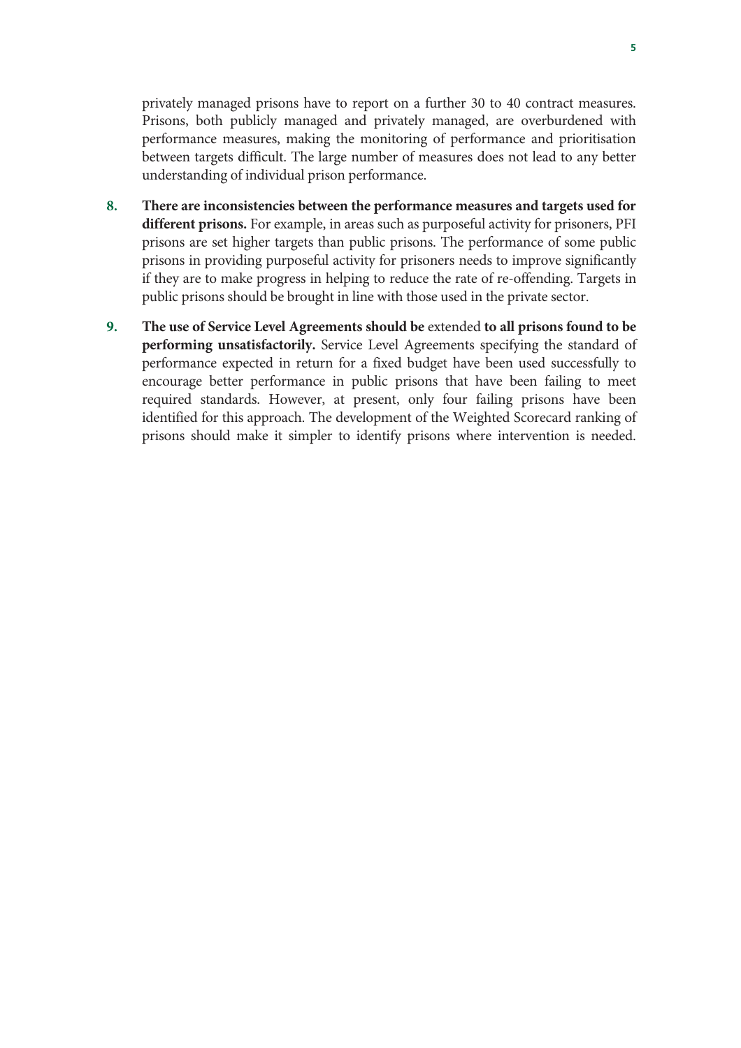privately managed prisons have to report on a further 30 to 40 contract measures. Prisons, both publicly managed and privately managed, are overburdened with performance measures, making the monitoring of performance and prioritisation between targets difficult. The large number of measures does not lead to any better understanding of individual prison performance.

8. **There are inconsistencies between the performance measures and targets used for different prisons.** For example, in areas such as purposeful activity for prisoners, PFI prisons are set higher targets than public prisons. The performance of some public prisons in providing purposeful activity for prisoners needs to improve significantly if they are to make progress in helping to reduce the rate of re-offending. Targets in public prisons should be brought in line with those used in the private sector.

9. **The use of Service Level Agreements should be** extended **to all prisons found to be performing unsatisfactorily.** Service Level Agreements specifying the standard of performance expected in return for a fixed budget have been used successfully to encourage better performance in public prisons that have been failing to meet required standards. However, at present, only four failing prisons have been identified for this approach. The development of the Weighted Scorecard ranking of prisons should make it simpler to identify prisons where intervention is needed.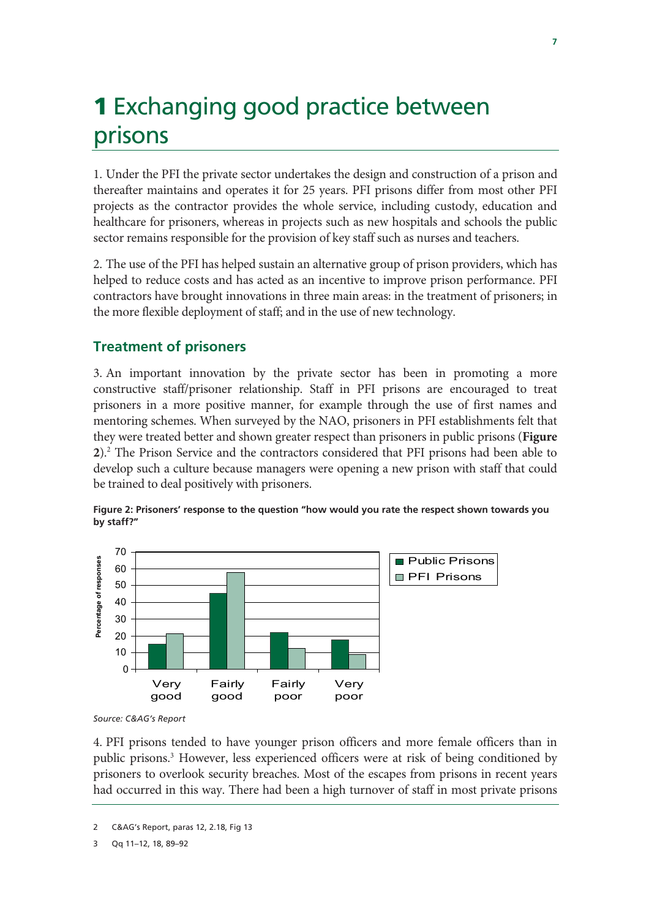# 1 Exchanging good practice between prisons

1. Under the PFI the private sector undertakes the design and construction of a prison and thereafter maintains and operates it for 25 years. PFI prisons differ from most other PFI projects as the contractor provides the whole service, including custody, education and healthcare for prisoners, whereas in projects such as new hospitals and schools the public sector remains responsible for the provision of key staff such as nurses and teachers.

2. The use of the PFI has helped sustain an alternative group of prison providers, which has helped to reduce costs and has acted as an incentive to improve prison performance. PFI contractors have brought innovations in three main areas: in the treatment of prisoners; in the more flexible deployment of staff; and in the use of new technology.

## Treatment of prisoners

3. An important innovation by the private sector has been in promoting a more constructive staff/prisoner relationship. Staff in PFI prisons are encouraged to treat prisoners in a more positive manner, for example through the use of first names and mentoring schemes. When surveyed by the NAO, prisoners in PFI establishments felt that they were treated better and shown greater respect than prisoners in public prisons (**Figure 2**).[2] The Prison Service and the contractors considered that PFI prisons had been able to develop such a culture because managers were opening a new prison with staff that could be trained to deal positively with prisoners.

**Figure 2: Prisoners' response to the question "how would you rate the respect shown towards you by staff?"**

*Source: C&AG's Report*

4. PFI prisons tended to have younger prison officers and more female officers than in public prisons.[3] However, less experienced officers were at risk of being conditioned by prisoners to overlook security breaches. Most of the escapes from prisons in recent years had occurred in this way. There had been a high turnover of staff in most private prisons

2 C&AG's Report, paras 12, 2.18, Fig 13

3 Qq 11–12, 18, 89–92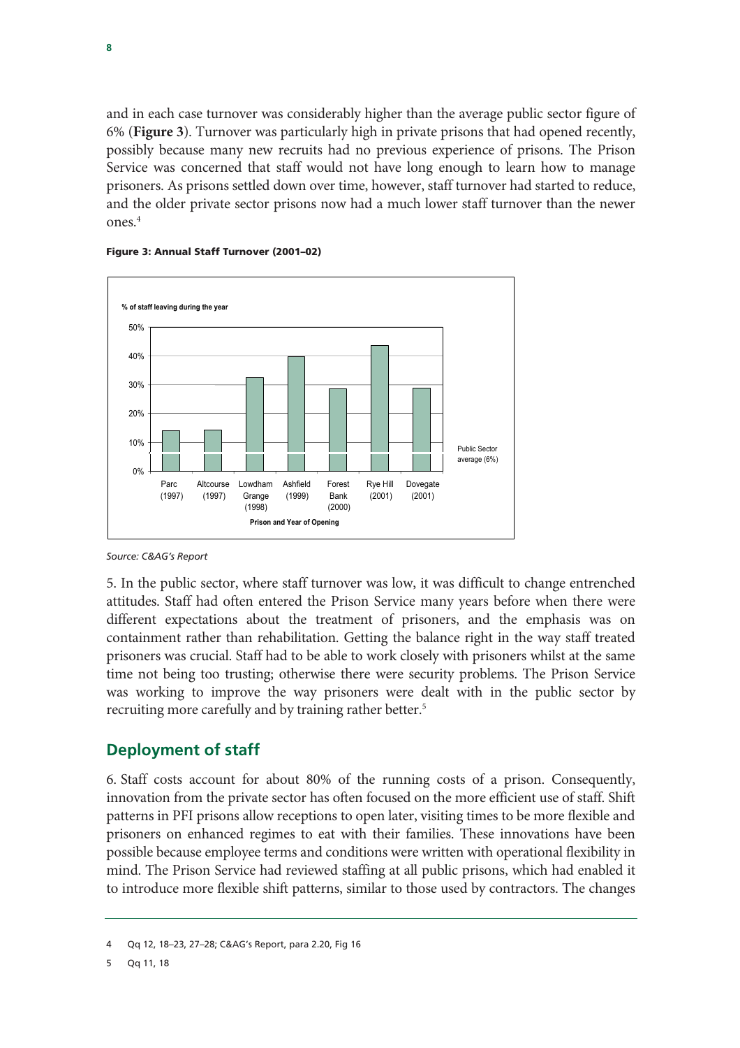and in each case turnover was considerably higher than the average public sector figure of 6% (**Figure 3**). Turnover was particularly high in private prisons that had opened recently, possibly because many new recruits had no previous experience of prisons. The Prison Service was concerned that staff would not have long enough to learn how to manage prisoners. As prisons settled down over time, however, staff turnover had started to reduce, and the older private sector prisons now had a much lower staff turnover than the newer ones.[4]

**Figure 3: Annual Staff Turnover (2001–02)**

% of staff leaving during the year

| Prison and Year of Opening |
|---|
| Parc (1997) |
| Altcourse (1997) |
| Lowdham Grange (1998) |
| Ashfield (1999) |
| Forest Bank (2000) |
| Rye Hill (2001) |
| Dovegate (2001) |

Public Sector average (6%)

*Source: C&AG's Report*

5. In the public sector, where staff turnover was low, it was difficult to change entrenched attitudes. Staff had often entered the Prison Service many years before when there were different expectations about the treatment of prisoners, and the emphasis was on containment rather than rehabilitation. Getting the balance right in the way staff treated prisoners was crucial. Staff had to be able to work closely with prisoners whilst at the same time not being too trusting; otherwise there were security problems. The Prison Service was working to improve the way prisoners were dealt with in the public sector by recruiting more carefully and by training rather better.[5]

## Deployment of staff

6. Staff costs account for about 80% of the running costs of a prison. Consequently, innovation from the private sector has often focused on the more efficient use of staff. Shift patterns in PFI prisons allow receptions to open later, visiting times to be more flexible and prisoners on enhanced regimes to eat with their families. These innovations have been possible because employee terms and conditions were written with operational flexibility in mind. The Prison Service had reviewed staffing at all public prisons, which had enabled it to introduce more flexible shift patterns, similar to those used by contractors. The changes

4 Qq 12, 18–23, 27–28; C&AG's Report, para 2.20, Fig 16

5 Qq 11, 18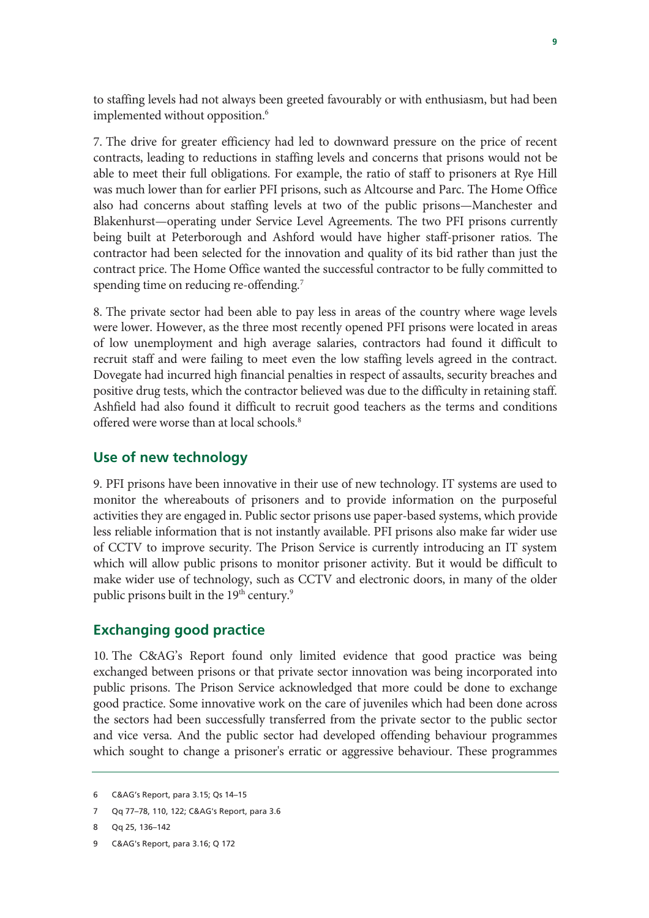to staffing levels had not always been greeted favourably or with enthusiasm, but had been implemented without opposition.[6]

7. The drive for greater efficiency had led to downward pressure on the price of recent contracts, leading to reductions in staffing levels and concerns that prisons would not be able to meet their full obligations. For example, the ratio of staff to prisoners at Rye Hill was much lower than for earlier PFI prisons, such as Altcourse and Parc. The Home Office also had concerns about staffing levels at two of the public prisons—Manchester and Blakenhurst—operating under Service Level Agreements. The two PFI prisons currently being built at Peterborough and Ashford would have higher staff-prisoner ratios. The contractor had been selected for the innovation and quality of its bid rather than just the contract price. The Home Office wanted the successful contractor to be fully committed to spending time on reducing re-offending.[7]

8. The private sector had been able to pay less in areas of the country where wage levels were lower. However, as the three most recently opened PFI prisons were located in areas of low unemployment and high average salaries, contractors had found it difficult to recruit staff and were failing to meet even the low staffing levels agreed in the contract. Dovegate had incurred high financial penalties in respect of assaults, security breaches and positive drug tests, which the contractor believed was due to the difficulty in retaining staff. Ashfield had also found it difficult to recruit good teachers as the terms and conditions offered were worse than at local schools.[8]

## Use of new technology

9. PFI prisons have been innovative in their use of new technology. IT systems are used to monitor the whereabouts of prisoners and to provide information on the purposeful activities they are engaged in. Public sector prisons use paper-based systems, which provide less reliable information that is not instantly available. PFI prisons also make far wider use of CCTV to improve security. The Prison Service is currently introducing an IT system which will allow public prisons to monitor prisoner activity. But it would be difficult to make wider use of technology, such as CCTV and electronic doors, in many of the older public prisons built in the 19th century.[9]

## Exchanging good practice

10. The C&AG's Report found only limited evidence that good practice was being exchanged between prisons or that private sector innovation was being incorporated into public prisons. The Prison Service acknowledged that more could be done to exchange good practice. Some innovative work on the care of juveniles which had been done across the sectors had been successfully transferred from the private sector to the public sector and vice versa. And the public sector had developed offending behaviour programmes which sought to change a prisoner's erratic or aggressive behaviour. These programmes

6 C&AG's Report, para 3.15; Qs 14–15

7 Qq 77–78, 110, 122; C&AG's Report, para 3.6

8 Qq 25, 136–142

9 C&AG's Report, para 3.16; Q 172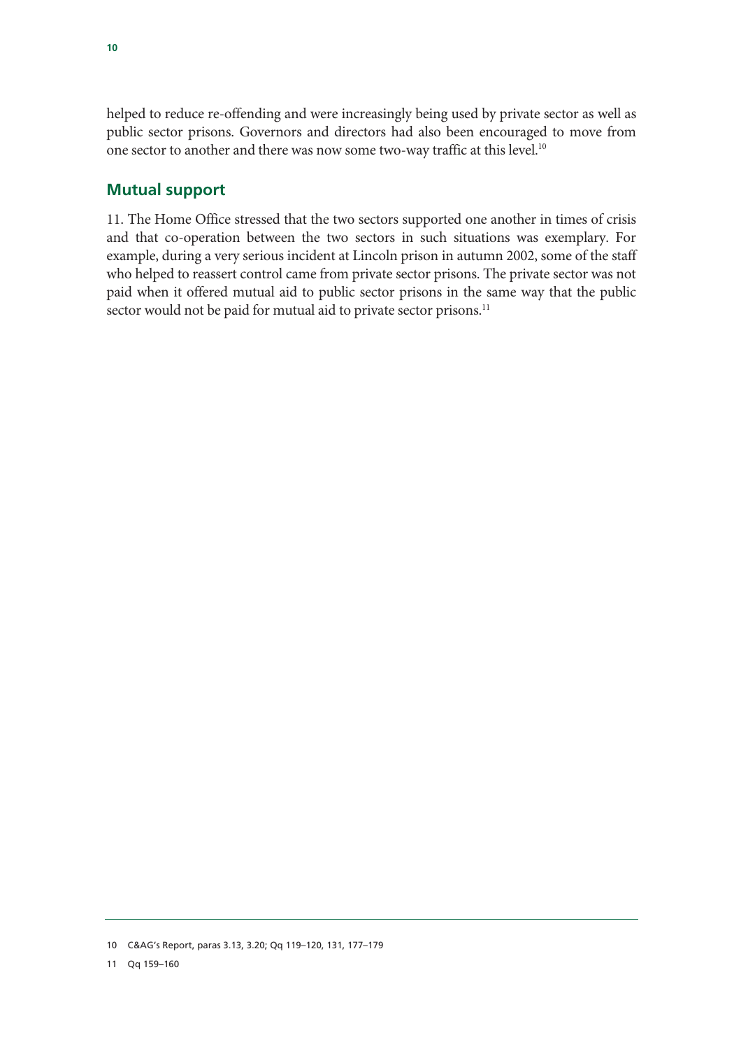helped to reduce re-offending and were increasingly being used by private sector as well as public sector prisons. Governors and directors had also been encouraged to move from one sector to another and there was now some two-way traffic at this level.[10]

## Mutual support

11. The Home Office stressed that the two sectors supported one another in times of crisis and that co-operation between the two sectors in such situations was exemplary. For example, during a very serious incident at Lincoln prison in autumn 2002, some of the staff who helped to reassert control came from private sector prisons. The private sector was not paid when it offered mutual aid to public sector prisons in the same way that the public sector would not be paid for mutual aid to private sector prisons.[11]

---

10 C&AG's Report, paras 3.13, 3.20; Qq 119–120, 131, 177–179

11 Qq 159–160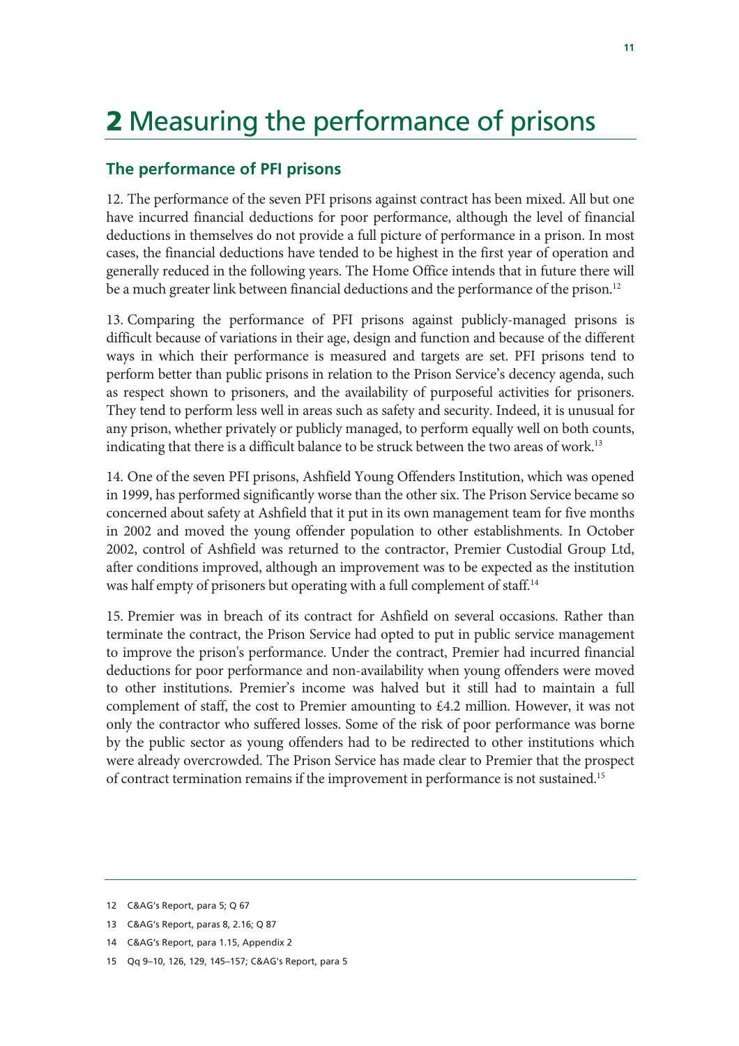# 2 Measuring the performance of prisons

## The performance of PFI prisons

12. The performance of the seven PFI prisons against contract has been mixed. All but one have incurred financial deductions for poor performance, although the level of financial deductions in themselves do not provide a full picture of performance in a prison. In most cases, the financial deductions have tended to be highest in the first year of operation and generally reduced in the following years. The Home Office intends that in future there will be a much greater link between financial deductions and the performance of the prison.[12]

13. Comparing the performance of PFI prisons against publicly-managed prisons is difficult because of variations in their age, design and function and because of the different ways in which their performance is measured and targets are set. PFI prisons tend to perform better than public prisons in relation to the Prison Service's decency agenda, such as respect shown to prisoners, and the availability of purposeful activities for prisoners. They tend to perform less well in areas such as safety and security. Indeed, it is unusual for any prison, whether privately or publicly managed, to perform equally well on both counts, indicating that there is a difficult balance to be struck between the two areas of work.[13]

14. One of the seven PFI prisons, Ashfield Young Offenders Institution, which was opened in 1999, has performed significantly worse than the other six. The Prison Service became so concerned about safety at Ashfield that it put in its own management team for five months in 2002 and moved the young offender population to other establishments. In October 2002, control of Ashfield was returned to the contractor, Premier Custodial Group Ltd, after conditions improved, although an improvement was to be expected as the institution was half empty of prisoners but operating with a full complement of staff.[14]

15. Premier was in breach of its contract for Ashfield on several occasions. Rather than terminate the contract, the Prison Service had opted to put in public service management to improve the prison's performance. Under the contract, Premier had incurred financial deductions for poor performance and non-availability when young offenders were moved to other institutions. Premier's income was halved but it still had to maintain a full complement of staff, the cost to Premier amounting to £4.2 million. However, it was not only the contractor who suffered losses. Some of the risk of poor performance was borne by the public sector as young offenders had to be redirected to other institutions which were already overcrowded. The Prison Service has made clear to Premier that the prospect of contract termination remains if the improvement in performance is not sustained.[15]

---

12 C&AG's Report, para 5; Q 67

13 C&AG's Report, paras 8, 2.16; Q 87

14 C&AG's Report, para 1.15, Appendix 2

15 Qq 9–10, 126, 129, 145–157; C&AG's Report, para 5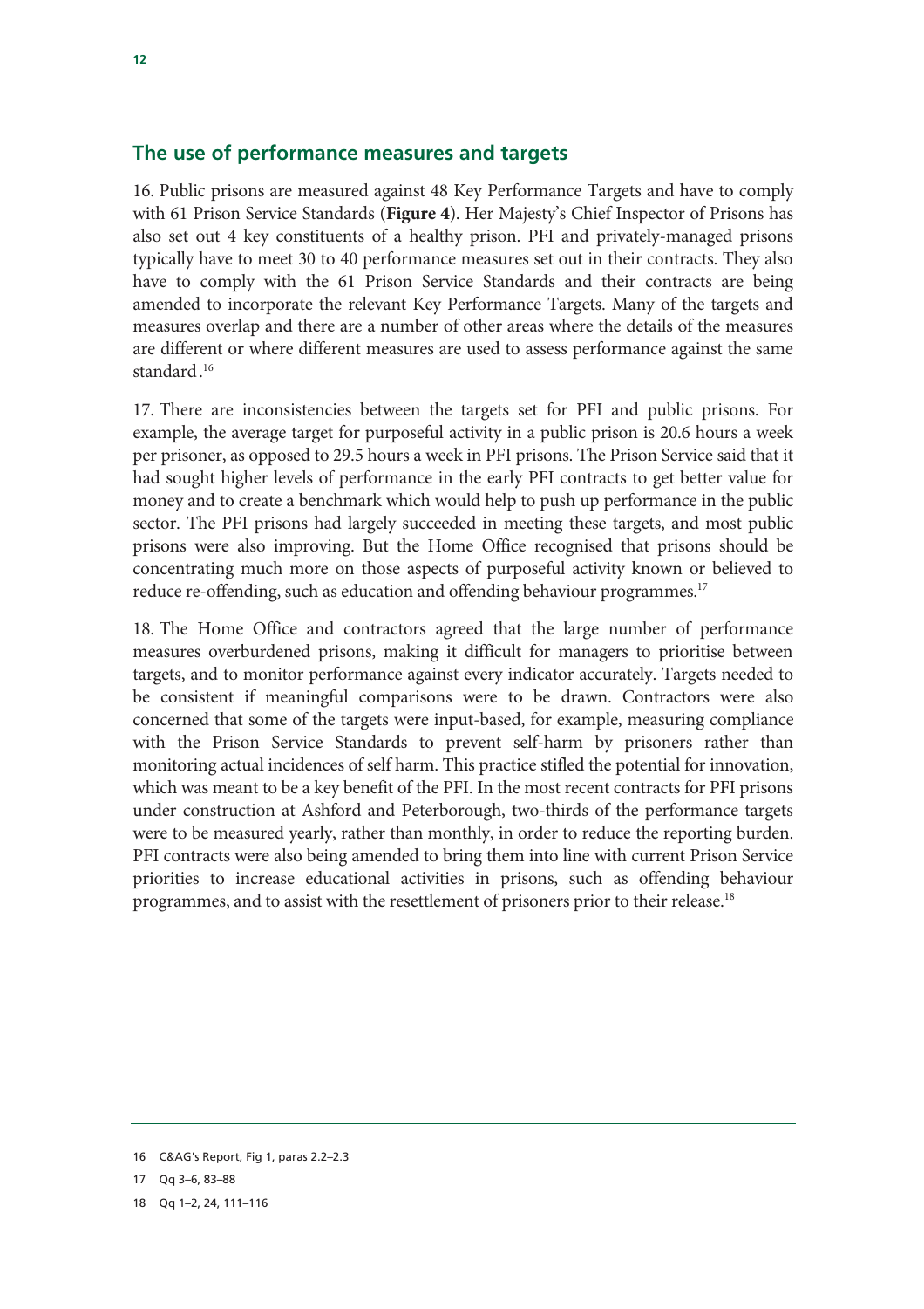## The use of performance measures and targets

16. Public prisons are measured against 48 Key Performance Targets and have to comply with 61 Prison Service Standards (**Figure 4**). Her Majesty's Chief Inspector of Prisons has also set out 4 key constituents of a healthy prison. PFI and privately-managed prisons typically have to meet 30 to 40 performance measures set out in their contracts. They also have to comply with the 61 Prison Service Standards and their contracts are being amended to incorporate the relevant Key Performance Targets. Many of the targets and measures overlap and there are a number of other areas where the details of the measures are different or where different measures are used to assess performance against the same standard.[16]

17. There are inconsistencies between the targets set for PFI and public prisons. For example, the average target for purposeful activity in a public prison is 20.6 hours a week per prisoner, as opposed to 29.5 hours a week in PFI prisons. The Prison Service said that it had sought higher levels of performance in the early PFI contracts to get better value for money and to create a benchmark which would help to push up performance in the public sector. The PFI prisons had largely succeeded in meeting these targets, and most public prisons were also improving. But the Home Office recognised that prisons should be concentrating much more on those aspects of purposeful activity known or believed to reduce re-offending, such as education and offending behaviour programmes.[17]

18. The Home Office and contractors agreed that the large number of performance measures overburdened prisons, making it difficult for managers to prioritise between targets, and to monitor performance against every indicator accurately. Targets needed to be consistent if meaningful comparisons were to be drawn. Contractors were also concerned that some of the targets were input-based, for example, measuring compliance with the Prison Service Standards to prevent self-harm by prisoners rather than monitoring actual incidences of self harm. This practice stifled the potential for innovation, which was meant to be a key benefit of the PFI. In the most recent contracts for PFI prisons under construction at Ashford and Peterborough, two-thirds of the performance targets were to be measured yearly, rather than monthly, in order to reduce the reporting burden. PFI contracts were also being amended to bring them into line with current Prison Service priorities to increase educational activities in prisons, such as offending behaviour programmes, and to assist with the resettlement of prisoners prior to their release.[18]

---

16 C&AG's Report, Fig 1, paras 2.2–2.3

17 Qq 3–6, 83–88

18 Qq 1–2, 24, 111–116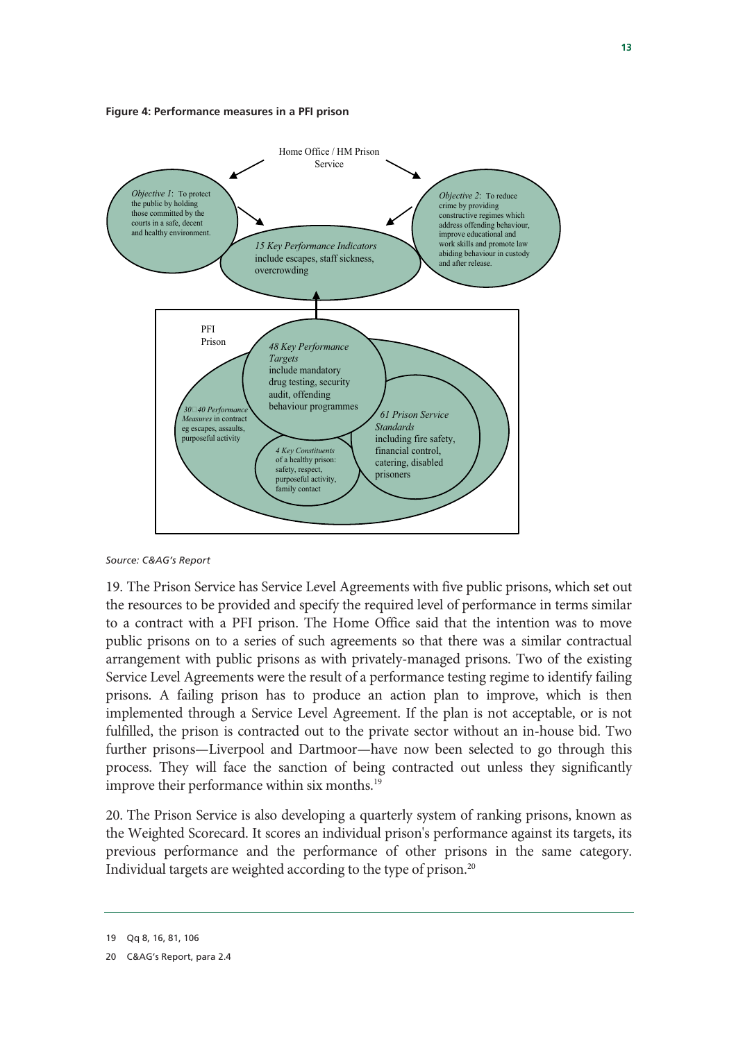**Figure 4: Performance measures in a PFI prison**

Home Office / HM Prison Service

*Objective 1*: To protect the public by holding those committed by the courts in a safe, decent and healthy environment.

*Objective 2*: To reduce crime by providing constructive regimes which address offending behaviour, improve educational and work skills and promote law abiding behaviour in custody and after release.

*15 Key Performance Indicators* include escapes, staff sickness, overcrowding

PFI Prison

*48 Key Performance Targets* include mandatory drug testing, security audit, offending behaviour programmes

*30–40 Performance Measures* in contract eg escapes, assaults, purposeful activity

*4 Key Constituents* of a healthy prison: safety, respect, purposeful activity, family contact

*61 Prison Service Standards* including fire safety, financial control, catering, disabled prisoners

*Source: C&AG's Report*

19. The Prison Service has Service Level Agreements with five public prisons, which set out the resources to be provided and specify the required level of performance in terms similar to a contract with a PFI prison. The Home Office said that the intention was to move public prisons on to a series of such agreements so that there was a similar contractual arrangement with public prisons as with privately-managed prisons. Two of the existing Service Level Agreements were the result of a performance testing regime to identify failing prisons. A failing prison has to produce an action plan to improve, which is then implemented through a Service Level Agreement. If the plan is not acceptable, or is not fulfilled, the prison is contracted out to the private sector without an in-house bid. Two further prisons—Liverpool and Dartmoor—have now been selected to go through this process. They will face the sanction of being contracted out unless they significantly improve their performance within six months.[19]

20. The Prison Service is also developing a quarterly system of ranking prisons, known as the Weighted Scorecard. It scores an individual prison's performance against its targets, its previous performance and the performance of other prisons in the same category. Individual targets are weighted according to the type of prison.[20]

19 Qq 8, 16, 81, 106

20 C&AG's Report, para 2.4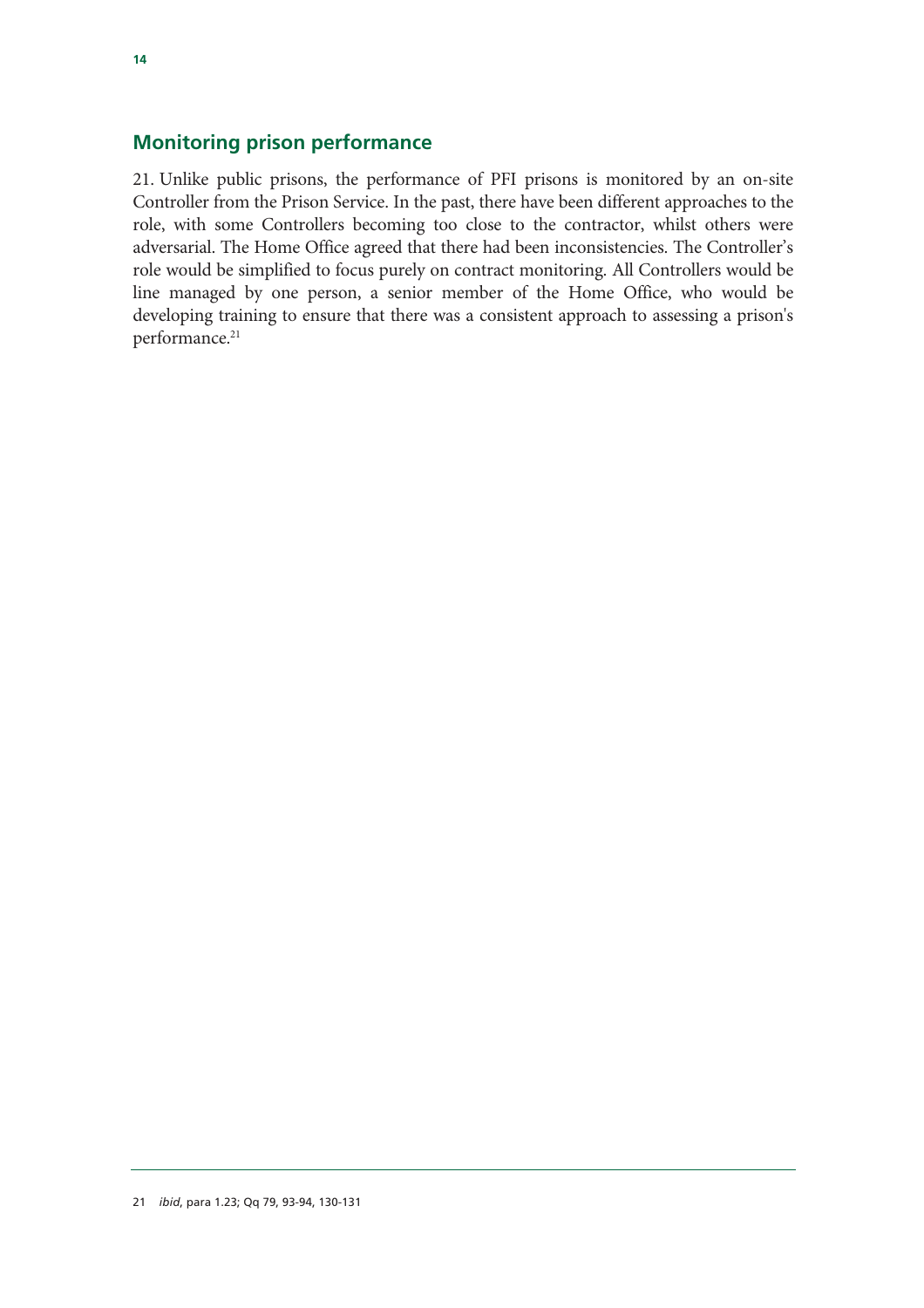## Monitoring prison performance

21. Unlike public prisons, the performance of PFI prisons is monitored by an on-site Controller from the Prison Service. In the past, there have been different approaches to the role, with some Controllers becoming too close to the contractor, whilst others were adversarial. The Home Office agreed that there had been inconsistencies. The Controller's role would be simplified to focus purely on contract monitoring. All Controllers would be line managed by one person, a senior member of the Home Office, who would be developing training to ensure that there was a consistent approach to assessing a prison's performance.[21]

---

21 *ibid*, para 1.23; Qq 79, 93-94, 130-131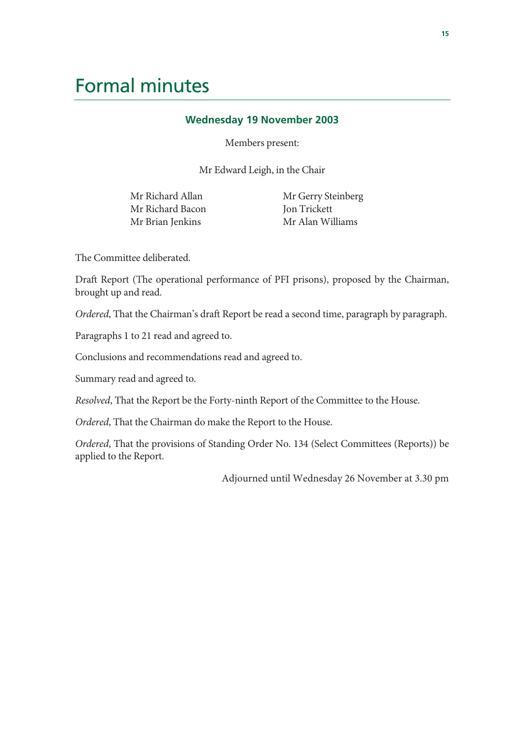# Formal minutes

## Wednesday 19 November 2003

Members present:

Mr Edward Leigh, in the Chair

Mr Richard Allan
Mr Richard Bacon
Mr Brian Jenkins
Mr Gerry Steinberg
Jon Trickett
Mr Alan Williams

The Committee deliberated.

Draft Report (The operational performance of PFI prisons), proposed by the Chairman, brought up and read.

*Ordered*, That the Chairman's draft Report be read a second time, paragraph by paragraph.

Paragraphs 1 to 21 read and agreed to.

Conclusions and recommendations read and agreed to.

Summary read and agreed to.

*Resolved*, That the Report be the Forty-ninth Report of the Committee to the House.

*Ordered*, That the Chairman do make the Report to the House.

*Ordered*, That the provisions of Standing Order No. 134 (Select Committees (Reports)) be applied to the Report.

Adjourned until Wednesday 26 November at 3.30 pm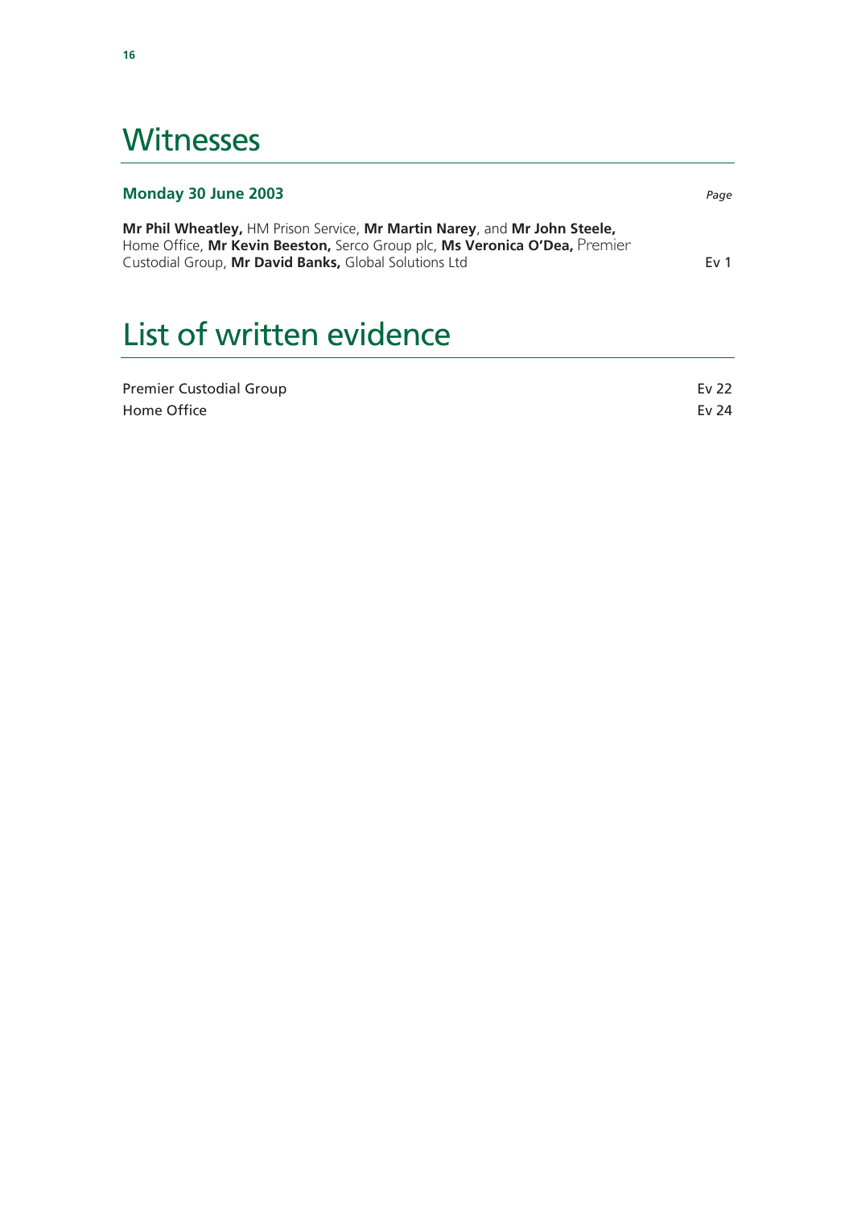# Witnesses

| **Monday 30 June 2003** | *Page* |
|---|---|
| **Mr Phil Wheatley,** HM Prison Service, **Mr Martin Narey**, and **Mr John Steele,** Home Office, **Mr Kevin Beeston,** Serco Group plc, **Ms Veronica O'Dea,** Premier Custodial Group, **Mr David Banks,** Global Solutions Ltd | Ev 1 |

# List of written evidence

| | |
|---|---|
| Premier Custodial Group | Ev 22 |
| Home Office | Ev 24 |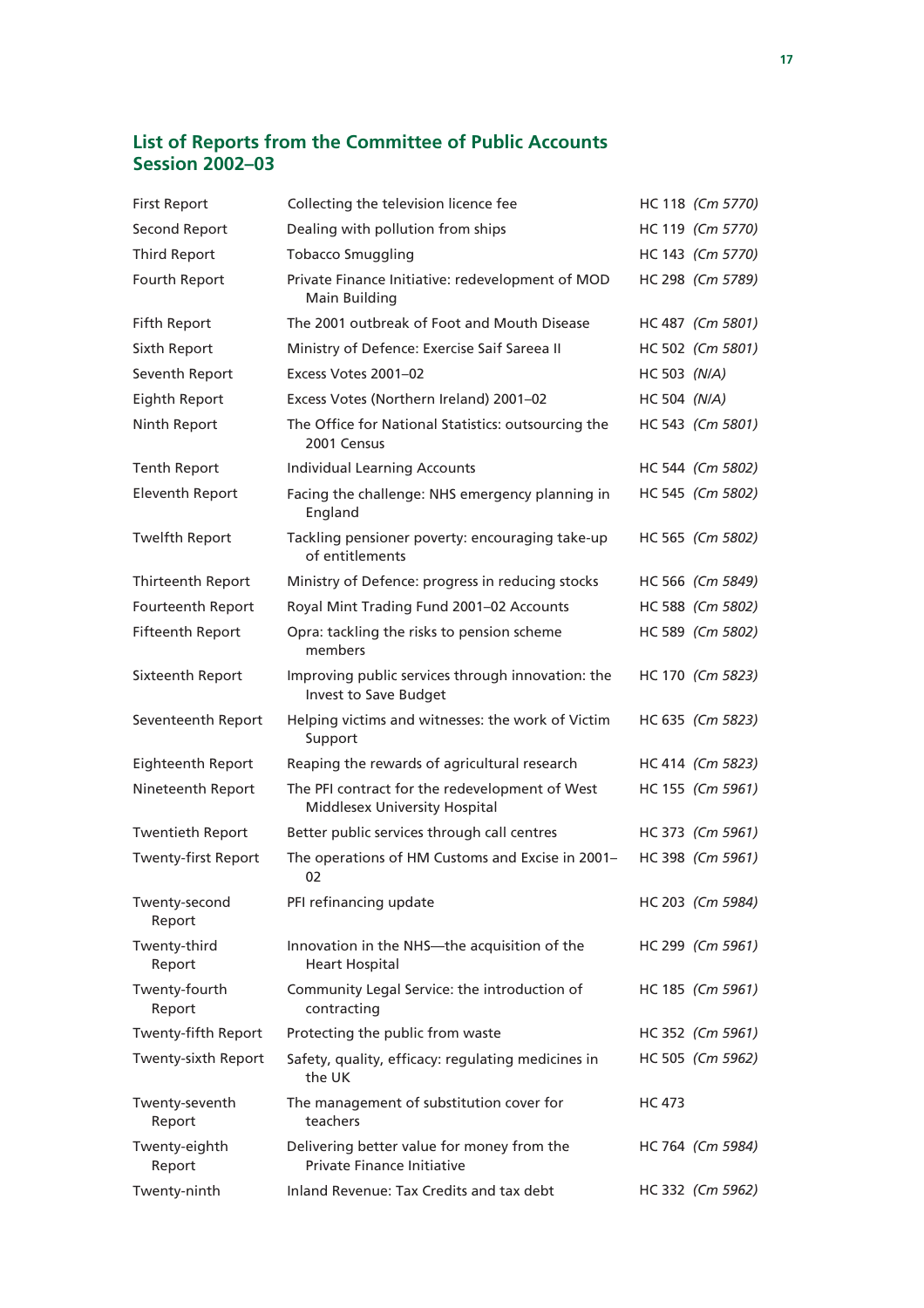## List of Reports from the Committee of Public Accounts Session 2002–03

| | | |
|---|---|---|
| First Report | Collecting the television licence fee | HC 118 *(Cm 5770)* |
| Second Report | Dealing with pollution from ships | HC 119 *(Cm 5770)* |
| Third Report | Tobacco Smuggling | HC 143 *(Cm 5770)* |
| Fourth Report | Private Finance Initiative: redevelopment of MOD Main Building | HC 298 *(Cm 5789)* |
| Fifth Report | The 2001 outbreak of Foot and Mouth Disease | HC 487 *(Cm 5801)* |
| Sixth Report | Ministry of Defence: Exercise Saif Sareea II | HC 502 *(Cm 5801)* |
| Seventh Report | Excess Votes 2001–02 | HC 503 *(N/A)* |
| Eighth Report | Excess Votes (Northern Ireland) 2001–02 | HC 504 *(N/A)* |
| Ninth Report | The Office for National Statistics: outsourcing the 2001 Census | HC 543 *(Cm 5801)* |
| Tenth Report | Individual Learning Accounts | HC 544 *(Cm 5802)* |
| Eleventh Report | Facing the challenge: NHS emergency planning in England | HC 545 *(Cm 5802)* |
| Twelfth Report | Tackling pensioner poverty: encouraging take-up of entitlements | HC 565 *(Cm 5802)* |
| Thirteenth Report | Ministry of Defence: progress in reducing stocks | HC 566 *(Cm 5849)* |
| Fourteenth Report | Royal Mint Trading Fund 2001–02 Accounts | HC 588 *(Cm 5802)* |
| Fifteenth Report | Opra: tackling the risks to pension scheme members | HC 589 *(Cm 5802)* |
| Sixteenth Report | Improving public services through innovation: the Invest to Save Budget | HC 170 *(Cm 5823)* |
| Seventeenth Report | Helping victims and witnesses: the work of Victim Support | HC 635 *(Cm 5823)* |
| Eighteenth Report | Reaping the rewards of agricultural research | HC 414 *(Cm 5823)* |
| Nineteenth Report | The PFI contract for the redevelopment of West Middlesex University Hospital | HC 155 *(Cm 5961)* |
| Twentieth Report | Better public services through call centres | HC 373 *(Cm 5961)* |
| Twenty-first Report | The operations of HM Customs and Excise in 2001–02 | HC 398 *(Cm 5961)* |
| Twenty-second Report | PFI refinancing update | HC 203 *(Cm 5984)* |
| Twenty-third Report | Innovation in the NHS—the acquisition of the Heart Hospital | HC 299 *(Cm 5961)* |
| Twenty-fourth Report | Community Legal Service: the introduction of contracting | HC 185 *(Cm 5961)* |
| Twenty-fifth Report | Protecting the public from waste | HC 352 *(Cm 5961)* |
| Twenty-sixth Report | Safety, quality, efficacy: regulating medicines in the UK | HC 505 *(Cm 5962)* |
| Twenty-seventh Report | The management of substitution cover for teachers | HC 473 |
| Twenty-eighth Report | Delivering better value for money from the Private Finance Initiative | HC 764 *(Cm 5984)* |
| Twenty-ninth | Inland Revenue: Tax Credits and tax debt | HC 332 *(Cm 5962)* |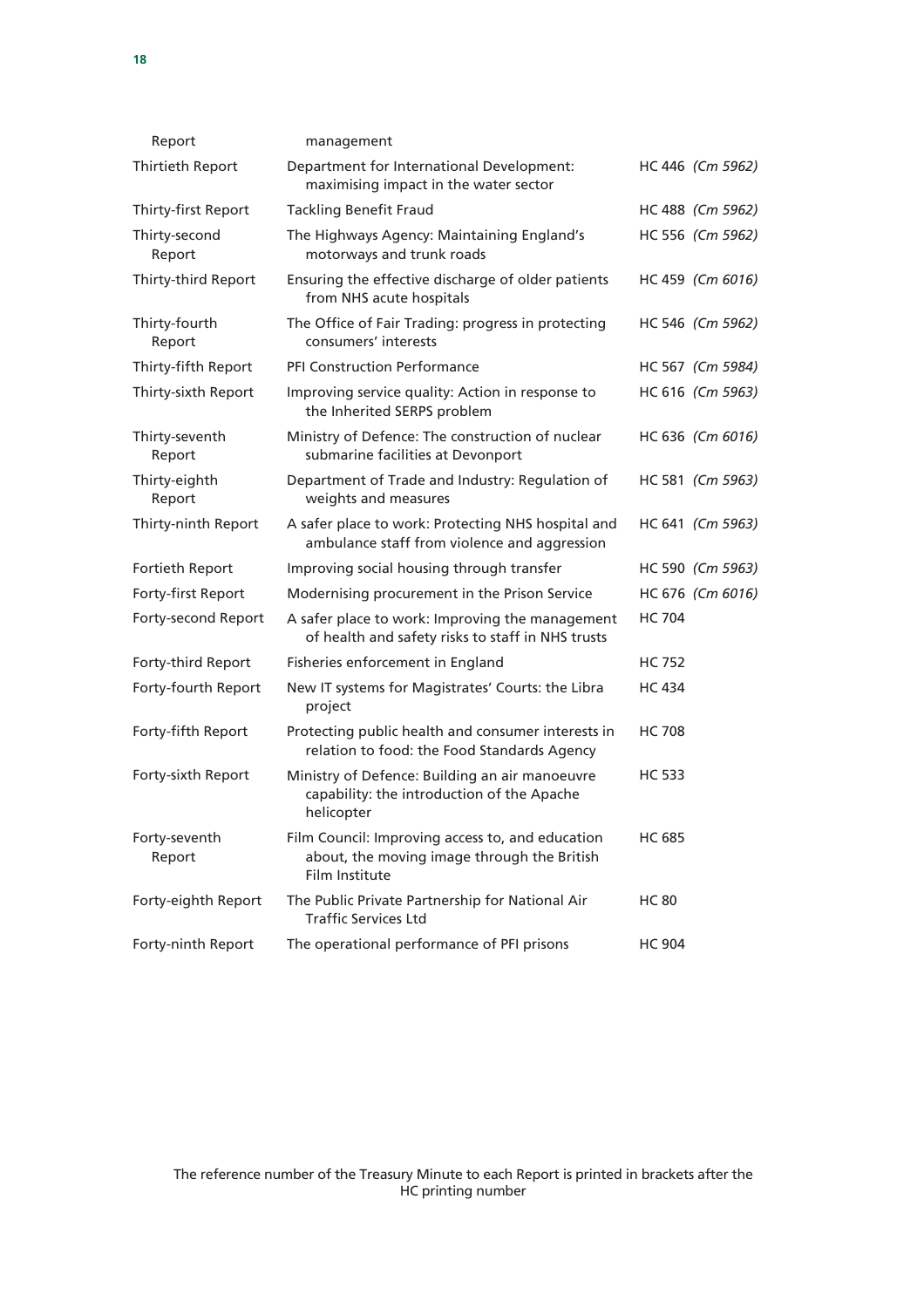| | | |
|---|---|---|
| Report | management | |
| Thirtieth Report | Department for International Development: maximising impact in the water sector | HC 446 *(Cm 5962)* |
| Thirty-first Report | Tackling Benefit Fraud | HC 488 *(Cm 5962)* |
| Thirty-second Report | The Highways Agency: Maintaining England's motorways and trunk roads | HC 556 *(Cm 5962)* |
| Thirty-third Report | Ensuring the effective discharge of older patients from NHS acute hospitals | HC 459 *(Cm 6016)* |
| Thirty-fourth Report | The Office of Fair Trading: progress in protecting consumers' interests | HC 546 *(Cm 5962)* |
| Thirty-fifth Report | PFI Construction Performance | HC 567 *(Cm 5984)* |
| Thirty-sixth Report | Improving service quality: Action in response to the Inherited SERPS problem | HC 616 *(Cm 5963)* |
| Thirty-seventh Report | Ministry of Defence: The construction of nuclear submarine facilities at Devonport | HC 636 *(Cm 6016)* |
| Thirty-eighth Report | Department of Trade and Industry: Regulation of weights and measures | HC 581 *(Cm 5963)* |
| Thirty-ninth Report | A safer place to work: Protecting NHS hospital and ambulance staff from violence and aggression | HC 641 *(Cm 5963)* |
| Fortieth Report | Improving social housing through transfer | HC 590 *(Cm 5963)* |
| Forty-first Report | Modernising procurement in the Prison Service | HC 676 *(Cm 6016)* |
| Forty-second Report | A safer place to work: Improving the management of health and safety risks to staff in NHS trusts | HC 704 |
| Forty-third Report | Fisheries enforcement in England | HC 752 |
| Forty-fourth Report | New IT systems for Magistrates' Courts: the Libra project | HC 434 |
| Forty-fifth Report | Protecting public health and consumer interests in relation to food: the Food Standards Agency | HC 708 |
| Forty-sixth Report | Ministry of Defence: Building an air manoeuvre capability: the introduction of the Apache helicopter | HC 533 |
| Forty-seventh Report | Film Council: Improving access to, and education about, the moving image through the British Film Institute | HC 685 |
| Forty-eighth Report | The Public Private Partnership for National Air Traffic Services Ltd | HC 80 |
| Forty-ninth Report | The operational performance of PFI prisons | HC 904 |

The reference number of the Treasury Minute to each Report is printed in brackets after the HC printing number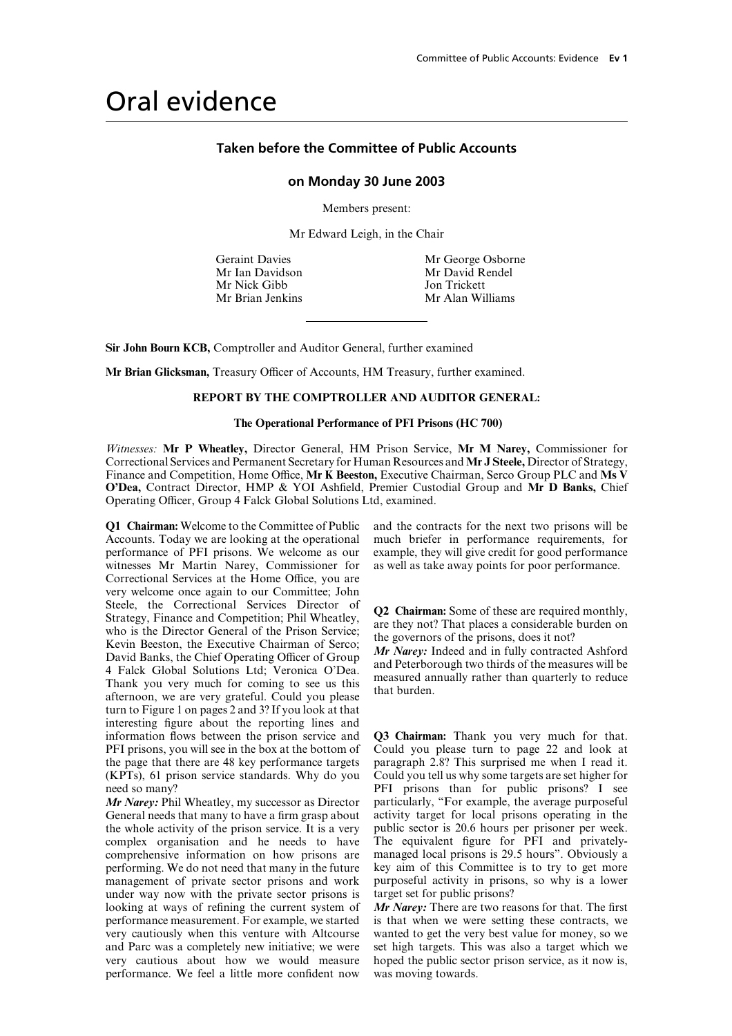# Oral evidence

## Taken before the Committee of Public Accounts

### on Monday 30 June 2003

Members present:

Mr Edward Leigh, in the Chair

| | |
|---|---|
| Geraint Davies | Mr George Osborne |
| Mr Ian Davidson | Mr David Rendel |
| Mr Nick Gibb | Jon Trickett |
| Mr Brian Jenkins | Mr Alan Williams |

---

**Sir John Bourn KCB,** Comptroller and Auditor General, further examined

**Mr Brian Glicksman,** Treasury Officer of Accounts, HM Treasury, further examined.

**REPORT BY THE COMPTROLLER AND AUDITOR GENERAL:**

**The Operational Performance of PFI Prisons (HC 700)**

*Witnesses:* **Mr P Wheatley,** Director General, HM Prison Service, **Mr M Narey,** Commissioner for Correctional Services and Permanent Secretary for Human Resources and **Mr J Steele,** Director of Strategy, Finance and Competition, Home Office, **Mr K Beeston,** Executive Chairman, Serco Group PLC and **Ms V O'Dea,** Contract Director, HMP & YOI Ashfield, Premier Custodial Group and **Mr D Banks,** Chief Operating Officer, Group 4 Falck Global Solutions Ltd, examined.

**Q1 Chairman:** Welcome to the Committee of Public Accounts. Today we are looking at the operational performance of PFI prisons. We welcome as our witnesses Mr Martin Narey, Commissioner for Correctional Services at the Home Office, you are very welcome once again to our Committee; John Steele, the Correctional Services Director of Strategy, Finance and Competition; Phil Wheatley, who is the Director General of the Prison Service; Kevin Beeston, the Executive Chairman of Serco; David Banks, the Chief Operating Officer of Group 4 Falck Global Solutions Ltd; Veronica O'Dea. Thank you very much for coming to see us this afternoon, we are very grateful. Could you please turn to Figure 1 on pages 2 and 3? If you look at that interesting figure about the reporting lines and information flows between the prison service and PFI prisons, you will see in the box at the bottom of the page that there are 48 key performance targets (KPTs), 61 prison service standards. Why do you need so many?

*Mr Narey:* Phil Wheatley, my successor as Director General needs that many to have a firm grasp about the whole activity of the prison service. It is a very complex organisation and he needs to have comprehensive information on how prisons are performing. We do not need that many in the future management of private sector prisons and work under way now with the private sector prisons is looking at ways of refining the current system of performance measurement. For example, we started very cautiously when this venture with Altcourse and Parc was a completely new initiative; we were very cautious about how we would measure performance. We feel a little more confident now and the contracts for the next two prisons will be much briefer in performance requirements, for example, they will give credit for good performance as well as take away points for poor performance.

**Q2 Chairman:** Some of these are required monthly, are they not? That places a considerable burden on the governors of the prisons, does it not?

*Mr Narey:* Indeed and in fully contracted Ashford and Peterborough two thirds of the measures will be measured annually rather than quarterly to reduce that burden.

**Q3 Chairman:** Thank you very much for that. Could you please turn to page 22 and look at paragraph 2.8? This surprised me when I read it. Could you tell us why some targets are set higher for PFI prisons than for public prisons? I see particularly, "For example, the average purposeful activity target for local prisons operating in the public sector is 20.6 hours per prisoner per week. The equivalent figure for PFI and privately-managed local prisons is 29.5 hours". Obviously a key aim of this Committee is to try to get more purposeful activity in prisons, so why is a lower target set for public prisons?

*Mr Narey:* There are two reasons for that. The first is that when we were setting these contracts, we wanted to get the very best value for money, so we set high targets. This was also a target which we hoped the public sector prison service, as it now is, was moving towards.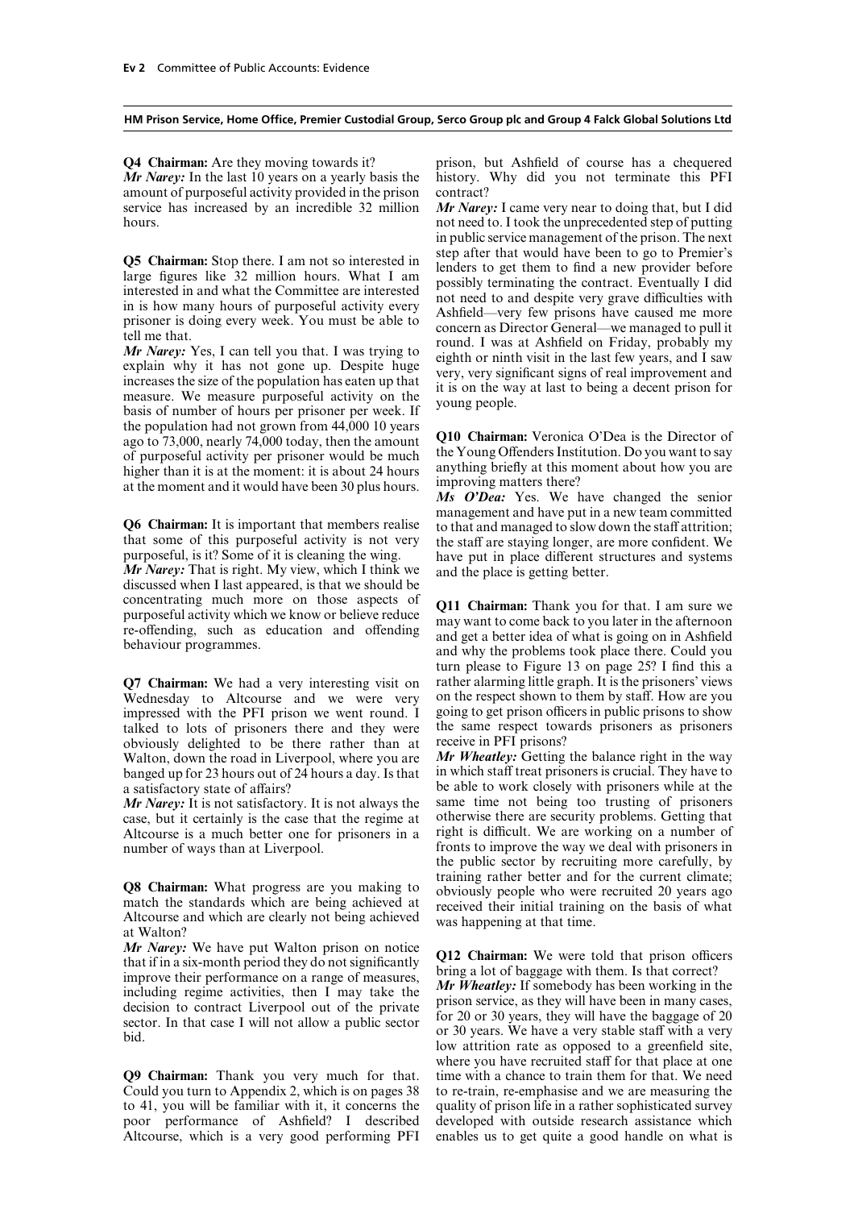**Q4 Chairman:** Are they moving towards it?

*Mr Narey:* In the last 10 years on a yearly basis the amount of purposeful activity provided in the prison service has increased by an incredible 32 million hours.

**Q5 Chairman:** Stop there. I am not so interested in large figures like 32 million hours. What I am interested in and what the Committee are interested in is how many hours of purposeful activity every prisoner is doing every week. You must be able to tell me that.

*Mr Narey:* Yes, I can tell you that. I was trying to explain why it has not gone up. Despite huge increases the size of the population has eaten up that measure. We measure purposeful activity on the basis of number of hours per prisoner per week. If the population had not grown from 44,000 10 years ago to 73,000, nearly 74,000 today, then the amount of purposeful activity per prisoner would be much higher than it is at the moment: it is about 24 hours at the moment and it would have been 30 plus hours.

**Q6 Chairman:** It is important that members realise that some of this purposeful activity is not very purposeful, is it? Some of it is cleaning the wing.

*Mr Narey:* That is right. My view, which I think we discussed when I last appeared, is that we should be concentrating much more on those aspects of purposeful activity which we know or believe reduce re-offending, such as education and offending behaviour programmes.

**Q7 Chairman:** We had a very interesting visit on Wednesday to Altcourse and we were very impressed with the PFI prison we went round. I talked to lots of prisoners there and they were obviously delighted to be there rather than at Walton, down the road in Liverpool, where you are banged up for 23 hours out of 24 hours a day. Is that a satisfactory state of affairs?

*Mr Narey:* It is not satisfactory. It is not always the case, but it certainly is the case that the regime at Altcourse is a much better one for prisoners in a number of ways than at Liverpool.

**Q8 Chairman:** What progress are you making to match the standards which are being achieved at Altcourse and which are clearly not being achieved at Walton?

*Mr Narey:* We have put Walton prison on notice that if in a six-month period they do not significantly improve their performance on a range of measures, including regime activities, then I may take the decision to contract Liverpool out of the private sector. In that case I will not allow a public sector bid.

**Q9 Chairman:** Thank you very much for that. Could you turn to Appendix 2, which is on pages 38 to 41, you will be familiar with it, it concerns the poor performance of Ashfield? I described Altcourse, which is a very good performing PFI prison, but Ashfield of course has a chequered history. Why did you not terminate this PFI contract?

*Mr Narey:* I came very near to doing that, but I did not need to. I took the unprecedented step of putting in public service management of the prison. The next step after that would have been to go to Premier's lenders to get them to find a new provider before possibly terminating the contract. Eventually I did not need to and despite very grave difficulties with Ashfield—very few prisons have caused me more concern as Director General—we managed to pull it round. I was at Ashfield on Friday, probably my eighth or ninth visit in the last few years, and I saw very, very significant signs of real improvement and it is on the way at last to being a decent prison for young people.

**Q10 Chairman:** Veronica O'Dea is the Director of the Young Offenders Institution. Do you want to say anything briefly at this moment about how you are improving matters there?

*Ms O'Dea:* Yes. We have changed the senior management and have put in a new team committed to that and managed to slow down the staff attrition; the staff are staying longer, are more confident. We have put in place different structures and systems and the place is getting better.

**Q11 Chairman:** Thank you for that. I am sure we may want to come back to you later in the afternoon and get a better idea of what is going on in Ashfield and why the problems took place there. Could you turn please to Figure 13 on page 25? I find this a rather alarming little graph. It is the prisoners' views on the respect shown to them by staff. How are you going to get prison officers in public prisons to show the same respect towards prisoners as prisoners receive in PFI prisons?

*Mr Wheatley:* Getting the balance right in the way in which staff treat prisoners is crucial. They have to be able to work closely with prisoners while at the same time not being too trusting of prisoners otherwise there are security problems. Getting that right is difficult. We are working on a number of fronts to improve the way we deal with prisoners in the public sector by recruiting more carefully, by training rather better and for the current climate; obviously people who were recruited 20 years ago received their initial training on the basis of what was happening at that time.

**Q12 Chairman:** We were told that prison officers bring a lot of baggage with them. Is that correct?

*Mr Wheatley:* If somebody has been working in the prison service, as they will have been in many cases, for 20 or 30 years, they will have the baggage of 20 or 30 years. We have a very stable staff with a very low attrition rate as opposed to a greenfield site, where you have recruited staff for that place at one time with a chance to train them for that. We need to re-train, re-emphasise and we are measuring the quality of prison life in a rather sophisticated survey developed with outside research assistance which enables us to get quite a good handle on what is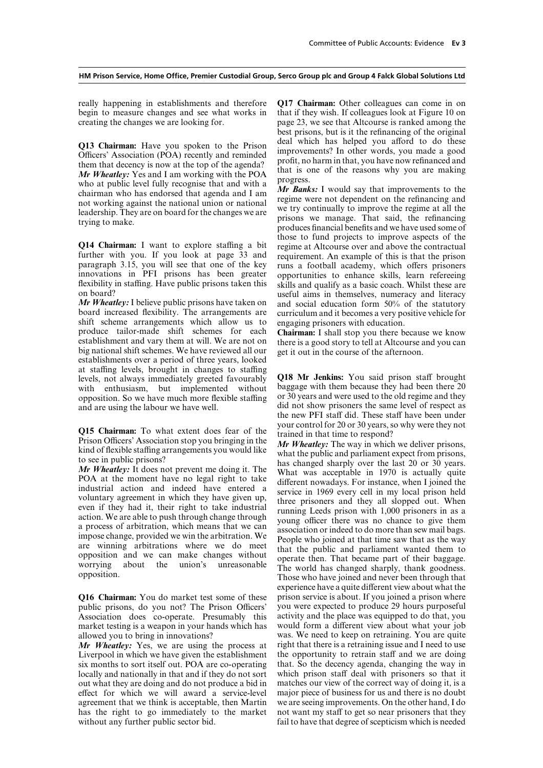really happening in establishments and therefore begin to measure changes and see what works in creating the changes we are looking for.

**Q13 Chairman:** Have you spoken to the Prison Officers' Association (POA) recently and reminded them that decency is now at the top of the agenda?

*Mr Wheatley:* Yes and I am working with the POA who at public level fully recognise that and with a chairman who has endorsed that agenda and I am not working against the national union or national leadership. They are on board for the changes we are trying to make.

**Q14 Chairman:** I want to explore staffing a bit further with you. If you look at page 33 and paragraph 3.15, you will see that one of the key innovations in PFI prisons has been greater flexibility in staffing. Have public prisons taken this on board?

*Mr Wheatley:* I believe public prisons have taken on board increased flexibility. The arrangements are shift scheme arrangements which allow us to produce tailor-made shift schemes for each establishment and vary them at will. We are not on big national shift schemes. We have reviewed all our establishments over a period of three years, looked at staffing levels, brought in changes to staffing levels, not always immediately greeted favourably with enthusiasm, but implemented without opposition. So we have much more flexible staffing and are using the labour we have well.

**Q15 Chairman:** To what extent does fear of the Prison Officers' Association stop you bringing in the kind of flexible staffing arrangements you would like to see in public prisons?

*Mr Wheatley:* It does not prevent me doing it. The POA at the moment have no legal right to take industrial action and indeed have entered a voluntary agreement in which they have given up, even if they had it, their right to take industrial action. We are able to push through change through a process of arbitration, which means that we can impose change, provided we win the arbitration. We are winning arbitrations where we do meet opposition and we can make changes without worrying about the union's unreasonable opposition.

**Q16 Chairman:** You do market test some of these public prisons, do you not? The Prison Officers' Association does co-operate. Presumably this market testing is a weapon in your hands which has allowed you to bring in innovations?

*Mr Wheatley:* Yes, we are using the process at Liverpool in which we have given the establishment six months to sort itself out. POA are co-operating locally and nationally in that and if they do not sort out what they are doing and do not produce a bid in effect for which we will award a service-level agreement that we think is acceptable, then Martin has the right to go immediately to the market without any further public sector bid.

**Q17 Chairman:** Other colleagues can come in on that if they wish. If colleagues look at Figure 10 on page 23, we see that Altcourse is ranked among the best prisons, but is it the refinancing of the original deal which has helped you afford to do these improvements? In other words, you made a good profit, no harm in that, you have now refinanced and that is one of the reasons why you are making progress.

*Mr Banks:* I would say that improvements to the regime were not dependent on the refinancing and we try continually to improve the regime at all the prisons we manage. That said, the refinancing produces financial benefits and we have used some of those to fund projects to improve aspects of the regime at Altcourse over and above the contractual requirement. An example of this is that the prison runs a football academy, which offers prisoners opportunities to enhance skills, learn refereeing skills and qualify as a basic coach. Whilst these are useful aims in themselves, numeracy and literacy and social education form 50% of the statutory curriculum and it becomes a very positive vehicle for engaging prisoners with education.

**Chairman:** I shall stop you there because we know there is a good story to tell at Altcourse and you can get it out in the course of the afternoon.

**Q18 Mr Jenkins:** You said prison staff brought baggage with them because they had been there 20 or 30 years and were used to the old regime and they did not show prisoners the same level of respect as the new PFI staff did. These staff have been under your control for 20 or 30 years, so why were they not trained in that time to respond?

*Mr Wheatley:* The way in which we deliver prisons, what the public and parliament expect from prisons, has changed sharply over the last 20 or 30 years. What was acceptable in 1970 is actually quite different nowadays. For instance, when I joined the service in 1969 every cell in my local prison held three prisoners and they all slopped out. When running Leeds prison with 1,000 prisoners in as a young officer there was no chance to give them association or indeed to do more than sew mail bags. People who joined at that time saw that as the way that the public and parliament wanted them to operate then. That became part of their baggage. The world has changed sharply, thank goodness. Those who have joined and never been through that experience have a quite different view about what the prison service is about. If you joined a prison where you were expected to produce 29 hours purposeful activity and the place was equipped to do that, you would form a different view about what your job was. We need to keep on retraining. You are quite right that there is a retraining issue and I need to use the opportunity to retrain staff and we are doing that. So the decency agenda, changing the way in which prison staff deal with prisoners so that it matches our view of the correct way of doing it, is a major piece of business for us and there is no doubt we are seeing improvements. On the other hand, I do not want my staff to get so near prisoners that they fail to have that degree of scepticism which is needed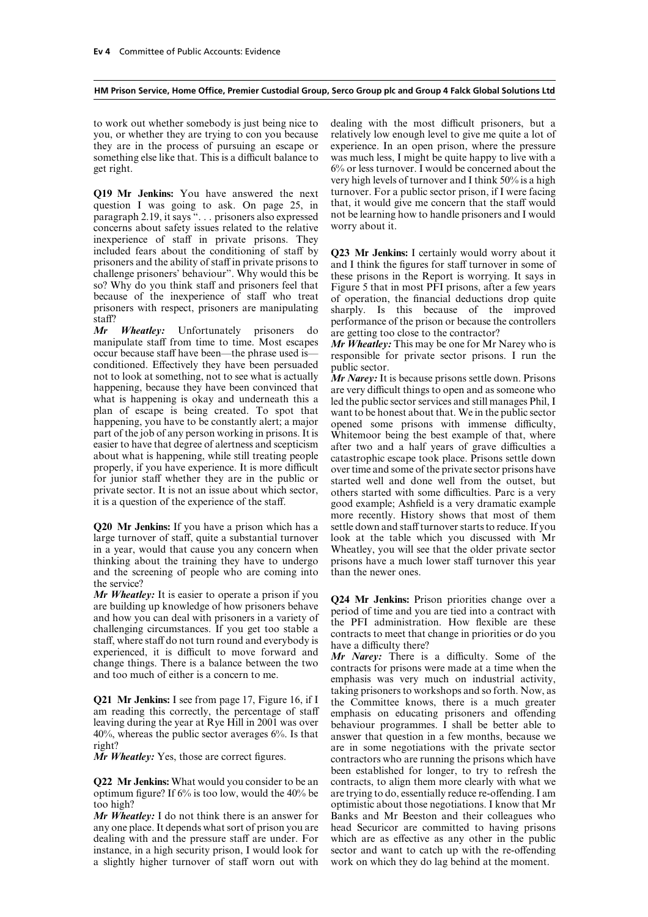to work out whether somebody is just being nice to you, or whether they are trying to con you because they are in the process of pursuing an escape or something else like that. This is a difficult balance to get right.

**Q19 Mr Jenkins:** You have answered the next question I was going to ask. On page 25, in paragraph 2.19, it says ". . . prisoners also expressed concerns about safety issues related to the relative inexperience of staff in private prisons. They included fears about the conditioning of staff by prisoners and the ability of staff in private prisons to challenge prisoners' behaviour". Why would this be so? Why do you think staff and prisoners feel that because of the inexperience of staff who treat prisoners with respect, prisoners are manipulating staff?

*Mr Wheatley:* Unfortunately prisoners do manipulate staff from time to time. Most escapes occur because staff have been—the phrase used is—conditioned. Effectively they have been persuaded not to look at something, not to see what is actually happening, because they have been convinced that what is happening is okay and underneath this a plan of escape is being created. To spot that happening, you have to be constantly alert; a major part of the job of any person working in prisons. It is easier to have that degree of alertness and scepticism about what is happening, while still treating people properly, if you have experience. It is more difficult for junior staff whether they are in the public or private sector. It is not an issue about which sector, it is a question of the experience of the staff.

**Q20 Mr Jenkins:** If you have a prison which has a large turnover of staff, quite a substantial turnover in a year, would that cause you any concern when thinking about the training they have to undergo and the screening of people who are coming into the service?

*Mr Wheatley:* It is easier to operate a prison if you are building up knowledge of how prisoners behave and how you can deal with prisoners in a variety of challenging circumstances. If you get too stable a staff, where staff do not turn round and everybody is experienced, it is difficult to move forward and change things. There is a balance between the two and too much of either is a concern to me.

**Q21 Mr Jenkins:** I see from page 17, Figure 16, if I am reading this correctly, the percentage of staff leaving during the year at Rye Hill in 2001 was over 40%, whereas the public sector averages 6%. Is that right?

*Mr Wheatley:* Yes, those are correct figures.

**Q22 Mr Jenkins:** What would you consider to be an optimum figure? If 6% is too low, would the 40% be too high?

*Mr Wheatley:* I do not think there is an answer for any one place. It depends what sort of prison you are dealing with and the pressure staff are under. For instance, in a high security prison, I would look for a slightly higher turnover of staff worn out with dealing with the most difficult prisoners, but a relatively low enough level to give me quite a lot of experience. In an open prison, where the pressure was much less, I might be quite happy to live with a 6% or less turnover. I would be concerned about the very high levels of turnover and I think 50% is a high turnover. For a public sector prison, if I were facing that, it would give me concern that the staff would not be learning how to handle prisoners and I would worry about it.

**Q23 Mr Jenkins:** I certainly would worry about it and I think the figures for staff turnover in some of these prisons in the Report is worrying. It says in Figure 5 that in most PFI prisons, after a few years of operation, the financial deductions drop quite sharply. Is this because of the improved performance of the prison or because the controllers are getting too close to the contractor?

*Mr Wheatley:* This may be one for Mr Narey who is responsible for private sector prisons. I run the public sector.

*Mr Narey:* It is because prisons settle down. Prisons are very difficult things to open and as someone who led the public sector services and still manages Phil, I want to be honest about that. We in the public sector opened some prisons with immense difficulty, Whitemoor being the best example of that, where after two and a half years of grave difficulties a catastrophic escape took place. Prisons settle down over time and some of the private sector prisons have started well and done well from the outset, but others started with some difficulties. Parc is a very good example; Ashfield is a very dramatic example more recently. History shows that most of them settle down and staff turnover starts to reduce. If you look at the table which you discussed with Mr Wheatley, you will see that the older private sector prisons have a much lower staff turnover this year than the newer ones.

**Q24 Mr Jenkins:** Prison priorities change over a period of time and you are tied into a contract with the PFI administration. How flexible are these contracts to meet that change in priorities or do you have a difficulty there?

*Mr Narey:* There is a difficulty. Some of the contracts for prisons were made at a time when the emphasis was very much on industrial activity, taking prisoners to workshops and so forth. Now, as the Committee knows, there is a much greater emphasis on educating prisoners and offending behaviour programmes. I shall be better able to answer that question in a few months, because we are in some negotiations with the private sector contractors who are running the prisons which have been established for longer, to try to refresh the contracts, to align them more clearly with what we are trying to do, essentially reduce re-offending. I am optimistic about those negotiations. I know that Mr Banks and Mr Beeston and their colleagues who head Securicor are committed to having prisons which are as effective as any other in the public sector and want to catch up with the re-offending work on which they do lag behind at the moment.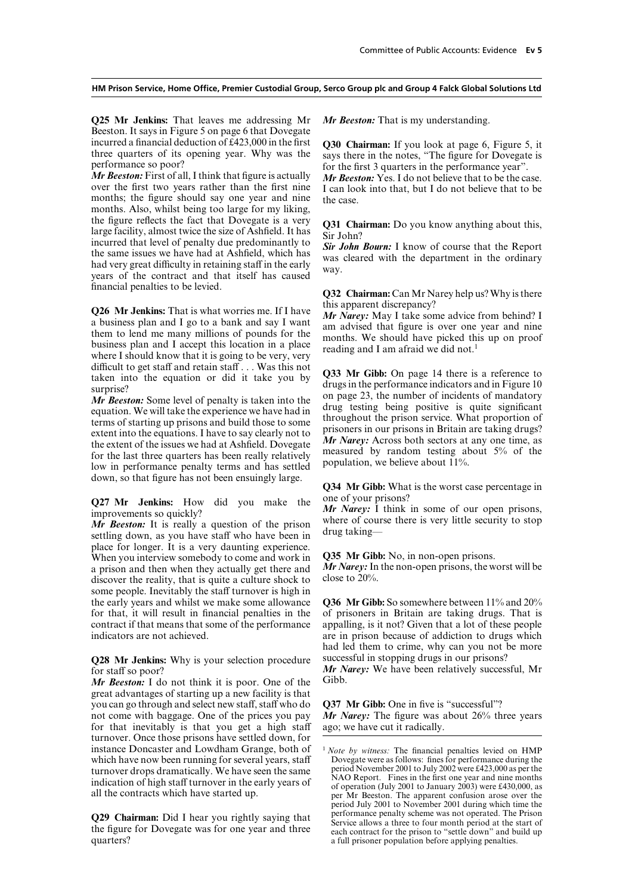**Q25 Mr Jenkins:** That leaves me addressing Mr Beeston. It says in Figure 5 on page 6 that Dovegate incurred a financial deduction of £423,000 in the first three quarters of its opening year. Why was the performance so poor?

*Mr Beeston:* First of all, I think that figure is actually over the first two years rather than the first nine months; the figure should say one year and nine months. Also, whilst being too large for my liking, the figure reflects the fact that Dovegate is a very large facility, almost twice the size of Ashfield. It has incurred that level of penalty due predominantly to the same issues we have had at Ashfield, which has had very great difficulty in retaining staff in the early years of the contract and that itself has caused financial penalties to be levied.

**Q26 Mr Jenkins:** That is what worries me. If I have a business plan and I go to a bank and say I want them to lend me many millions of pounds for the business plan and I accept this location in a place where I should know that it is going to be very, very difficult to get staff and retain staff . . . Was this not taken into the equation or did it take you by surprise?

*Mr Beeston:* Some level of penalty is taken into the equation. We will take the experience we have had in terms of starting up prisons and build those to some extent into the equations. I have to say clearly not to the extent of the issues we had at Ashfield. Dovegate for the last three quarters has been really relatively low in performance penalty terms and has settled down, so that figure has not been ensuingly large.

**Q27 Mr Jenkins:** How did you make the improvements so quickly?

*Mr Beeston:* It is really a question of the prison settling down, as you have staff who have been in place for longer. It is a very daunting experience. When you interview somebody to come and work in a prison and then when they actually get there and discover the reality, that is quite a culture shock to some people. Inevitably the staff turnover is high in the early years and whilst we make some allowance for that, it will result in financial penalties in the contract if that means that some of the performance indicators are not achieved.

**Q28 Mr Jenkins:** Why is your selection procedure for staff so poor?

*Mr Beeston:* I do not think it is poor. One of the great advantages of starting up a new facility is that you can go through and select new staff, staff who do not come with baggage. One of the prices you pay for that inevitably is that you get a high staff turnover. Once those prisons have settled down, for instance Doncaster and Lowdham Grange, both of which have now been running for several years, staff turnover drops dramatically. We have seen the same indication of high staff turnover in the early years of all the contracts which have started up.

**Q29 Chairman:** Did I hear you rightly saying that the figure for Dovegate was for one year and three quarters?

*Mr Beeston:* That is my understanding.

**Q30 Chairman:** If you look at page 6, Figure 5, it says there in the notes, "The figure for Dovegate is for the first 3 quarters in the performance year".

*Mr Beeston:* Yes. I do not believe that to be the case. I can look into that, but I do not believe that to be the case.

**Q31 Chairman:** Do you know anything about this, Sir John?

*Sir John Bourn:* I know of course that the Report was cleared with the department in the ordinary way.

**Q32 Chairman:** Can Mr Narey help us? Why is there this apparent discrepancy?

*Mr Narey:* May I take some advice from behind? I am advised that figure is over one year and nine months. We should have picked this up on proof reading and I am afraid we did not.[1]

**Q33 Mr Gibb:** On page 14 there is a reference to drugs in the performance indicators and in Figure 10 on page 23, the number of incidents of mandatory drug testing being positive is quite significant throughout the prison service. What proportion of prisoners in our prisons in Britain are taking drugs?

*Mr Narey:* Across both sectors at any one time, as measured by random testing about 5% of the population, we believe about 11%.

**Q34 Mr Gibb:** What is the worst case percentage in one of your prisons?

*Mr Narey:* I think in some of our open prisons, where of course there is very little security to stop drug taking—

**Q35 Mr Gibb:** No, in non-open prisons.

*Mr Narey:* In the non-open prisons, the worst will be close to 20%.

**Q36 Mr Gibb:** So somewhere between 11% and 20% of prisoners in Britain are taking drugs. That is appalling, is it not? Given that a lot of these people are in prison because of addiction to drugs which had led them to crime, why can you not be more successful in stopping drugs in our prisons?

*Mr Narey:* We have been relatively successful, Mr Gibb.

**Q37 Mr Gibb:** One in five is "successful"?

*Mr Narey:* The figure was about 26% three years ago; we have cut it radically.

---

[1] *Note by witness:* The financial penalties levied on HMP Dovegate were as follows: fines for performance during the period November 2001 to July 2002 were £423,000 as per the NAO Report. Fines in the first one year and nine months of operation (July 2001 to January 2003) were £430,000, as per Mr Beeston. The apparent confusion arose over the period July 2001 to November 2001 during which time the performance penalty scheme was not operated. The Prison Service allows a three to four month period at the start of each contract for the prison to "settle down" and build up a full prisoner population before applying penalties.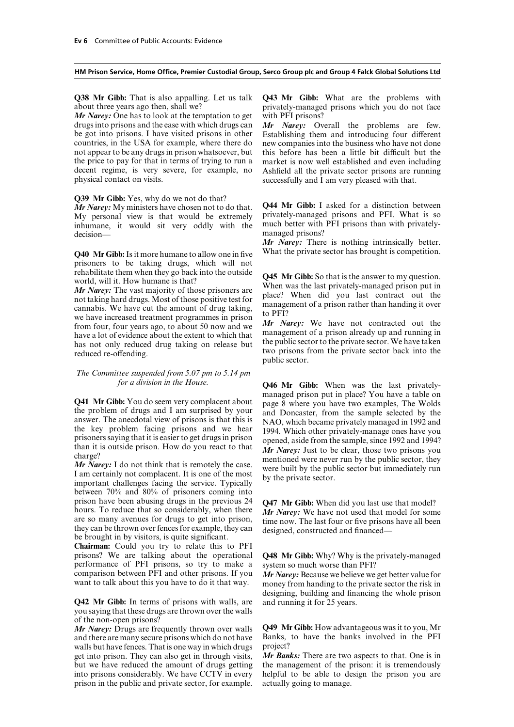**Q38 Mr Gibb:** That is also appalling. Let us talk about three years ago then, shall we?

*Mr Narey:* One has to look at the temptation to get drugs into prisons and the ease with which drugs can be got into prisons. I have visited prisons in other countries, in the USA for example, where there do not appear to be any drugs in prison whatsoever, but the price to pay for that in terms of trying to run a decent regime, is very severe, for example, no physical contact on visits.

**Q39 Mr Gibb:** Yes, why do we not do that?

*Mr Narey:* My ministers have chosen not to do that. My personal view is that would be extremely inhumane, it would sit very oddly with the decision—

**Q40 Mr Gibb:** Is it more humane to allow one in five prisoners to be taking drugs, which will not rehabilitate them when they go back into the outside world, will it. How humane is that?

*Mr Narey:* The vast majority of those prisoners are not taking hard drugs. Most of those positive test for cannabis. We have cut the amount of drug taking, we have increased treatment programmes in prison from four, four years ago, to about 50 now and we have a lot of evidence about the extent to which that has not only reduced drug taking on release but reduced re-offending.

*The Committee suspended from 5.07 pm to 5.14 pm for a division in the House.*

**Q41 Mr Gibb:** You do seem very complacent about the problem of drugs and I am surprised by your answer. The anecdotal view of prisons is that this is the key problem facing prisons and we hear prisoners saying that it is easier to get drugs in prison than it is outside prison. How do you react to that charge?

*Mr Narey:* I do not think that is remotely the case. I am certainly not complacent. It is one of the most important challenges facing the service. Typically between 70% and 80% of prisoners coming into prison have been abusing drugs in the previous 24 hours. To reduce that so considerably, when there are so many avenues for drugs to get into prison, they can be thrown over fences for example, they can be brought in by visitors, is quite significant.

**Chairman:** Could you try to relate this to PFI prisons? We are talking about the operational performance of PFI prisons, so try to make a comparison between PFI and other prisons. If you want to talk about this you have to do it that way.

**Q42 Mr Gibb:** In terms of prisons with walls, are you saying that these drugs are thrown over the walls of the non-open prisons?

*Mr Narey:* Drugs are frequently thrown over walls and there are many secure prisons which do not have walls but have fences. That is one way in which drugs get into prison. They can also get in through visits, but we have reduced the amount of drugs getting into prisons considerably. We have CCTV in every prison in the public and private sector, for example.

**Q43 Mr Gibb:** What are the problems with privately-managed prisons which you do not face with PFI prisons?

*Mr Narey:* Overall the problems are few. Establishing them and introducing four different new companies into the business who have not done this before has been a little bit difficult but the market is now well established and even including Ashfield all the private sector prisons are running successfully and I am very pleased with that.

**Q44 Mr Gibb:** I asked for a distinction between privately-managed prisons and PFI. What is so much better with PFI prisons than with privately-managed prisons?

*Mr Narey:* There is nothing intrinsically better. What the private sector has brought is competition.

**Q45 Mr Gibb:** So that is the answer to my question. When was the last privately-managed prison put in place? When did you last contract out the management of a prison rather than handing it over to PFI?

*Mr Narey:* We have not contracted out the management of a prison already up and running in the public sector to the private sector. We have taken two prisons from the private sector back into the public sector.

**Q46 Mr Gibb:** When was the last privately-managed prison put in place? You have a table on page 8 where you have two examples, The Wolds and Doncaster, from the sample selected by the NAO, which became privately managed in 1992 and 1994. Which other privately-manage ones have you opened, aside from the sample, since 1992 and 1994?

*Mr Narey:* Just to be clear, those two prisons you mentioned were never run by the public sector, they were built by the public sector but immediately run by the private sector.

**Q47 Mr Gibb:** When did you last use that model?

*Mr Narey:* We have not used that model for some time now. The last four or five prisons have all been designed, constructed and financed—

**Q48 Mr Gibb:** Why? Why is the privately-managed system so much worse than PFI?

*Mr Narey:* Because we believe we get better value for money from handing to the private sector the risk in designing, building and financing the whole prison and running it for 25 years.

**Q49 Mr Gibb:** How advantageous was it to you, Mr Banks, to have the banks involved in the PFI project?

*Mr Banks:* There are two aspects to that. One is in the management of the prison: it is tremendously helpful to be able to design the prison you are actually going to manage.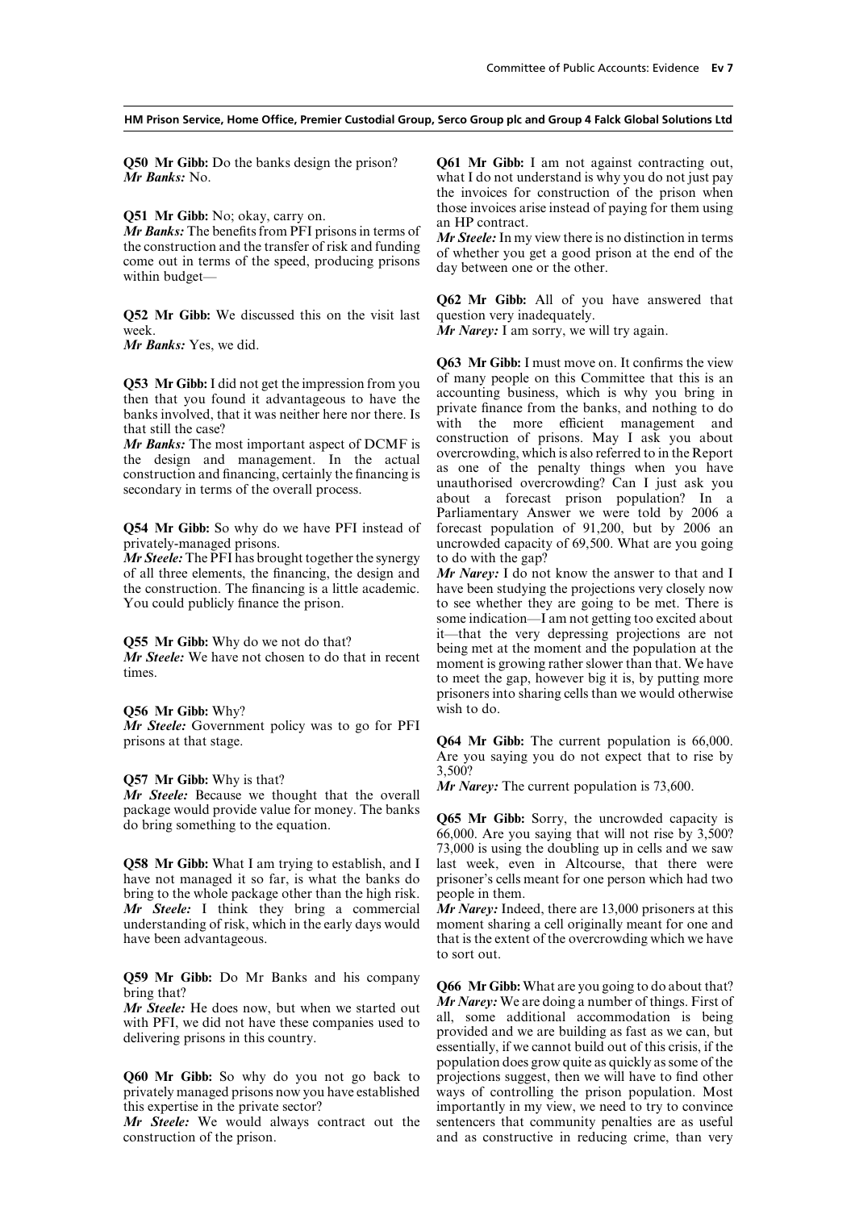**Q50 Mr Gibb:** Do the banks design the prison?
*Mr Banks:* No.

**Q51 Mr Gibb:** No; okay, carry on.
*Mr Banks:* The benefits from PFI prisons in terms of the construction and the transfer of risk and funding come out in terms of the speed, producing prisons within budget—

**Q52 Mr Gibb:** We discussed this on the visit last week.
*Mr Banks:* Yes, we did.

**Q53 Mr Gibb:** I did not get the impression from you then that you found it advantageous to have the banks involved, that it was neither here nor there. Is that still the case?
*Mr Banks:* The most important aspect of DCMF is the design and management. In the actual construction and financing, certainly the financing is secondary in terms of the overall process.

**Q54 Mr Gibb:** So why do we have PFI instead of privately-managed prisons.
*Mr Steele:* The PFI has brought together the synergy of all three elements, the financing, the design and the construction. The financing is a little academic. You could publicly finance the prison.

**Q55 Mr Gibb:** Why do we not do that?
*Mr Steele:* We have not chosen to do that in recent times.

**Q56 Mr Gibb:** Why?
*Mr Steele:* Government policy was to go for PFI prisons at that stage.

**Q57 Mr Gibb:** Why is that?
*Mr Steele:* Because we thought that the overall package would provide value for money. The banks do bring something to the equation.

**Q58 Mr Gibb:** What I am trying to establish, and I have not managed it so far, is what the banks do bring to the whole package other than the high risk.
*Mr Steele:* I think they bring a commercial understanding of risk, which in the early days would have been advantageous.

**Q59 Mr Gibb:** Do Mr Banks and his company bring that?
*Mr Steele:* He does now, but when we started out with PFI, we did not have these companies used to delivering prisons in this country.

**Q60 Mr Gibb:** So why do you not go back to privately managed prisons now you have established this expertise in the private sector?
*Mr Steele:* We would always contract out the construction of the prison.

**Q61 Mr Gibb:** I am not against contracting out, what I do not understand is why you do not just pay the invoices for construction of the prison when those invoices arise instead of paying for them using an HP contract.
*Mr Steele:* In my view there is no distinction in terms of whether you get a good prison at the end of the day between one or the other.

**Q62 Mr Gibb:** All of you have answered that question very inadequately.
*Mr Narey:* I am sorry, we will try again.

**Q63 Mr Gibb:** I must move on. It confirms the view of many people on this Committee that this is an accounting business, which is why you bring in private finance from the banks, and nothing to do with the more efficient management and construction of prisons. May I ask you about overcrowding, which is also referred to in the Report as one of the penalty things when you have unauthorised overcrowding? Can I just ask you about a forecast prison population? In a Parliamentary Answer we were told by 2006 a forecast population of 91,200, but by 2006 an uncrowded capacity of 69,500. What are you going to do with the gap?
*Mr Narey:* I do not know the answer to that and I have been studying the projections very closely now to see whether they are going to be met. There is some indication—I am not getting too excited about it—that the very depressing projections are not being met at the moment and the population at the moment is growing rather slower than that. We have to meet the gap, however big it is, by putting more prisoners into sharing cells than we would otherwise wish to do.

**Q64 Mr Gibb:** The current population is 66,000. Are you saying you do not expect that to rise by 3,500?
*Mr Narey:* The current population is 73,600.

**Q65 Mr Gibb:** Sorry, the uncrowded capacity is 66,000. Are you saying that will not rise by 3,500? 73,000 is using the doubling up in cells and we saw last week, even in Altcourse, that there were prisoner's cells meant for one person which had two people in them.
*Mr Narey:* Indeed, there are 13,000 prisoners at this moment sharing a cell originally meant for one and that is the extent of the overcrowding which we have to sort out.

**Q66 Mr Gibb:** What are you going to do about that?
*Mr Narey:* We are doing a number of things. First of all, some additional accommodation is being provided and we are building as fast as we can, but essentially, if we cannot build out of this crisis, if the population does grow quite as quickly as some of the projections suggest, then we will have to find other ways of controlling the prison population. Most importantly in my view, we need to try to convince sentencers that community penalties are as useful and as constructive in reducing crime, than very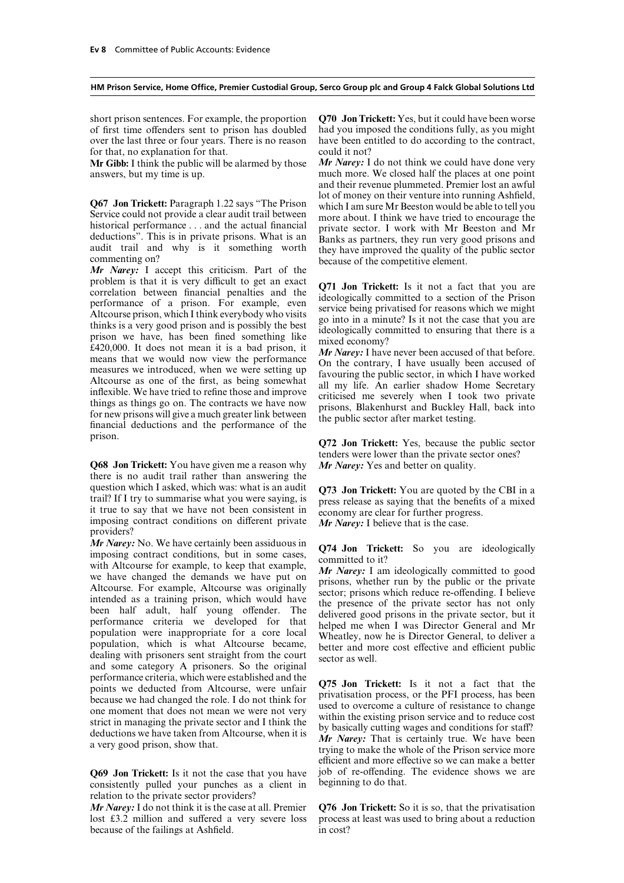short prison sentences. For example, the proportion of first time offenders sent to prison has doubled over the last three or four years. There is no reason for that, no explanation for that.

**Mr Gibb:** I think the public will be alarmed by those answers, but my time is up.

**Q67 Jon Trickett:** Paragraph 1.22 says "The Prison Service could not provide a clear audit trail between historical performance . . . and the actual financial deductions". This is in private prisons. What is an audit trail and why is it something worth commenting on?

***Mr Narey:*** I accept this criticism. Part of the problem is that it is very difficult to get an exact correlation between financial penalties and the performance of a prison. For example, even Altcourse prison, which I think everybody who visits thinks is a very good prison and is possibly the best prison we have, has been fined something like £420,000. It does not mean it is a bad prison, it means that we would now view the performance measures we introduced, when we were setting up Altcourse as one of the first, as being somewhat inflexible. We have tried to refine those and improve things as things go on. The contracts we have now for new prisons will give a much greater link between financial deductions and the performance of the prison.

**Q68 Jon Trickett:** You have given me a reason why there is no audit trail rather than answering the question which I asked, which was: what is an audit trail? If I try to summarise what you were saying, is it true to say that we have not been consistent in imposing contract conditions on different private providers?

***Mr Narey:*** No. We have certainly been assiduous in imposing contract conditions, but in some cases, with Altcourse for example, to keep that example, we have changed the demands we have put on Altcourse. For example, Altcourse was originally intended as a training prison, which would have been half adult, half young offender. The performance criteria we developed for that population were inappropriate for a core local population, which is what Altcourse became, dealing with prisoners sent straight from the court and some category A prisoners. So the original performance criteria, which were established and the points we deducted from Altcourse, were unfair because we had changed the role. I do not think for one moment that does not mean we were not very strict in managing the private sector and I think the deductions we have taken from Altcourse, when it is a very good prison, show that.

**Q69 Jon Trickett:** Is it not the case that you have consistently pulled your punches as a client in relation to the private sector providers?

***Mr Narey:*** I do not think it is the case at all. Premier lost £3.2 million and suffered a very severe loss because of the failings at Ashfield.

**Q70 Jon Trickett:** Yes, but it could have been worse had you imposed the conditions fully, as you might have been entitled to do according to the contract, could it not?

***Mr Narey:*** I do not think we could have done very much more. We closed half the places at one point and their revenue plummeted. Premier lost an awful lot of money on their venture into running Ashfield, which I am sure Mr Beeston would be able to tell you more about. I think we have tried to encourage the private sector. I work with Mr Beeston and Mr Banks as partners, they run very good prisons and they have improved the quality of the public sector because of the competitive element.

**Q71 Jon Trickett:** Is it not a fact that you are ideologically committed to a section of the Prison service being privatised for reasons which we might go into in a minute? Is it not the case that you are ideologically committed to ensuring that there is a mixed economy?

***Mr Narey:*** I have never been accused of that before. On the contrary, I have usually been accused of favouring the public sector, in which I have worked all my life. An earlier shadow Home Secretary criticised me severely when I took two private prisons, Blakenhurst and Buckley Hall, back into the public sector after market testing.

**Q72 Jon Trickett:** Yes, because the public sector tenders were lower than the private sector ones?

***Mr Narey:*** Yes and better on quality.

**Q73 Jon Trickett:** You are quoted by the CBI in a press release as saying that the benefits of a mixed economy are clear for further progress.

***Mr Narey:*** I believe that is the case.

**Q74 Jon Trickett:** So you are ideologically committed to it?

***Mr Narey:*** I am ideologically committed to good prisons, whether run by the public or the private sector; prisons which reduce re-offending. I believe the presence of the private sector has not only delivered good prisons in the private sector, but it helped me when I was Director General and Mr Wheatley, now he is Director General, to deliver a better and more cost effective and efficient public sector as well.

**Q75 Jon Trickett:** Is it not a fact that the privatisation process, or the PFI process, has been used to overcome a culture of resistance to change within the existing prison service and to reduce cost by basically cutting wages and conditions for staff?

***Mr Narey:*** That is certainly true. We have been trying to make the whole of the Prison service more efficient and more effective so we can make a better job of re-offending. The evidence shows we are beginning to do that.

**Q76 Jon Trickett:** So it is so, that the privatisation process at least was used to bring about a reduction in cost?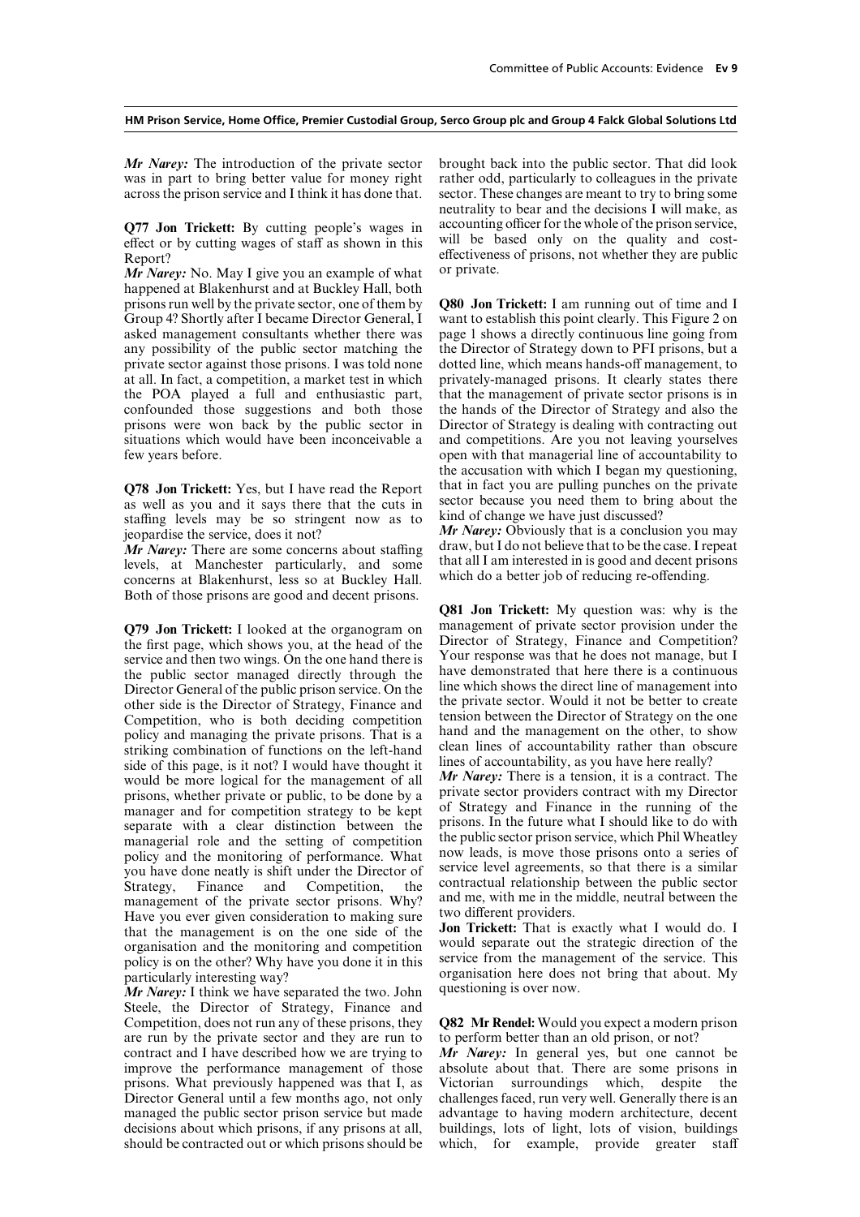*Mr Narey:* The introduction of the private sector was in part to bring better value for money right across the prison service and I think it has done that.

**Q77 Jon Trickett:** By cutting people's wages in effect or by cutting wages of staff as shown in this Report?

*Mr Narey:* No. May I give you an example of what happened at Blakenhurst and at Buckley Hall, both prisons run well by the private sector, one of them by Group 4? Shortly after I became Director General, I asked management consultants whether there was any possibility of the public sector matching the private sector against those prisons. I was told none at all. In fact, a competition, a market test in which the POA played a full and enthusiastic part, confounded those suggestions and both those prisons were won back by the public sector in situations which would have been inconceivable a few years before.

**Q78 Jon Trickett:** Yes, but I have read the Report as well as you and it says there that the cuts in staffing levels may be so stringent now as to jeopardise the service, does it not?

*Mr Narey:* There are some concerns about staffing levels, at Manchester particularly, and some concerns at Blakenhurst, less so at Buckley Hall. Both of those prisons are good and decent prisons.

**Q79 Jon Trickett:** I looked at the organogram on the first page, which shows you, at the head of the service and then two wings. On the one hand there is the public sector managed directly through the Director General of the public prison service. On the other side is the Director of Strategy, Finance and Competition, who is both deciding competition policy and managing the private prisons. That is a striking combination of functions on the left-hand side of this page, is it not? I would have thought it would be more logical for the management of all prisons, whether private or public, to be done by a manager and for competition strategy to be kept separate with a clear distinction between the managerial role and the setting of competition policy and the monitoring of performance. What you have done neatly is shift under the Director of Strategy, Finance and Competition, the management of the private sector prisons. Why? Have you ever given consideration to making sure that the management is on the one side of the organisation and the monitoring and competition policy is on the other? Why have you done it in this particularly interesting way?

*Mr Narey:* I think we have separated the two. John Steele, the Director of Strategy, Finance and Competition, does not run any of these prisons, they are run by the private sector and they are run to contract and I have described how we are trying to improve the performance management of those prisons. What previously happened was that I, as Director General until a few months ago, not only managed the public sector prison service but made decisions about which prisons, if any prisons at all, should be contracted out or which prisons should be brought back into the public sector. That did look rather odd, particularly to colleagues in the private sector. These changes are meant to try to bring some neutrality to bear and the decisions I will make, as accounting officer for the whole of the prison service, will be based only on the quality and cost-effectiveness of prisons, not whether they are public or private.

**Q80 Jon Trickett:** I am running out of time and I want to establish this point clearly. This Figure 2 on page 1 shows a directly continuous line going from the Director of Strategy down to PFI prisons, but a dotted line, which means hands-off management, to privately-managed prisons. It clearly states there that the management of private sector prisons is in the hands of the Director of Strategy and also the Director of Strategy is dealing with contracting out and competitions. Are you not leaving yourselves open with that managerial line of accountability to the accusation with which I began my questioning, that in fact you are pulling punches on the private sector because you need them to bring about the kind of change we have just discussed?

*Mr Narey:* Obviously that is a conclusion you may draw, but I do not believe that to be the case. I repeat that all I am interested in is good and decent prisons which do a better job of reducing re-offending.

**Q81 Jon Trickett:** My question was: why is the management of private sector provision under the Director of Strategy, Finance and Competition? Your response was that he does not manage, but I have demonstrated that here there is a continuous line which shows the direct line of management into the private sector. Would it not be better to create tension between the Director of Strategy on the one hand and the management on the other, to show clean lines of accountability rather than obscure lines of accountability, as you have here really?

*Mr Narey:* There is a tension, it is a contract. The private sector providers contract with my Director of Strategy and Finance in the running of the prisons. In the future what I should like to do with the public sector prison service, which Phil Wheatley now leads, is move those prisons onto a series of service level agreements, so that there is a similar contractual relationship between the public sector and me, with me in the middle, neutral between the two different providers.

**Jon Trickett:** That is exactly what I would do. I would separate out the strategic direction of the service from the management of the service. This organisation here does not bring that about. My questioning is over now.

**Q82 Mr Rendel:** Would you expect a modern prison to perform better than an old prison, or not?

*Mr Narey:* In general yes, but one cannot be absolute about that. There are some prisons in Victorian surroundings which, despite the challenges faced, run very well. Generally there is an advantage to having modern architecture, decent buildings, lots of light, lots of vision, buildings which, for example, provide greater staff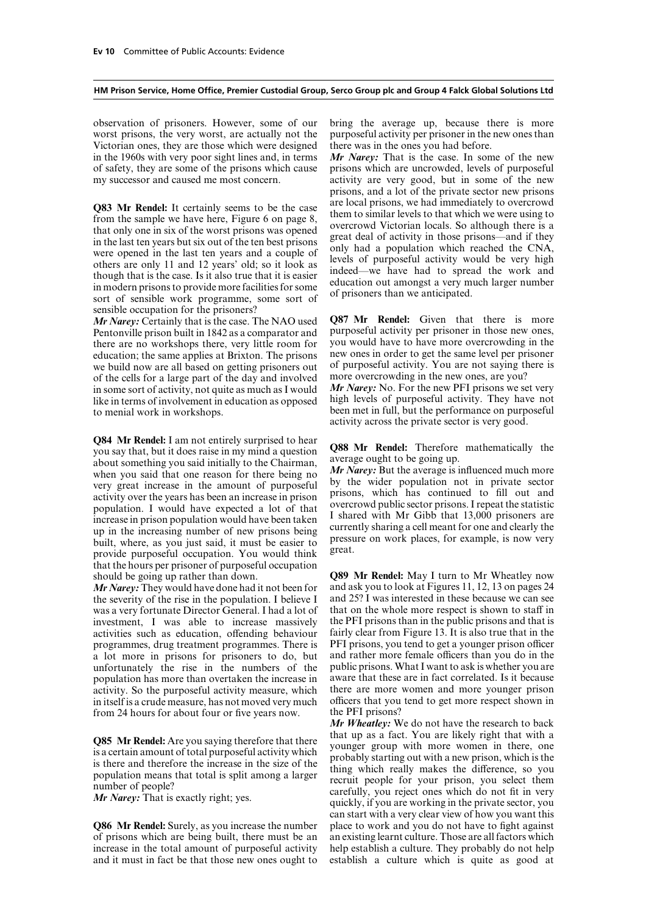observation of prisoners. However, some of our worst prisons, the very worst, are actually not the Victorian ones, they are those which were designed in the 1960s with very poor sight lines and, in terms of safety, they are some of the prisons which cause my successor and caused me most concern.

**Q83 Mr Rendel:** It certainly seems to be the case from the sample we have here, Figure 6 on page 8, that only one in six of the worst prisons was opened in the last ten years but six out of the ten best prisons were opened in the last ten years and a couple of others are only 11 and 12 years' old; so it look as though that is the case. Is it also true that it is easier in modern prisons to provide more facilities for some sort of sensible work programme, some sort of sensible occupation for the prisoners?

***Mr Narey:*** Certainly that is the case. The NAO used Pentonville prison built in 1842 as a comparator and there are no workshops there, very little room for education; the same applies at Brixton. The prisons we build now are all based on getting prisoners out of the cells for a large part of the day and involved in some sort of activity, not quite as much as I would like in terms of involvement in education as opposed to menial work in workshops.

**Q84 Mr Rendel:** I am not entirely surprised to hear you say that, but it does raise in my mind a question about something you said initially to the Chairman, when you said that one reason for there being no very great increase in the amount of purposeful activity over the years has been an increase in prison population. I would have expected a lot of that increase in prison population would have been taken up in the increasing number of new prisons being built, where, as you just said, it must be easier to provide purposeful occupation. You would think that the hours per prisoner of purposeful occupation should be going up rather than down.

***Mr Narey:*** They would have done had it not been for the severity of the rise in the population. I believe I was a very fortunate Director General. I had a lot of investment, I was able to increase massively activities such as education, offending behaviour programmes, drug treatment programmes. There is a lot more in prisons for prisoners to do, but unfortunately the rise in the numbers of the population has more than overtaken the increase in activity. So the purposeful activity measure, which in itself is a crude measure, has not moved very much from 24 hours for about four or five years now.

**Q85 Mr Rendel:** Are you saying therefore that there is a certain amount of total purposeful activity which is there and therefore the increase in the size of the population means that total is split among a larger number of people?

***Mr Narey:*** That is exactly right; yes.

**Q86 Mr Rendel:** Surely, as you increase the number of prisons which are being built, there must be an increase in the total amount of purposeful activity and it must in fact be that those new ones ought to bring the average up, because there is more purposeful activity per prisoner in the new ones than there was in the ones you had before.

***Mr Narey:*** That is the case. In some of the new prisons which are uncrowded, levels of purposeful activity are very good, but in some of the new prisons, and a lot of the private sector new prisons are local prisons, we had immediately to overcrowd them to similar levels to that which we were using to overcrowd Victorian locals. So although there is a great deal of activity in those prisons—and if they only had a population which reached the CNA, levels of purposeful activity would be very high indeed—we have had to spread the work and education out amongst a very much larger number of prisoners than we anticipated.

**Q87 Mr Rendel:** Given that there is more purposeful activity per prisoner in those new ones, you would have to have more overcrowding in the new ones in order to get the same level per prisoner of purposeful activity. You are not saying there is more overcrowding in the new ones, are you?

***Mr Narey:*** No. For the new PFI prisons we set very high levels of purposeful activity. They have not been met in full, but the performance on purposeful activity across the private sector is very good.

**Q88 Mr Rendel:** Therefore mathematically the average ought to be going up.

***Mr Narey:*** But the average is influenced much more by the wider population not in private sector prisons, which has continued to fill out and overcrowd public sector prisons. I repeat the statistic I shared with Mr Gibb that 13,000 prisoners are currently sharing a cell meant for one and clearly the pressure on work places, for example, is now very great.

**Q89 Mr Rendel:** May I turn to Mr Wheatley now and ask you to look at Figures 11, 12, 13 on pages 24 and 25? I was interested in these because we can see that on the whole more respect is shown to staff in the PFI prisons than in the public prisons and that is fairly clear from Figure 13. It is also true that in the PFI prisons, you tend to get a younger prison officer and rather more female officers than you do in the public prisons. What I want to ask is whether you are aware that these are in fact correlated. Is it because there are more women and more younger prison officers that you tend to get more respect shown in the PFI prisons?

***Mr Wheatley:*** We do not have the research to back that up as a fact. You are likely right that with a younger group with more women in there, one probably starting out with a new prison, which is the thing which really makes the difference, so you recruit people for your prison, you select them carefully, you reject ones which do not fit in very quickly, if you are working in the private sector, you can start with a very clear view of how you want this place to work and you do not have to fight against an existing learnt culture. Those are all factors which help establish a culture. They probably do not help establish a culture which is quite as good at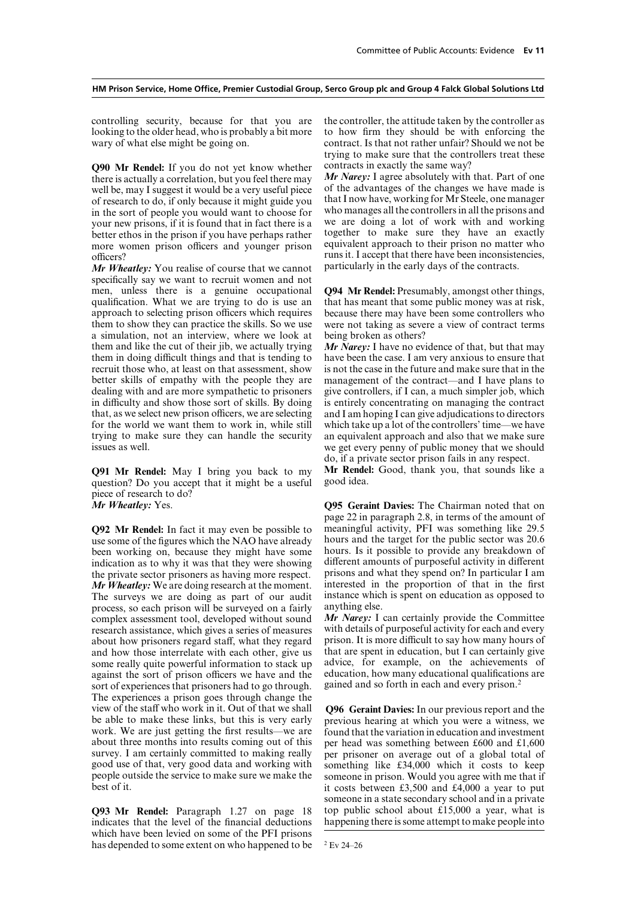controlling security, because for that you are looking to the older head, who is probably a bit more wary of what else might be going on.

**Q90 Mr Rendel:** If you do not yet know whether there is actually a correlation, but you feel there may well be, may I suggest it would be a very useful piece of research to do, if only because it might guide you in the sort of people you would want to choose for your new prisons, if it is found that in fact there is a better ethos in the prison if you have perhaps rather more women prison officers and younger prison officers?

***Mr Wheatley:*** You realise of course that we cannot specifically say we want to recruit women and not men, unless there is a genuine occupational qualification. What we are trying to do is use an approach to selecting prison officers which requires them to show they can practice the skills. So we use a simulation, not an interview, where we look at them and like the cut of their jib, we actually trying them in doing difficult things and that is tending to recruit those who, at least on that assessment, show better skills of empathy with the people they are dealing with and are more sympathetic to prisoners in difficulty and show those sort of skills. By doing that, as we select new prison officers, we are selecting for the world we want them to work in, while still trying to make sure they can handle the security issues as well.

**Q91 Mr Rendel:** May I bring you back to my question? Do you accept that it might be a useful piece of research to do?

***Mr Wheatley:*** Yes.

**Q92 Mr Rendel:** In fact it may even be possible to use some of the figures which the NAO have already been working on, because they might have some indication as to why it was that they were showing the private sector prisoners as having more respect.

***Mr Wheatley:*** We are doing research at the moment. The surveys we are doing as part of our audit process, so each prison will be surveyed on a fairly complex assessment tool, developed without sound research assistance, which gives a series of measures about how prisoners regard staff, what they regard and how those interrelate with each other, give us some really quite powerful information to stack up against the sort of prison officers we have and the sort of experiences that prisoners had to go through. The experiences a prison goes through change the view of the staff who work in it. Out of that we shall be able to make these links, but this is very early work. We are just getting the first results—we are about three months into results coming out of this survey. I am certainly committed to making really good use of that, very good data and working with people outside the service to make sure we make the best of it.

**Q93 Mr Rendel:** Paragraph 1.27 on page 18 indicates that the level of the financial deductions which have been levied on some of the PFI prisons has depended to some extent on who happened to be the controller, the attitude taken by the controller as to how firm they should be with enforcing the contract. Is that not rather unfair? Should we not be trying to make sure that the controllers treat these contracts in exactly the same way?

***Mr Narey:*** I agree absolutely with that. Part of one of the advantages of the changes we have made is that I now have, working for Mr Steele, one manager who manages all the controllers in all the prisons and we are doing a lot of work with and working together to make sure they have an exactly equivalent approach to their prison no matter who runs it. I accept that there have been inconsistencies, particularly in the early days of the contracts.

**Q94 Mr Rendel:** Presumably, amongst other things, that has meant that some public money was at risk, because there may have been some controllers who were not taking as severe a view of contract terms being broken as others?

***Mr Narey:*** I have no evidence of that, but that may have been the case. I am very anxious to ensure that is not the case in the future and make sure that in the management of the contract—and I have plans to give controllers, if I can, a much simpler job, which is entirely concentrating on managing the contract and I am hoping I can give adjudications to directors which take up a lot of the controllers' time—we have an equivalent approach and also that we make sure we get every penny of public money that we should do, if a private sector prison fails in any respect.

**Mr Rendel:** Good, thank you, that sounds like a good idea.

**Q95 Geraint Davies:** The Chairman noted that on page 22 in paragraph 2.8, in terms of the amount of meaningful activity, PFI was something like 29.5 hours and the target for the public sector was 20.6 hours. Is it possible to provide any breakdown of different amounts of purposeful activity in different prisons and what they spend on? In particular I am interested in the proportion of that in the first instance which is spent on education as opposed to anything else.

***Mr Narey:*** I can certainly provide the Committee with details of purposeful activity for each and every prison. It is more difficult to say how many hours of that are spent in education, but I can certainly give advice, for example, on the achievements of education, how many educational qualifications are gained and so forth in each and every prison.[2]

**Q96 Geraint Davies:** In our previous report and the previous hearing at which you were a witness, we found that the variation in education and investment per head was something between £600 and £1,600 per prisoner on average out of a global total of something like £34,000 which it costs to keep someone in prison. Would you agree with me that if it costs between £3,500 and £4,000 a year to put someone in a state secondary school and in a private top public school about £15,000 a year, what is happening there is some attempt to make people into

[2] Ev 24–26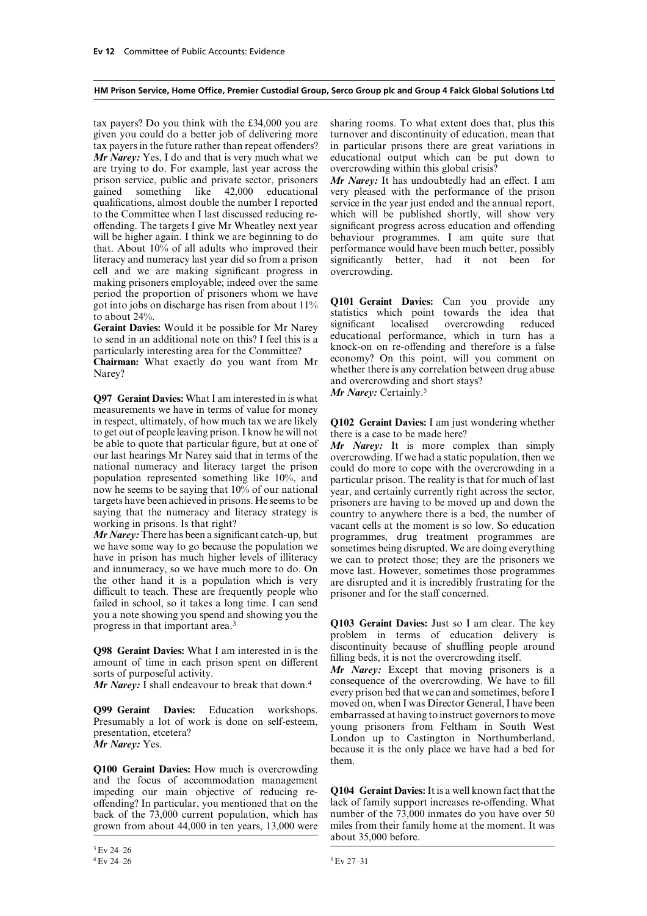tax payers? Do you think with the £34,000 you are given you could do a better job of delivering more tax payers in the future rather than repeat offenders?

***Mr Narey:*** Yes, I do and that is very much what we are trying to do. For example, last year across the prison service, public and private sector, prisoners gained something like 42,000 educational qualifications, almost double the number I reported to the Committee when I last discussed reducing re-offending. The targets I give Mr Wheatley next year will be higher again. I think we are beginning to do that. About 10% of all adults who improved their literacy and numeracy last year did so from a prison cell and we are making significant progress in making prisoners employable; indeed over the same period the proportion of prisoners whom we have got into jobs on discharge has risen from about 11% to about 24%.

**Geraint Davies:** Would it be possible for Mr Narey to send in an additional note on this? I feel this is a particularly interesting area for the Committee?

**Chairman:** What exactly do you want from Mr Narey?

**Q97 Geraint Davies:** What I am interested in is what measurements we have in terms of value for money in respect, ultimately, of how much tax we are likely to get out of people leaving prison. I know he will not be able to quote that particular figure, but at one of our last hearings Mr Narey said that in terms of the national numeracy and literacy target the prison population represented something like 10%, and now he seems to be saying that 10% of our national targets have been achieved in prisons. He seems to be saying that the numeracy and literacy strategy is working in prisons. Is that right?

***Mr Narey:*** There has been a significant catch-up, but we have some way to go because the population we have in prison has much higher levels of illiteracy and innumeracy, so we have much more to do. On the other hand it is a population which is very difficult to teach. These are frequently people who failed in school, so it takes a long time. I can send you a note showing you spend and showing you the progress in that important area.[3]

**Q98 Geraint Davies:** What I am interested in is the amount of time in each prison spent on different sorts of purposeful activity.

***Mr Narey:*** I shall endeavour to break that down.[4]

**Q99 Geraint Davies:** Education workshops. Presumably a lot of work is done on self-esteem, presentation, etcetera?

***Mr Narey:*** Yes.

**Q100 Geraint Davies:** How much is overcrowding and the focus of accommodation management impeding our main objective of reducing re-offending? In particular, you mentioned that on the back of the 73,000 current population, which has grown from about 44,000 in ten years, 13,000 were sharing rooms. To what extent does that, plus this turnover and discontinuity of education, mean that in particular prisons there are great variations in educational output which can be put down to overcrowding within this global crisis?

***Mr Narey:*** It has undoubtedly had an effect. I am very pleased with the performance of the prison service in the year just ended and the annual report, which will be published shortly, will show very significant progress across education and offending behaviour programmes. I am quite sure that performance would have been much better, possibly significantly better, had it not been for overcrowding.

**Q101 Geraint Davies:** Can you provide any statistics which point towards the idea that significant localised overcrowding reduced educational performance, which in turn has a knock-on on re-offending and therefore is a false economy? On this point, will you comment on whether there is any correlation between drug abuse and overcrowding and short stays?

***Mr Narey:*** Certainly.[5]

**Q102 Geraint Davies:** I am just wondering whether there is a case to be made here?

***Mr Narey:*** It is more complex than simply overcrowding. If we had a static population, then we could do more to cope with the overcrowding in a particular prison. The reality is that for much of last year, and certainly currently right across the sector, prisoners are having to be moved up and down the country to anywhere there is a bed, the number of vacant cells at the moment is so low. So education programmes, drug treatment programmes are sometimes being disrupted. We are doing everything we can to protect those; they are the prisoners we move last. However, sometimes those programmes are disrupted and it is incredibly frustrating for the prisoner and for the staff concerned.

**Q103 Geraint Davies:** Just so I am clear. The key problem in terms of education delivery is discontinuity because of shuffling people around filling beds, it is not the overcrowding itself.

***Mr Narey:*** Except that moving prisoners is a consequence of the overcrowding. We have to fill every prison bed that we can and sometimes, before I moved on, when I was Director General, I have been embarrassed at having to instruct governors to move young prisoners from Feltham in South West London up to Castington in Northumberland, because it is the only place we have had a bed for them.

**Q104 Geraint Davies:** It is a well known fact that the lack of family support increases re-offending. What number of the 73,000 inmates do you have over 50 miles from their family home at the moment. It was about 35,000 before.

---

[3] Ev 24–26

[4] Ev 24–26

[5] Ev 27–31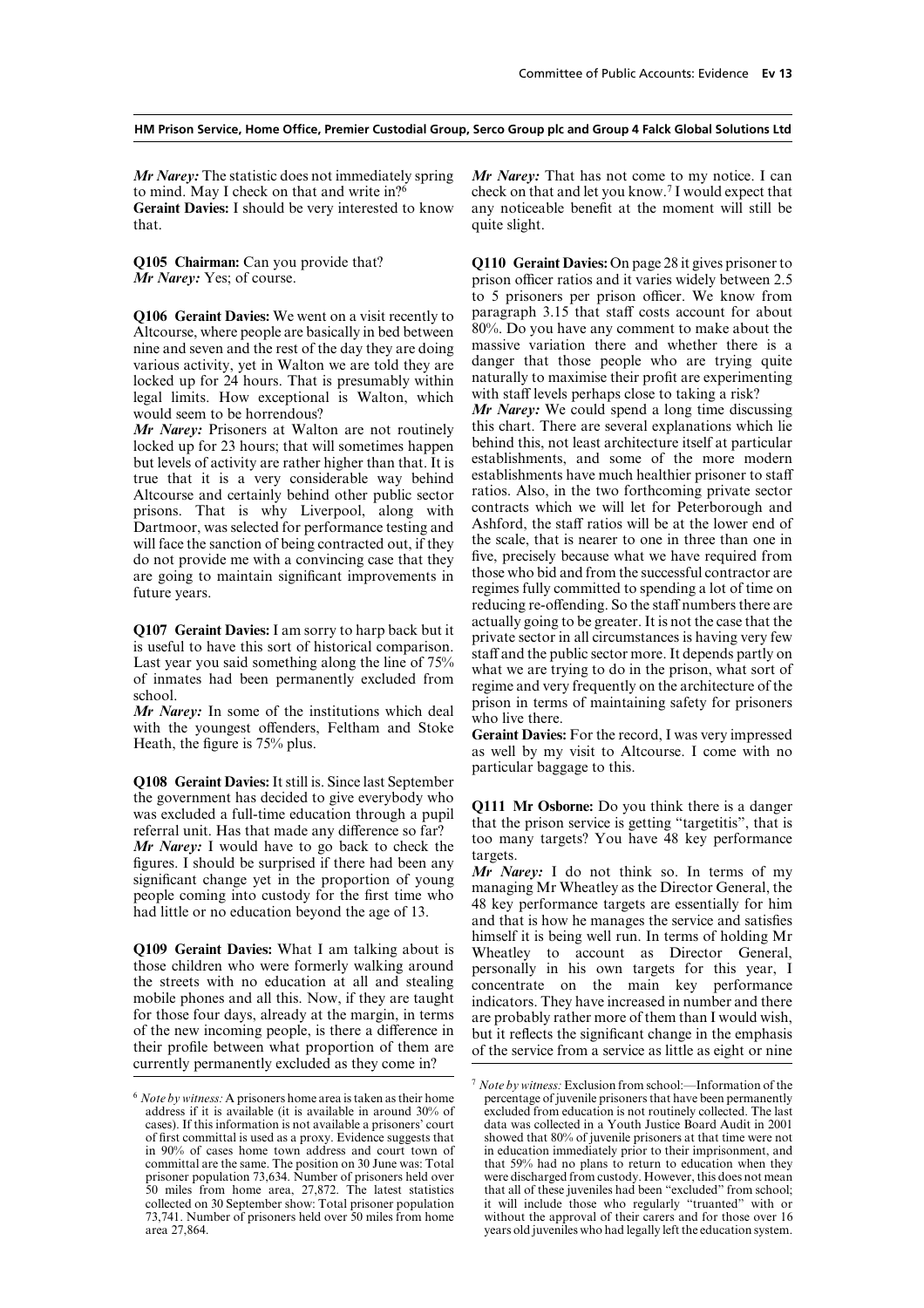*Mr Narey:* The statistic does not immediately spring to mind. May I check on that and write in?[6]

**Geraint Davies:** I should be very interested to know that.

**Q105 Chairman:** Can you provide that?

*Mr Narey:* Yes; of course.

**Q106 Geraint Davies:** We went on a visit recently to Altcourse, where people are basically in bed between nine and seven and the rest of the day they are doing various activity, yet in Walton we are told they are locked up for 24 hours. That is presumably within legal limits. How exceptional is Walton, which would seem to be horrendous?

*Mr Narey:* Prisoners at Walton are not routinely locked up for 23 hours; that will sometimes happen but levels of activity are rather higher than that. It is true that it is a very considerable way behind Altcourse and certainly behind other public sector prisons. That is why Liverpool, along with Dartmoor, was selected for performance testing and will face the sanction of being contracted out, if they do not provide me with a convincing case that they are going to maintain significant improvements in future years.

**Q107 Geraint Davies:** I am sorry to harp back but it is useful to have this sort of historical comparison. Last year you said something along the line of 75% of inmates had been permanently excluded from school.

*Mr Narey:* In some of the institutions which deal with the youngest offenders, Feltham and Stoke Heath, the figure is 75% plus.

**Q108 Geraint Davies:** It still is. Since last September the government has decided to give everybody who was excluded a full-time education through a pupil referral unit. Has that made any difference so far?

*Mr Narey:* I would have to go back to check the figures. I should be surprised if there had been any significant change yet in the proportion of young people coming into custody for the first time who had little or no education beyond the age of 13.

**Q109 Geraint Davies:** What I am talking about is those children who were formerly walking around the streets with no education at all and stealing mobile phones and all this. Now, if they are taught for those four days, already at the margin, in terms of the new incoming people, is there a difference in their profile between what proportion of them are currently permanently excluded as they come in?

*Mr Narey:* That has not come to my notice. I can check on that and let you know.[7] I would expect that any noticeable benefit at the moment will still be quite slight.

**Q110 Geraint Davies:** On page 28 it gives prisoner to prison officer ratios and it varies widely between 2.5 to 5 prisoners per prison officer. We know from paragraph 3.15 that staff costs account for about 80%. Do you have any comment to make about the massive variation there and whether there is a danger that those people who are trying quite naturally to maximise their profit are experimenting with staff levels perhaps close to taking a risk?

*Mr Narey:* We could spend a long time discussing this chart. There are several explanations which lie behind this, not least architecture itself at particular establishments, and some of the more modern establishments have much healthier prisoner to staff ratios. Also, in the two forthcoming private sector contracts which we will let for Peterborough and Ashford, the staff ratios will be at the lower end of the scale, that is nearer to one in three than one in five, precisely because what we have required from those who bid and from the successful contractor are regimes fully committed to spending a lot of time on reducing re-offending. So the staff numbers there are actually going to be greater. It is not the case that the private sector in all circumstances is having very few staff and the public sector more. It depends partly on what we are trying to do in the prison, what sort of regime and very frequently on the architecture of the prison in terms of maintaining safety for prisoners who live there.

**Geraint Davies:** For the record, I was very impressed as well by my visit to Altcourse. I come with no particular baggage to this.

**Q111 Mr Osborne:** Do you think there is a danger that the prison service is getting "targetitis", that is too many targets? You have 48 key performance targets.

*Mr Narey:* I do not think so. In terms of my managing Mr Wheatley as the Director General, the 48 key performance targets are essentially for him and that is how he manages the service and satisfies himself it is being well run. In terms of holding Mr Wheatley to account as Director General, personally in his own targets for this year, I concentrate on the main key performance indicators. They have increased in number and there are probably rather more of them than I would wish, but it reflects the significant change in the emphasis of the service from a service as little as eight or nine

---

[6] *Note by witness:* A prisoners home area is taken as their home address if it is available (it is available in around 30% of cases). If this information is not available a prisoners' court of first committal is used as a proxy. Evidence suggests that in 90% of cases home town address and court town of committal are the same. The position on 30 June was: Total prisoner population 73,634. Number of prisoners held over 50 miles from home area, 27,872. The latest statistics collected on 30 September show: Total prisoner population 73,741. Number of prisoners held over 50 miles from home area 27,864.

[7] *Note by witness:* Exclusion from school:—Information of the percentage of juvenile prisoners that have been permanently excluded from education is not routinely collected. The last data was collected in a Youth Justice Board Audit in 2001 showed that 80% of juvenile prisoners at that time were not in education immediately prior to their imprisonment, and that 59% had no plans to return to education when they were discharged from custody. However, this does not mean that all of these juveniles had been "excluded" from school; it will include those who regularly "truanted" with or without the approval of their carers and for those over 16 years old juveniles who had legally left the education system.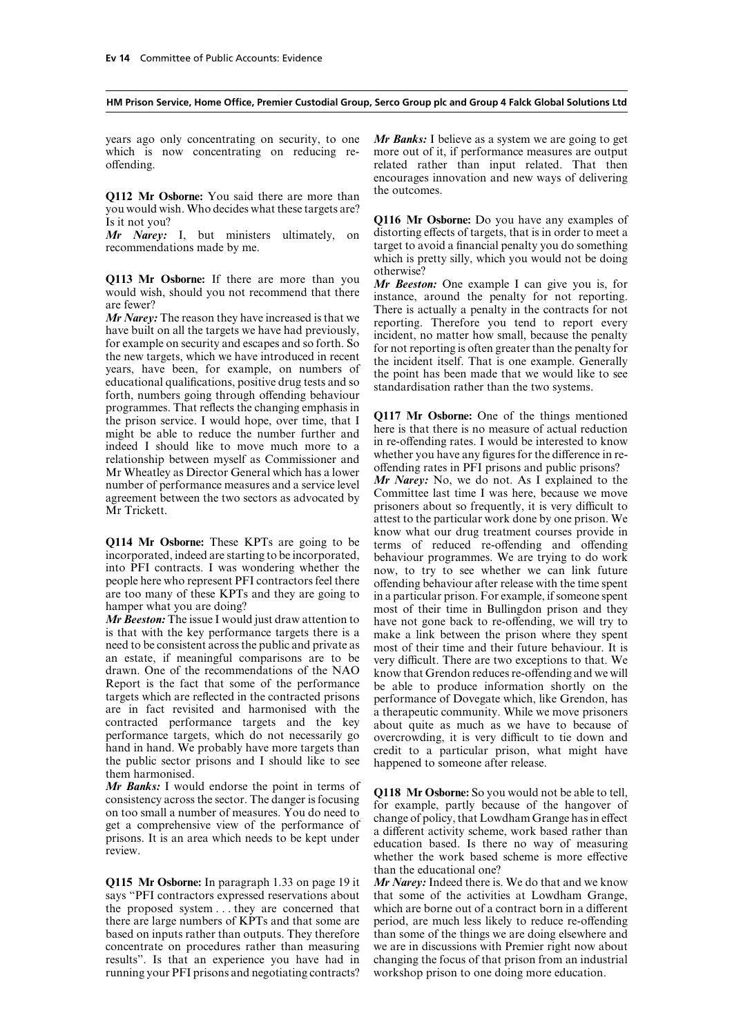years ago only concentrating on security, to one which is now concentrating on reducing re-offending.

**Q112 Mr Osborne:** You said there are more than you would wish. Who decides what these targets are? Is it not you?

*Mr Narey:* I, but ministers ultimately, on recommendations made by me.

**Q113 Mr Osborne:** If there are more than you would wish, should you not recommend that there are fewer?

*Mr Narey:* The reason they have increased is that we have built on all the targets we have had previously, for example on security and escapes and so forth. So the new targets, which we have introduced in recent years, have been, for example, on numbers of educational qualifications, positive drug tests and so forth, numbers going through offending behaviour programmes. That reflects the changing emphasis in the prison service. I would hope, over time, that I might be able to reduce the number further and indeed I should like to move much more to a relationship between myself as Commissioner and Mr Wheatley as Director General which has a lower number of performance measures and a service level agreement between the two sectors as advocated by Mr Trickett.

**Q114 Mr Osborne:** These KPTs are going to be incorporated, indeed are starting to be incorporated, into PFI contracts. I was wondering whether the people here who represent PFI contractors feel there are too many of these KPTs and they are going to hamper what you are doing?

*Mr Beeston:* The issue I would just draw attention to is that with the key performance targets there is a need to be consistent across the public and private as an estate, if meaningful comparisons are to be drawn. One of the recommendations of the NAO Report is the fact that some of the performance targets which are reflected in the contracted prisons are in fact revisited and harmonised with the contracted performance targets and the key performance targets, which do not necessarily go hand in hand. We probably have more targets than the public sector prisons and I should like to see them harmonised.

*Mr Banks:* I would endorse the point in terms of consistency across the sector. The danger is focusing on too small a number of measures. You do need to get a comprehensive view of the performance of prisons. It is an area which needs to be kept under review.

**Q115 Mr Osborne:** In paragraph 1.33 on page 19 it says "PFI contractors expressed reservations about the proposed system . . . they are concerned that there are large numbers of KPTs and that some are based on inputs rather than outputs. They therefore concentrate on procedures rather than measuring results". Is that an experience you have had in running your PFI prisons and negotiating contracts?

*Mr Banks:* I believe as a system we are going to get more out of it, if performance measures are output related rather than input related. That then encourages innovation and new ways of delivering the outcomes.

**Q116 Mr Osborne:** Do you have any examples of distorting effects of targets, that is in order to meet a target to avoid a financial penalty you do something which is pretty silly, which you would not be doing otherwise?

*Mr Beeston:* One example I can give you is, for instance, around the penalty for not reporting. There is actually a penalty in the contracts for not reporting. Therefore you tend to report every incident, no matter how small, because the penalty for not reporting is often greater than the penalty for the incident itself. That is one example. Generally the point has been made that we would like to see standardisation rather than the two systems.

**Q117 Mr Osborne:** One of the things mentioned here is that there is no measure of actual reduction in re-offending rates. I would be interested to know whether you have any figures for the difference in re-offending rates in PFI prisons and public prisons?

*Mr Narey:* No, we do not. As I explained to the Committee last time I was here, because we move prisoners about so frequently, it is very difficult to attest to the particular work done by one prison. We know what our drug treatment courses provide in terms of reduced re-offending and offending behaviour programmes. We are trying to do work now, to try to see whether we can link future offending behaviour after release with the time spent in a particular prison. For example, if someone spent most of their time in Bullingdon prison and they have not gone back to re-offending, we will try to make a link between the prison where they spent most of their time and their future behaviour. It is very difficult. There are two exceptions to that. We know that Grendon reduces re-offending and we will be able to produce information shortly on the performance of Dovegate which, like Grendon, has a therapeutic community. While we move prisoners about quite as much as we have to because of overcrowding, it is very difficult to tie down and credit to a particular prison, what might have happened to someone after release.

**Q118 Mr Osborne:** So you would not be able to tell, for example, partly because of the hangover of change of policy, that Lowdham Grange has in effect a different activity scheme, work based rather than education based. Is there no way of measuring whether the work based scheme is more effective than the educational one?

*Mr Narey:* Indeed there is. We do that and we know that some of the activities at Lowdham Grange, which are borne out of a contract born in a different period, are much less likely to reduce re-offending than some of the things we are doing elsewhere and we are in discussions with Premier right now about changing the focus of that prison from an industrial workshop prison to one doing more education.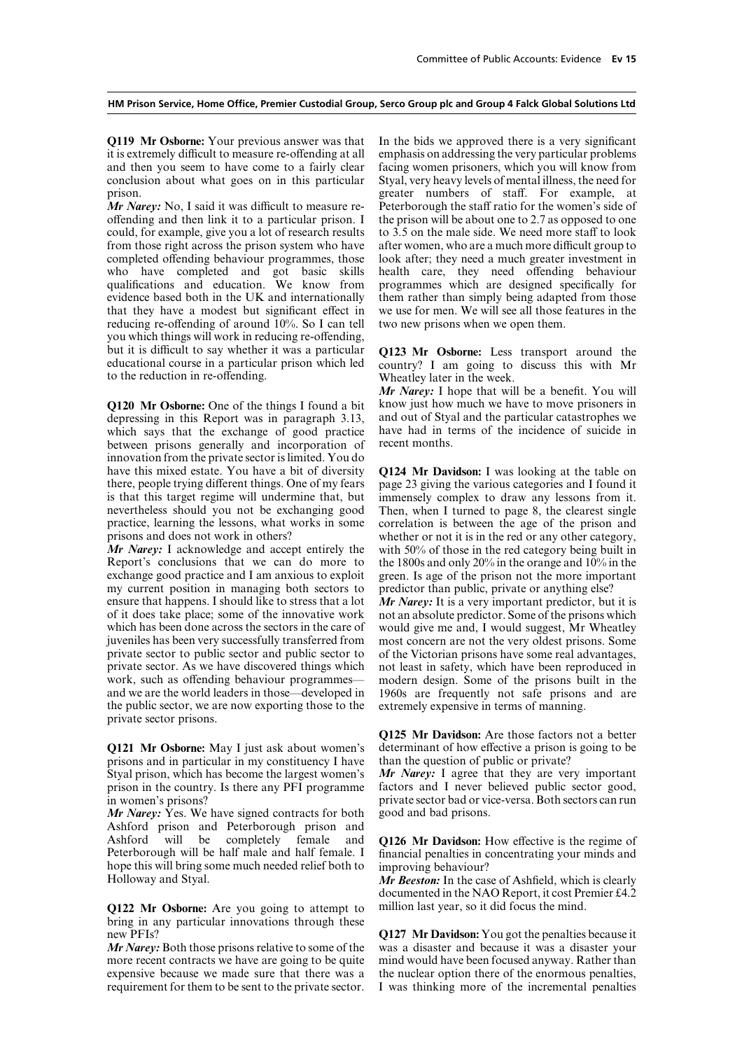**Q119 Mr Osborne:** Your previous answer was that it is extremely difficult to measure re-offending at all and then you seem to have come to a fairly clear conclusion about what goes on in this particular prison.

*Mr Narey:* No, I said it was difficult to measure re-offending and then link it to a particular prison. I could, for example, give you a lot of research results from those right across the prison system who have completed offending behaviour programmes, those who have completed and got basic skills qualifications and education. We know from evidence based both in the UK and internationally that they have a modest but significant effect in reducing re-offending of around 10%. So I can tell you which things will work in reducing re-offending, but it is difficult to say whether it was a particular educational course in a particular prison which led to the reduction in re-offending.

**Q120 Mr Osborne:** One of the things I found a bit depressing in this Report was in paragraph 3.13, which says that the exchange of good practice between prisons generally and incorporation of innovation from the private sector is limited. You do have this mixed estate. You have a bit of diversity there, people trying different things. One of my fears is that this target regime will undermine that, but nevertheless should you not be exchanging good practice, learning the lessons, what works in some prisons and does not work in others?

*Mr Narey:* I acknowledge and accept entirely the Report's conclusions that we can do more to exchange good practice and I am anxious to exploit my current position in managing both sectors to ensure that happens. I should like to stress that a lot of it does take place; some of the innovative work which has been done across the sectors in the care of juveniles has been very successfully transferred from private sector to public sector and public sector to private sector. As we have discovered things which work, such as offending behaviour programmes—and we are the world leaders in those—developed in the public sector, we are now exporting those to the private sector prisons.

**Q121 Mr Osborne:** May I just ask about women's prisons and in particular in my constituency I have Styal prison, which has become the largest women's prison in the country. Is there any PFI programme in women's prisons?

*Mr Narey:* Yes. We have signed contracts for both Ashford prison and Peterborough prison and Ashford will be completely female and Peterborough will be half male and half female. I hope this will bring some much needed relief both to Holloway and Styal.

**Q122 Mr Osborne:** Are you going to attempt to bring in any particular innovations through these new PFIs?

*Mr Narey:* Both those prisons relative to some of the more recent contracts we have are going to be quite expensive because we made sure that there was a requirement for them to be sent to the private sector. In the bids we approved there is a very significant emphasis on addressing the very particular problems facing women prisoners, which you will know from Styal, very heavy levels of mental illness, the need for greater numbers of staff. For example, at Peterborough the staff ratio for the women's side of the prison will be about one to 2.7 as opposed to one to 3.5 on the male side. We need more staff to look after women, who are a much more difficult group to look after; they need a much greater investment in health care, they need offending behaviour programmes which are designed specifically for them rather than simply being adapted from those we use for men. We will see all those features in the two new prisons when we open them.

**Q123 Mr Osborne:** Less transport around the country? I am going to discuss this with Mr Wheatley later in the week.

*Mr Narey:* I hope that will be a benefit. You will know just how much we have to move prisoners in and out of Styal and the particular catastrophes we have had in terms of the incidence of suicide in recent months.

**Q124 Mr Davidson:** I was looking at the table on page 23 giving the various categories and I found it immensely complex to draw any lessons from it. Then, when I turned to page 8, the clearest single correlation is between the age of the prison and whether or not it is in the red or any other category, with 50% of those in the red category being built in the 1800s and only 20% in the orange and 10% in the green. Is age of the prison not the more important predictor than public, private or anything else?

*Mr Narey:* It is a very important predictor, but it is not an absolute predictor. Some of the prisons which would give me and, I would suggest, Mr Wheatley most concern are not the very oldest prisons. Some of the Victorian prisons have some real advantages, not least in safety, which have been reproduced in modern design. Some of the prisons built in the 1960s are frequently not safe prisons and are extremely expensive in terms of manning.

**Q125 Mr Davidson:** Are those factors not a better determinant of how effective a prison is going to be than the question of public or private?

*Mr Narey:* I agree that they are very important factors and I never believed public sector good, private sector bad or vice-versa. Both sectors can run good and bad prisons.

**Q126 Mr Davidson:** How effective is the regime of financial penalties in concentrating your minds and improving behaviour?

*Mr Beeston:* In the case of Ashfield, which is clearly documented in the NAO Report, it cost Premier £4.2 million last year, so it did focus the mind.

**Q127 Mr Davidson:** You got the penalties because it was a disaster and because it was a disaster your mind would have been focused anyway. Rather than the nuclear option there of the enormous penalties, I was thinking more of the incremental penalties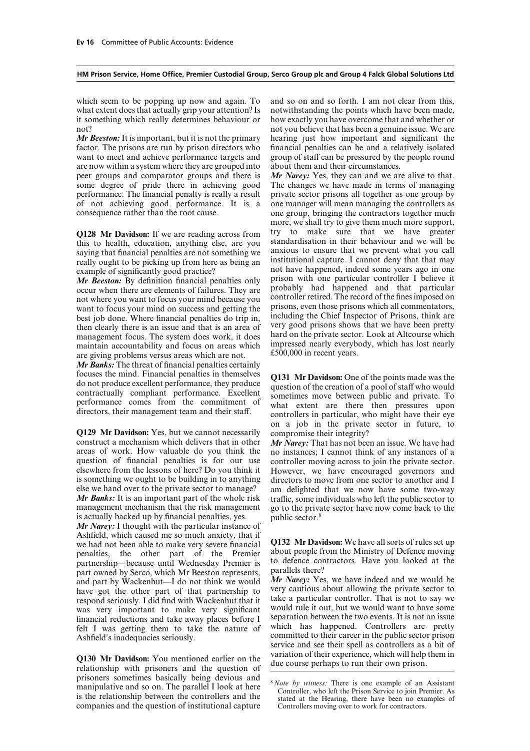which seem to be popping up now and again. To what extent does that actually grip your attention? Is it something which really determines behaviour or not?

***Mr Beeston:*** It is important, but it is not the primary factor. The prisons are run by prison directors who want to meet and achieve performance targets and are now within a system where they are grouped into peer groups and comparator groups and there is some degree of pride there in achieving good performance. The financial penalty is really a result of not achieving good performance. It is a consequence rather than the root cause.

**Q128 Mr Davidson:** If we are reading across from this to health, education, anything else, are you saying that financial penalties are not something we really ought to be picking up from here as being an example of significantly good practice?

***Mr Beeston:*** By definition financial penalties only occur when there are elements of failures. They are not where you want to focus your mind because you want to focus your mind on success and getting the best job done. Where financial penalties do trip in, then clearly there is an issue and that is an area of management focus. The system does work, it does maintain accountability and focus on areas which are giving problems versus areas which are not.

***Mr Banks:*** The threat of financial penalties certainly focuses the mind. Financial penalties in themselves do not produce excellent performance, they produce contractually compliant performance. Excellent performance comes from the commitment of directors, their management team and their staff.

**Q129 Mr Davidson:** Yes, but we cannot necessarily construct a mechanism which delivers that in other areas of work. How valuable do you think the question of financial penalties is for our use elsewhere from the lessons of here? Do you think it is something we ought to be building in to anything else we hand over to the private sector to manage?

***Mr Banks:*** It is an important part of the whole risk management mechanism that the risk management is actually backed up by financial penalties, yes.

***Mr Narey:*** I thought with the particular instance of Ashfield, which caused me so much anxiety, that if we had not been able to make very severe financial penalties, the other part of the Premier partnership—because until Wednesday Premier is part owned by Serco, which Mr Beeston represents, and part by Wackenhut—I do not think we would have got the other part of that partnership to respond seriously. I did find with Wackenhut that it was very important to make very significant financial reductions and take away places before I felt I was getting them to take the nature of Ashfield's inadequacies seriously.

**Q130 Mr Davidson:** You mentioned earlier on the relationship with prisoners and the question of prisoners sometimes basically being devious and manipulative and so on. The parallel I look at here is the relationship between the controllers and the companies and the question of institutional capture and so on and so forth. I am not clear from this, notwithstanding the points which have been made, how exactly you have overcome that and whether or not you believe that has been a genuine issue. We are hearing just how important and significant the financial penalties can be and a relatively isolated group of staff can be pressured by the people round about them and their circumstances.

***Mr Narey:*** Yes, they can and we are alive to that. The changes we have made in terms of managing private sector prisons all together as one group by one manager will mean managing the controllers as one group, bringing the contractors together much more, we shall try to give them much more support, try to make sure that we have greater standardisation in their behaviour and we will be anxious to ensure that we prevent what you call institutional capture. I cannot deny that that may not have happened, indeed some years ago in one prison with one particular controller I believe it probably had happened and that particular controller retired. The record of the fines imposed on prisons, even those prisons which all commentators, including the Chief Inspector of Prisons, think are very good prisons shows that we have been pretty hard on the private sector. Look at Altcourse which impressed nearly everybody, which has lost nearly £500,000 in recent years.

**Q131 Mr Davidson:** One of the points made was the question of the creation of a pool of staff who would sometimes move between public and private. To what extent are there then pressures upon controllers in particular, who might have their eye on a job in the private sector in future, to compromise their integrity?

***Mr Narey:*** That has not been an issue. We have had no instances; I cannot think of any instances of a controller moving across to join the private sector. However, we have encouraged governors and directors to move from one sector to another and I am delighted that we now have some two-way traffic, some individuals who left the public sector to go to the private sector have now come back to the public sector.[8]

**Q132 Mr Davidson:** We have all sorts of rules set up about people from the Ministry of Defence moving to defence contractors. Have you looked at the parallels there?

***Mr Narey:*** Yes, we have indeed and we would be very cautious about allowing the private sector to take a particular controller. That is not to say we would rule it out, but we would want to have some separation between the two events. It is not an issue which has happened. Controllers are pretty committed to their career in the public sector prison service and see their spell as controllers as a bit of variation of their experience, which will help them in due course perhaps to run their own prison.

---

[8] *Note by witness:* There is one example of an Assistant Controller, who left the Prison Service to join Premier. As stated at the Hearing, there have been no examples of Controllers moving over to work for contractors.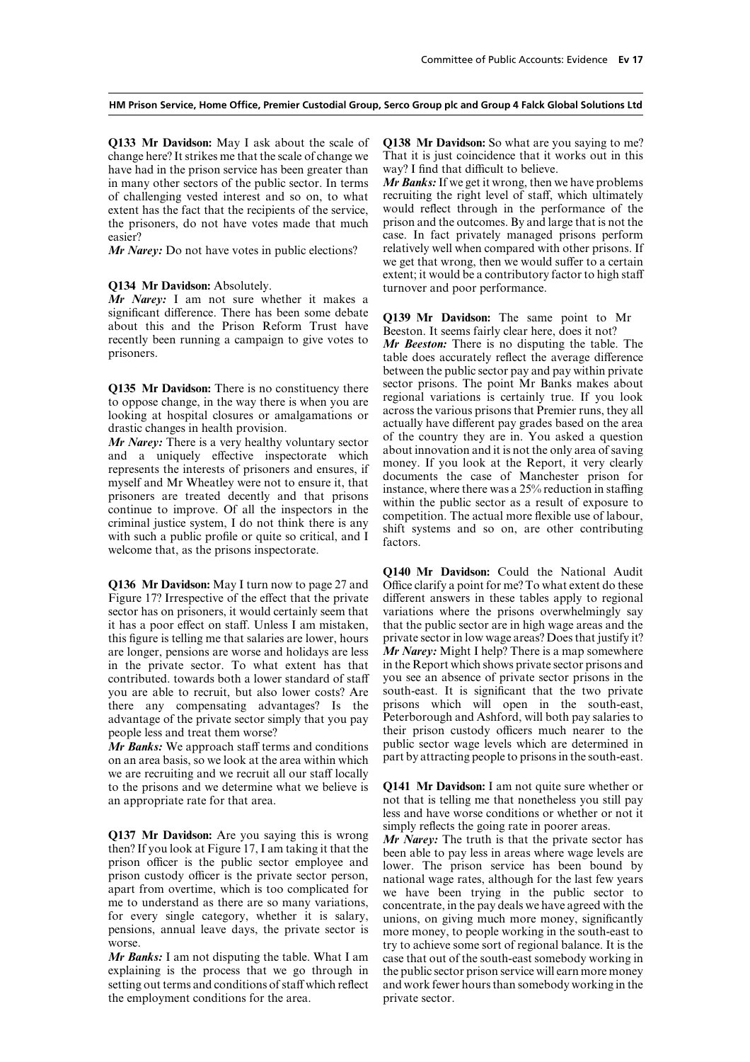**Q133 Mr Davidson:** May I ask about the scale of change here? It strikes me that the scale of change we have had in the prison service has been greater than in many other sectors of the public sector. In terms of challenging vested interest and so on, to what extent has the fact that the recipients of the service, the prisoners, do not have votes made that much easier?

***Mr Narey:*** Do not have votes in public elections?

**Q134 Mr Davidson:** Absolutely.

***Mr Narey:*** I am not sure whether it makes a significant difference. There has been some debate about this and the Prison Reform Trust have recently been running a campaign to give votes to prisoners.

**Q135 Mr Davidson:** There is no constituency there to oppose change, in the way there is when you are looking at hospital closures or amalgamations or drastic changes in health provision.

***Mr Narey:*** There is a very healthy voluntary sector and a uniquely effective inspectorate which represents the interests of prisoners and ensures, if myself and Mr Wheatley were not to ensure it, that prisoners are treated decently and that prisons continue to improve. Of all the inspectors in the criminal justice system, I do not think there is any with such a public profile or quite so critical, and I welcome that, as the prisons inspectorate.

**Q136 Mr Davidson:** May I turn now to page 27 and Figure 17? Irrespective of the effect that the private sector has on prisoners, it would certainly seem that it has a poor effect on staff. Unless I am mistaken, this figure is telling me that salaries are lower, hours are longer, pensions are worse and holidays are less in the private sector. To what extent has that contributed. towards both a lower standard of staff you are able to recruit, but also lower costs? Are there any compensating advantages? Is the advantage of the private sector simply that you pay people less and treat them worse?

***Mr Banks:*** We approach staff terms and conditions on an area basis, so we look at the area within which we are recruiting and we recruit all our staff locally to the prisons and we determine what we believe is an appropriate rate for that area.

**Q137 Mr Davidson:** Are you saying this is wrong then? If you look at Figure 17, I am taking it that the prison officer is the public sector employee and prison custody officer is the private sector person, apart from overtime, which is too complicated for me to understand as there are so many variations, for every single category, whether it is salary, pensions, annual leave days, the private sector is worse.

***Mr Banks:*** I am not disputing the table. What I am explaining is the process that we go through in setting out terms and conditions of staff which reflect the employment conditions for the area.

**Q138 Mr Davidson:** So what are you saying to me? That it is just coincidence that it works out in this way? I find that difficult to believe.

***Mr Banks:*** If we get it wrong, then we have problems recruiting the right level of staff, which ultimately would reflect through in the performance of the prison and the outcomes. By and large that is not the case. In fact privately managed prisons perform relatively well when compared with other prisons. If we get that wrong, then we would suffer to a certain extent; it would be a contributory factor to high staff turnover and poor performance.

**Q139 Mr Davidson:** The same point to Mr Beeston. It seems fairly clear here, does it not?

***Mr Beeston:*** There is no disputing the table. The table does accurately reflect the average difference between the public sector pay and pay within private sector prisons. The point Mr Banks makes about regional variations is certainly true. If you look across the various prisons that Premier runs, they all actually have different pay grades based on the area of the country they are in. You asked a question about innovation and it is not the only area of saving money. If you look at the Report, it very clearly documents the case of Manchester prison for instance, where there was a 25% reduction in staffing within the public sector as a result of exposure to competition. The actual more flexible use of labour, shift systems and so on, are other contributing factors.

**Q140 Mr Davidson:** Could the National Audit Office clarify a point for me? To what extent do these different answers in these tables apply to regional variations where the prisons overwhelmingly say that the public sector are in high wage areas and the private sector in low wage areas? Does that justify it?

***Mr Narey:*** Might I help? There is a map somewhere in the Report which shows private sector prisons and you see an absence of private sector prisons in the south-east. It is significant that the two private prisons which will open in the south-east, Peterborough and Ashford, will both pay salaries to their prison custody officers much nearer to the public sector wage levels which are determined in part by attracting people to prisons in the south-east.

**Q141 Mr Davidson:** I am not quite sure whether or not that is telling me that nonetheless you still pay less and have worse conditions or whether or not it simply reflects the going rate in poorer areas.

***Mr Narey:*** The truth is that the private sector has been able to pay less in areas where wage levels are lower. The prison service has been bound by national wage rates, although for the last few years we have been trying in the public sector to concentrate, in the pay deals we have agreed with the unions, on giving much more money, significantly more money, to people working in the south-east to try to achieve some sort of regional balance. It is the case that out of the south-east somebody working in the public sector prison service will earn more money and work fewer hours than somebody working in the private sector.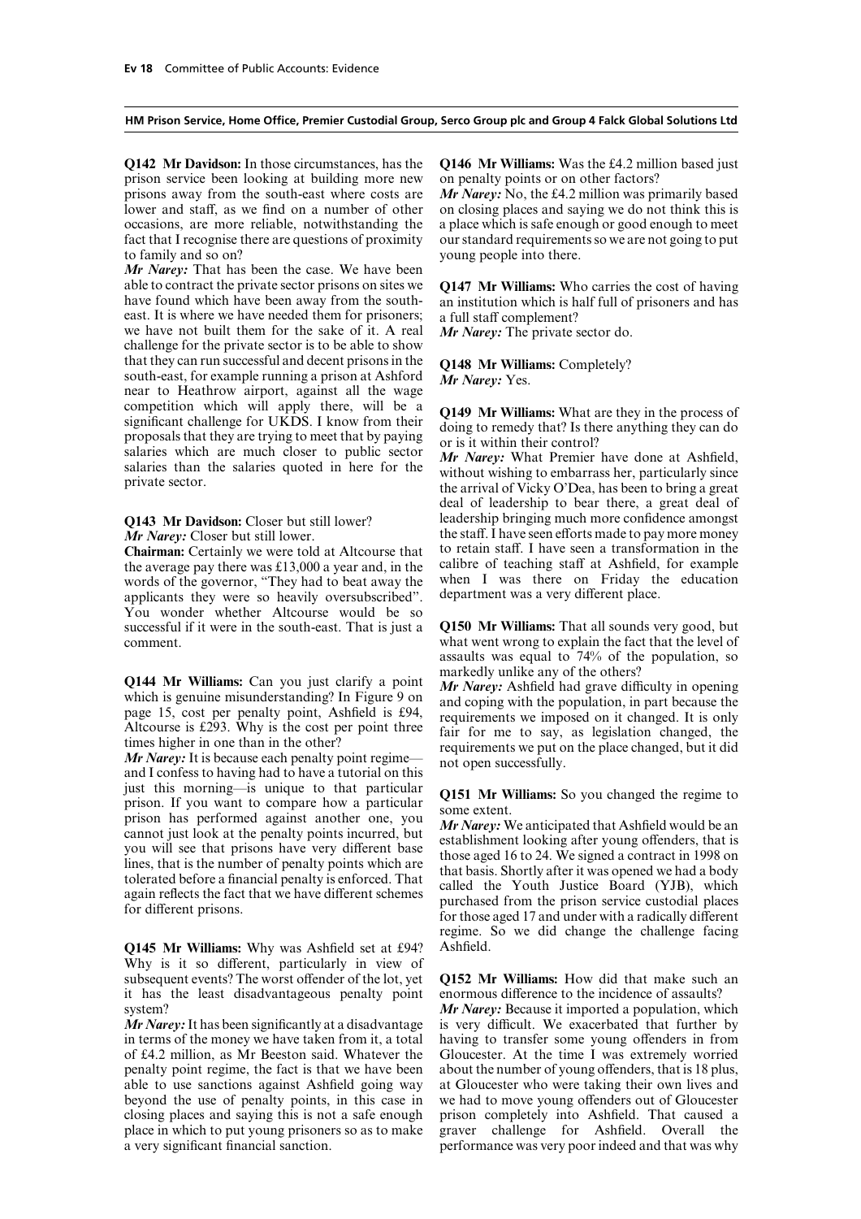**Q142 Mr Davidson:** In those circumstances, has the prison service been looking at building more new prisons away from the south-east where costs are lower and staff, as we find on a number of other occasions, are more reliable, notwithstanding the fact that I recognise there are questions of proximity to family and so on?

*Mr Narey:* That has been the case. We have been able to contract the private sector prisons on sites we have found which have been away from the south-east. It is where we have needed them for prisoners; we have not built them for the sake of it. A real challenge for the private sector is to be able to show that they can run successful and decent prisons in the south-east, for example running a prison at Ashford near to Heathrow airport, against all the wage competition which will apply there, will be a significant challenge for UKDS. I know from their proposals that they are trying to meet that by paying salaries which are much closer to public sector salaries than the salaries quoted in here for the private sector.

**Q143 Mr Davidson:** Closer but still lower?

*Mr Narey:* Closer but still lower.

**Chairman:** Certainly we were told at Altcourse that the average pay there was £13,000 a year and, in the words of the governor, "They had to beat away the applicants they were so heavily oversubscribed". You wonder whether Altcourse would be so successful if it were in the south-east. That is just a comment.

**Q144 Mr Williams:** Can you just clarify a point which is genuine misunderstanding? In Figure 9 on page 15, cost per penalty point, Ashfield is £94, Altcourse is £293. Why is the cost per point three times higher in one than in the other?

*Mr Narey:* It is because each penalty point regime—and I confess to having had to have a tutorial on this just this morning—is unique to that particular prison. If you want to compare how a particular prison has performed against another one, you cannot just look at the penalty points incurred, but you will see that prisons have very different base lines, that is the number of penalty points which are tolerated before a financial penalty is enforced. That again reflects the fact that we have different schemes for different prisons.

**Q145 Mr Williams:** Why was Ashfield set at £94? Why is it so different, particularly in view of subsequent events? The worst offender of the lot, yet it has the least disadvantageous penalty point system?

*Mr Narey:* It has been significantly at a disadvantage in terms of the money we have taken from it, a total of £4.2 million, as Mr Beeston said. Whatever the penalty point regime, the fact is that we have been able to use sanctions against Ashfield going way beyond the use of penalty points, in this case in closing places and saying this is not a safe enough place in which to put young prisoners so as to make a very significant financial sanction.

**Q146 Mr Williams:** Was the £4.2 million based just on penalty points or on other factors?

*Mr Narey:* No, the £4.2 million was primarily based on closing places and saying we do not think this is a place which is safe enough or good enough to meet our standard requirements so we are not going to put young people into there.

**Q147 Mr Williams:** Who carries the cost of having an institution which is half full of prisoners and has a full staff complement?

*Mr Narey:* The private sector do.

**Q148 Mr Williams:** Completely?

*Mr Narey:* Yes.

**Q149 Mr Williams:** What are they in the process of doing to remedy that? Is there anything they can do or is it within their control?

*Mr Narey:* What Premier have done at Ashfield, without wishing to embarrass her, particularly since the arrival of Vicky O'Dea, has been to bring a great deal of leadership to bear there, a great deal of leadership bringing much more confidence amongst the staff. I have seen efforts made to pay more money to retain staff. I have seen a transformation in the calibre of teaching staff at Ashfield, for example when I was there on Friday the education department was a very different place.

**Q150 Mr Williams:** That all sounds very good, but what went wrong to explain the fact that the level of assaults was equal to 74% of the population, so markedly unlike any of the others?

*Mr Narey:* Ashfield had grave difficulty in opening and coping with the population, in part because the requirements we imposed on it changed. It is only fair for me to say, as legislation changed, the requirements we put on the place changed, but it did not open successfully.

**Q151 Mr Williams:** So you changed the regime to some extent.

*Mr Narey:* We anticipated that Ashfield would be an establishment looking after young offenders, that is those aged 16 to 24. We signed a contract in 1998 on that basis. Shortly after it was opened we had a body called the Youth Justice Board (YJB), which purchased from the prison service custodial places for those aged 17 and under with a radically different regime. So we did change the challenge facing Ashfield.

**Q152 Mr Williams:** How did that make such an enormous difference to the incidence of assaults?

*Mr Narey:* Because it imported a population, which is very difficult. We exacerbated that further by having to transfer some young offenders in from Gloucester. At the time I was extremely worried about the number of young offenders, that is 18 plus, at Gloucester who were taking their own lives and we had to move young offenders out of Gloucester prison completely into Ashfield. That caused a graver challenge for Ashfield. Overall the performance was very poor indeed and that was why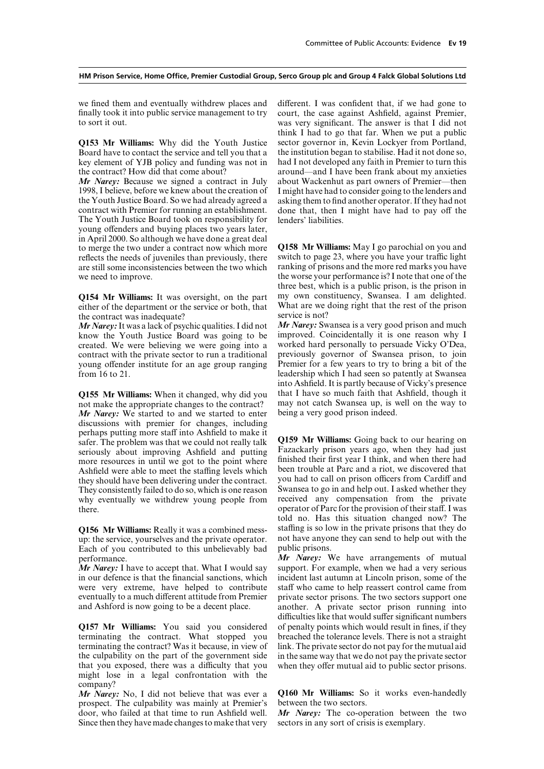we fined them and eventually withdrew places and finally took it into public service management to try to sort it out.

**Q153 Mr Williams:** Why did the Youth Justice Board have to contact the service and tell you that a key element of YJB policy and funding was not in the contract? How did that come about?

***Mr Narey:*** Because we signed a contract in July 1998, I believe, before we knew about the creation of the Youth Justice Board. So we had already agreed a contract with Premier for running an establishment. The Youth Justice Board took on responsibility for young offenders and buying places two years later, in April 2000. So although we have done a great deal to merge the two under a contract now which more reflects the needs of juveniles than previously, there are still some inconsistencies between the two which we need to improve.

**Q154 Mr Williams:** It was oversight, on the part either of the department or the service or both, that the contract was inadequate?

***Mr Narey:*** It was a lack of psychic qualities. I did not know the Youth Justice Board was going to be created. We were believing we were going into a contract with the private sector to run a traditional young offender institute for an age group ranging from 16 to 21.

**Q155 Mr Williams:** When it changed, why did you not make the appropriate changes to the contract?

***Mr Narey:*** We started to and we started to enter discussions with premier for changes, including perhaps putting more staff into Ashfield to make it safer. The problem was that we could not really talk seriously about improving Ashfield and putting more resources in until we got to the point where Ashfield were able to meet the staffing levels which they should have been delivering under the contract. They consistently failed to do so, which is one reason why eventually we withdrew young people from there.

**Q156 Mr Williams:** Really it was a combined mess-up: the service, yourselves and the private operator. Each of you contributed to this unbelievably bad performance.

***Mr Narey:*** I have to accept that. What I would say in our defence is that the financial sanctions, which were very extreme, have helped to contribute eventually to a much different attitude from Premier and Ashford is now going to be a decent place.

**Q157 Mr Williams:** You said you considered terminating the contract. What stopped you terminating the contract? Was it because, in view of the culpability on the part of the government side that you exposed, there was a difficulty that you might lose in a legal confrontation with the company?

***Mr Narey:*** No, I did not believe that was ever a prospect. The culpability was mainly at Premier's door, who failed at that time to run Ashfield well. Since then they have made changes to make that very different. I was confident that, if we had gone to court, the case against Ashfield, against Premier, was very significant. The answer is that I did not think I had to go that far. When we put a public sector governor in, Kevin Lockyer from Portland, the institution began to stabilise. Had it not done so, had I not developed any faith in Premier to turn this around—and I have been frank about my anxieties about Wackenhut as part owners of Premier—then I might have had to consider going to the lenders and asking them to find another operator. If they had not done that, then I might have had to pay off the lenders' liabilities.

**Q158 Mr Williams:** May I go parochial on you and switch to page 23, where you have your traffic light ranking of prisons and the more red marks you have the worse your performance is? I note that one of the three best, which is a public prison, is the prison in my own constituency, Swansea. I am delighted. What are we doing right that the rest of the prison service is not?

***Mr Narey:*** Swansea is a very good prison and much improved. Coincidentally it is one reason why I worked hard personally to persuade Vicky O'Dea, previously governor of Swansea prison, to join Premier for a few years to try to bring a bit of the leadership which I had seen so patently at Swansea into Ashfield. It is partly because of Vicky's presence that I have so much faith that Ashfield, though it may not catch Swansea up, is well on the way to being a very good prison indeed.

**Q159 Mr Williams:** Going back to our hearing on Fazackarly prison years ago, when they had just finished their first year I think, and when there had been trouble at Parc and a riot, we discovered that you had to call on prison officers from Cardiff and Swansea to go in and help out. I asked whether they received any compensation from the private operator of Parc for the provision of their staff. I was told no. Has this situation changed now? The staffing is so low in the private prisons that they do not have anyone they can send to help out with the public prisons.

***Mr Narey:*** We have arrangements of mutual support. For example, when we had a very serious incident last autumn at Lincoln prison, some of the staff who came to help reassert control came from private sector prisons. The two sectors support one another. A private sector prison running into difficulties like that would suffer significant numbers of penalty points which would result in fines, if they breached the tolerance levels. There is not a straight link. The private sector do not pay for the mutual aid in the same way that we do not pay the private sector when they offer mutual aid to public sector prisons.

**Q160 Mr Williams:** So it works even-handedly between the two sectors.

***Mr Narey:*** The co-operation between the two sectors in any sort of crisis is exemplary.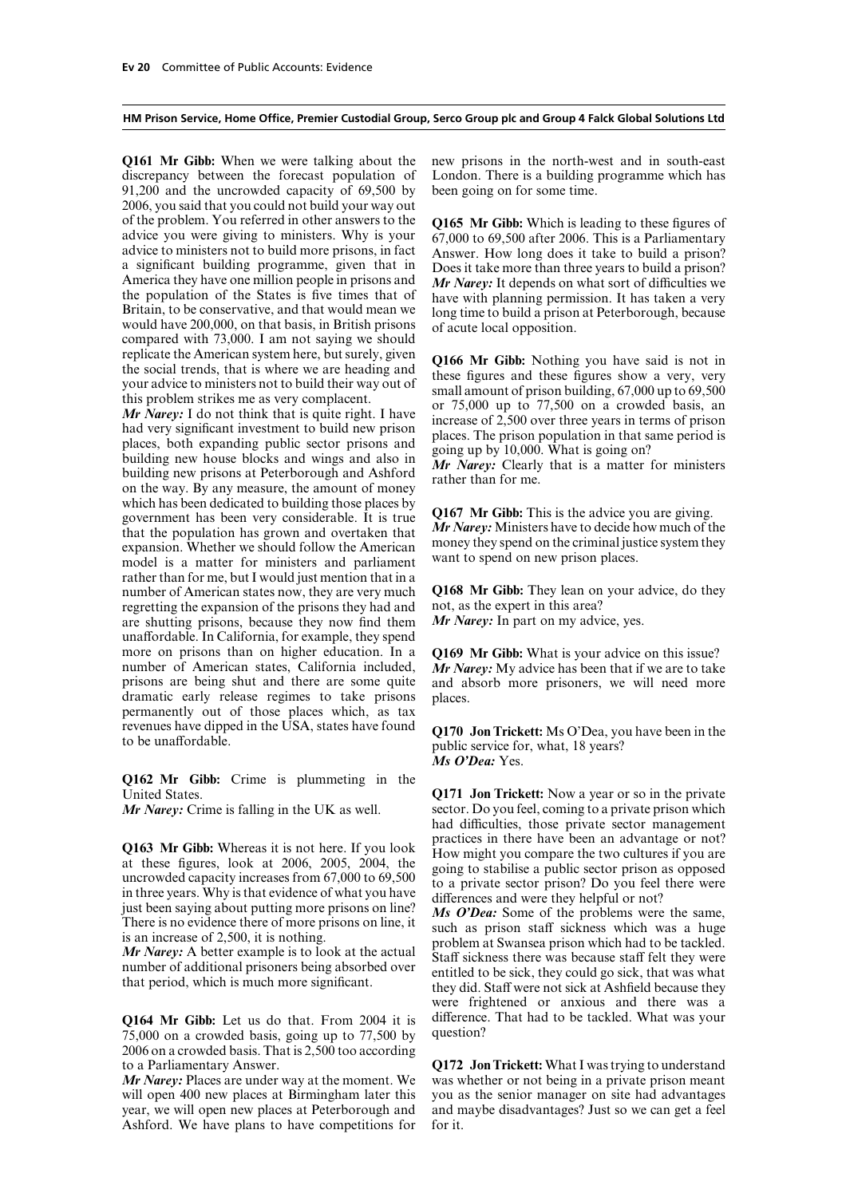**HM Prison Service, Home Office, Premier Custodial Group, Serco Group plc and Group 4 Falck Global Solutions Ltd**

**Q161 Mr Gibb:** When we were talking about the discrepancy between the forecast population of 91,200 and the uncrowded capacity of 69,500 by 2006, you said that you could not build your way out of the problem. You referred in other answers to the advice you were giving to ministers. Why is your advice to ministers not to build more prisons, in fact a significant building programme, given that in America they have one million people in prisons and the population of the States is five times that of Britain, to be conservative, and that would mean we would have 200,000, on that basis, in British prisons compared with 73,000. I am not saying we should replicate the American system here, but surely, given the social trends, that is where we are heading and your advice to ministers not to build their way out of this problem strikes me as very complacent.

*Mr Narey:* I do not think that is quite right. I have had very significant investment to build new prison places, both expanding public sector prisons and building new house blocks and wings and also in building new prisons at Peterborough and Ashford on the way. By any measure, the amount of money which has been dedicated to building those places by government has been very considerable. It is true that the population has grown and overtaken that expansion. Whether we should follow the American model is a matter for ministers and parliament rather than for me, but I would just mention that in a number of American states now, they are very much regretting the expansion of the prisons they had and are shutting prisons, because they now find them unaffordable. In California, for example, they spend more on prisons than on higher education. In a number of American states, California included, prisons are being shut and there are some quite dramatic early release regimes to take prisons permanently out of those places which, as tax revenues have dipped in the USA, states have found to be unaffordable.

**Q162 Mr Gibb:** Crime is plummeting in the United States.

*Mr Narey:* Crime is falling in the UK as well.

**Q163 Mr Gibb:** Whereas it is not here. If you look at these figures, look at 2006, 2005, 2004, the uncrowded capacity increases from 67,000 to 69,500 in three years. Why is that evidence of what you have just been saying about putting more prisons on line? There is no evidence there of more prisons on line, it is an increase of 2,500, it is nothing.

*Mr Narey:* A better example is to look at the actual number of additional prisoners being absorbed over that period, which is much more significant.

**Q164 Mr Gibb:** Let us do that. From 2004 it is 75,000 on a crowded basis, going up to 77,500 by 2006 on a crowded basis. That is 2,500 too according to a Parliamentary Answer.

*Mr Narey:* Places are under way at the moment. We will open 400 new places at Birmingham later this year, we will open new places at Peterborough and Ashford. We have plans to have competitions for new prisons in the north-west and in south-east London. There is a building programme which has been going on for some time.

**Q165 Mr Gibb:** Which is leading to these figures of 67,000 to 69,500 after 2006. This is a Parliamentary Answer. How long does it take to build a prison? Does it take more than three years to build a prison?

*Mr Narey:* It depends on what sort of difficulties we have with planning permission. It has taken a very long time to build a prison at Peterborough, because of acute local opposition.

**Q166 Mr Gibb:** Nothing you have said is not in these figures and these figures show a very, very small amount of prison building, 67,000 up to 69,500 or 75,000 up to 77,500 on a crowded basis, an increase of 2,500 over three years in terms of prison places. The prison population in that same period is going up by 10,000. What is going on?

*Mr Narey:* Clearly that is a matter for ministers rather than for me.

**Q167 Mr Gibb:** This is the advice you are giving.

*Mr Narey:* Ministers have to decide how much of the money they spend on the criminal justice system they want to spend on new prison places.

**Q168 Mr Gibb:** They lean on your advice, do they not, as the expert in this area?

*Mr Narey:* In part on my advice, yes.

**Q169 Mr Gibb:** What is your advice on this issue?

*Mr Narey:* My advice has been that if we are to take and absorb more prisoners, we will need more places.

**Q170 Jon Trickett:** Ms O'Dea, you have been in the public service for, what, 18 years?

*Ms O'Dea:* Yes.

**Q171 Jon Trickett:** Now a year or so in the private sector. Do you feel, coming to a private prison which had difficulties, those private sector management practices in there have been an advantage or not? How might you compare the two cultures if you are going to stabilise a public sector prison as opposed to a private sector prison? Do you feel there were differences and were they helpful or not?

*Ms O'Dea:* Some of the problems were the same, such as prison staff sickness which was a huge problem at Swansea prison which had to be tackled. Staff sickness there was because staff felt they were entitled to be sick, they could go sick, that was what they did. Staff were not sick at Ashfield because they were frightened or anxious and there was a difference. That had to be tackled. What was your question?

**Q172 Jon Trickett:** What I was trying to understand was whether or not being in a private prison meant you as the senior manager on site had advantages and maybe disadvantages? Just so we can get a feel for it.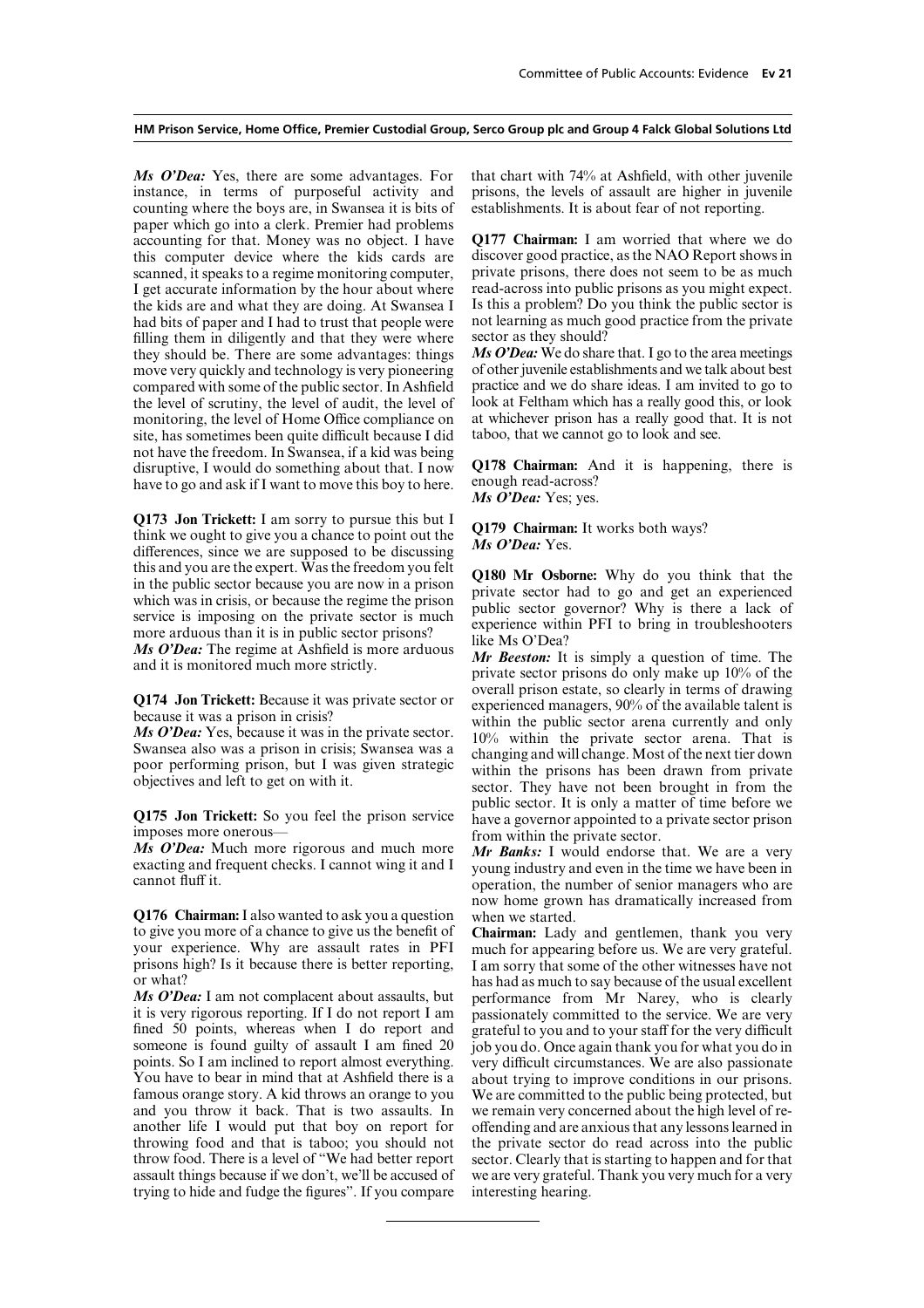*Ms O'Dea:* Yes, there are some advantages. For instance, in terms of purposeful activity and counting where the boys are, in Swansea it is bits of paper which go into a clerk. Premier had problems accounting for that. Money was no object. I have this computer device where the kids cards are scanned, it speaks to a regime monitoring computer, I get accurate information by the hour about where the kids are and what they are doing. At Swansea I had bits of paper and I had to trust that people were filling them in diligently and that they were where they should be. There are some advantages: things move very quickly and technology is very pioneering compared with some of the public sector. In Ashfield the level of scrutiny, the level of audit, the level of monitoring, the level of Home Office compliance on site, has sometimes been quite difficult because I did not have the freedom. In Swansea, if a kid was being disruptive, I would do something about that. I now have to go and ask if I want to move this boy to here.

**Q173 Jon Trickett:** I am sorry to pursue this but I think we ought to give you a chance to point out the differences, since we are supposed to be discussing this and you are the expert. Was the freedom you felt in the public sector because you are now in a prison which was in crisis, or because the regime the prison service is imposing on the private sector is much more arduous than it is in public sector prisons?

*Ms O'Dea:* The regime at Ashfield is more arduous and it is monitored much more strictly.

**Q174 Jon Trickett:** Because it was private sector or because it was a prison in crisis?

*Ms O'Dea:* Yes, because it was in the private sector. Swansea also was a prison in crisis; Swansea was a poor performing prison, but I was given strategic objectives and left to get on with it.

**Q175 Jon Trickett:** So you feel the prison service imposes more onerous—

*Ms O'Dea:* Much more rigorous and much more exacting and frequent checks. I cannot wing it and I cannot fluff it.

**Q176 Chairman:** I also wanted to ask you a question to give you more of a chance to give us the benefit of your experience. Why are assault rates in PFI prisons high? Is it because there is better reporting, or what?

*Ms O'Dea:* I am not complacent about assaults, but it is very rigorous reporting. If I do not report I am fined 50 points, whereas when I do report and someone is found guilty of assault I am fined 20 points. So I am inclined to report almost everything. You have to bear in mind that at Ashfield there is a famous orange story. A kid throws an orange to you and you throw it back. That is two assaults. In another life I would put that boy on report for throwing food and that is taboo; you should not throw food. There is a level of "We had better report assault things because if we don't, we'll be accused of trying to hide and fudge the figures". If you compare that chart with 74% at Ashfield, with other juvenile prisons, the levels of assault are higher in juvenile establishments. It is about fear of not reporting.

**Q177 Chairman:** I am worried that where we do discover good practice, as the NAO Report shows in private prisons, there does not seem to be as much read-across into public prisons as you might expect. Is this a problem? Do you think the public sector is not learning as much good practice from the private sector as they should?

*Ms O'Dea:* We do share that. I go to the area meetings of other juvenile establishments and we talk about best practice and we do share ideas. I am invited to go to look at Feltham which has a really good this, or look at whichever prison has a really good that. It is not taboo, that we cannot go to look and see.

**Q178 Chairman:** And it is happening, there is enough read-across?

*Ms O'Dea:* Yes; yes.

**Q179 Chairman:** It works both ways?

*Ms O'Dea:* Yes.

**Q180 Mr Osborne:** Why do you think that the private sector had to go and get an experienced public sector governor? Why is there a lack of experience within PFI to bring in troubleshooters like Ms O'Dea?

*Mr Beeston:* It is simply a question of time. The private sector prisons do only make up 10% of the overall prison estate, so clearly in terms of drawing experienced managers, 90% of the available talent is within the public sector arena currently and only 10% within the private sector arena. That is changing and will change. Most of the next tier down within the prisons has been drawn from private sector. They have not been brought in from the public sector. It is only a matter of time before we have a governor appointed to a private sector prison from within the private sector.

*Mr Banks:* I would endorse that. We are a very young industry and even in the time we have been in operation, the number of senior managers who are now home grown has dramatically increased from when we started.

**Chairman:** Lady and gentlemen, thank you very much for appearing before us. We are very grateful. I am sorry that some of the other witnesses have not has had as much to say because of the usual excellent performance from Mr Narey, who is clearly passionately committed to the service. We are very grateful to you and to your staff for the very difficult job you do. Once again thank you for what you do in very difficult circumstances. We are also passionate about trying to improve conditions in our prisons. We are committed to the public being protected, but we remain very concerned about the high level of re-offending and are anxious that any lessons learned in the private sector do read across into the public sector. Clearly that is starting to happen and for that we are very grateful. Thank you very much for a very interesting hearing.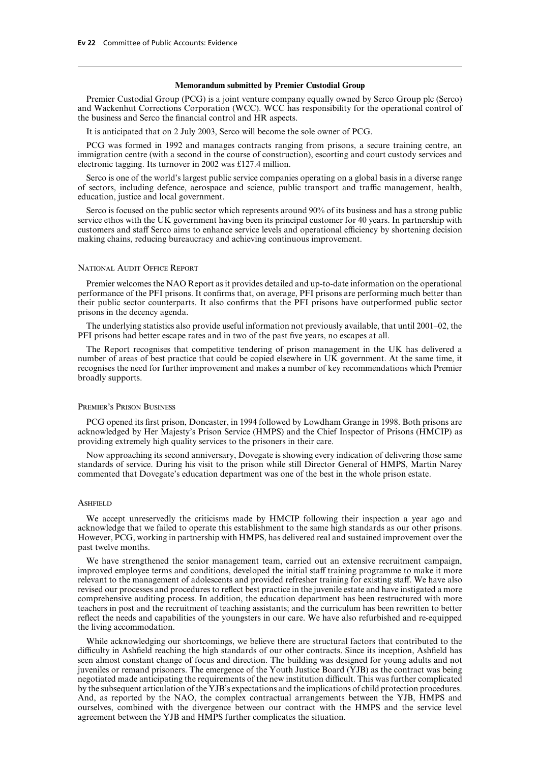## Memorandum submitted by Premier Custodial Group

Premier Custodial Group (PCG) is a joint venture company equally owned by Serco Group plc (Serco) and Wackenhut Corrections Corporation (WCC). WCC has responsibility for the operational control of the business and Serco the financial control and HR aspects.

It is anticipated that on 2 July 2003, Serco will become the sole owner of PCG.

PCG was formed in 1992 and manages contracts ranging from prisons, a secure training centre, an immigration centre (with a second in the course of construction), escorting and court custody services and electronic tagging. Its turnover in 2002 was £127.4 million.

Serco is one of the world's largest public service companies operating on a global basis in a diverse range of sectors, including defence, aerospace and science, public transport and traffic management, health, education, justice and local government.

Serco is focused on the public sector which represents around 90% of its business and has a strong public service ethos with the UK government having been its principal customer for 40 years. In partnership with customers and staff Serco aims to enhance service levels and operational efficiency by shortening decision making chains, reducing bureaucracy and achieving continuous improvement.

### National Audit Office Report

Premier welcomes the NAO Report as it provides detailed and up-to-date information on the operational performance of the PFI prisons. It confirms that, on average, PFI prisons are performing much better than their public sector counterparts. It also confirms that the PFI prisons have outperformed public sector prisons in the decency agenda.

The underlying statistics also provide useful information not previously available, that until 2001–02, the PFI prisons had better escape rates and in two of the past five years, no escapes at all.

The Report recognises that competitive tendering of prison management in the UK has delivered a number of areas of best practice that could be copied elsewhere in UK government. At the same time, it recognises the need for further improvement and makes a number of key recommendations which Premier broadly supports.

### Premier's Prison Business

PCG opened its first prison, Doncaster, in 1994 followed by Lowdham Grange in 1998. Both prisons are acknowledged by Her Majesty's Prison Service (HMPS) and the Chief Inspector of Prisons (HMCIP) as providing extremely high quality services to the prisoners in their care.

Now approaching its second anniversary, Dovegate is showing every indication of delivering those same standards of service. During his visit to the prison while still Director General of HMPS, Martin Narey commented that Dovegate's education department was one of the best in the whole prison estate.

### Ashfield

We accept unreservedly the criticisms made by HMCIP following their inspection a year ago and acknowledge that we failed to operate this establishment to the same high standards as our other prisons. However, PCG, working in partnership with HMPS, has delivered real and sustained improvement over the past twelve months.

We have strengthened the senior management team, carried out an extensive recruitment campaign, improved employee terms and conditions, developed the initial staff training programme to make it more relevant to the management of adolescents and provided refresher training for existing staff. We have also revised our processes and procedures to reflect best practice in the juvenile estate and have instigated a more comprehensive auditing process. In addition, the education department has been restructured with more teachers in post and the recruitment of teaching assistants; and the curriculum has been rewritten to better reflect the needs and capabilities of the youngsters in our care. We have also refurbished and re-equipped the living accommodation.

While acknowledging our shortcomings, we believe there are structural factors that contributed to the difficulty in Ashfield reaching the high standards of our other contracts. Since its inception, Ashfield has seen almost constant change of focus and direction. The building was designed for young adults and not juveniles or remand prisoners. The emergence of the Youth Justice Board (YJB) as the contract was being negotiated made anticipating the requirements of the new institution difficult. This was further complicated by the subsequent articulation of the YJB's expectations and the implications of child protection procedures. And, as reported by the NAO, the complex contractual arrangements between the YJB, HMPS and ourselves, combined with the divergence between our contract with the HMPS and the service level agreement between the YJB and HMPS further complicates the situation.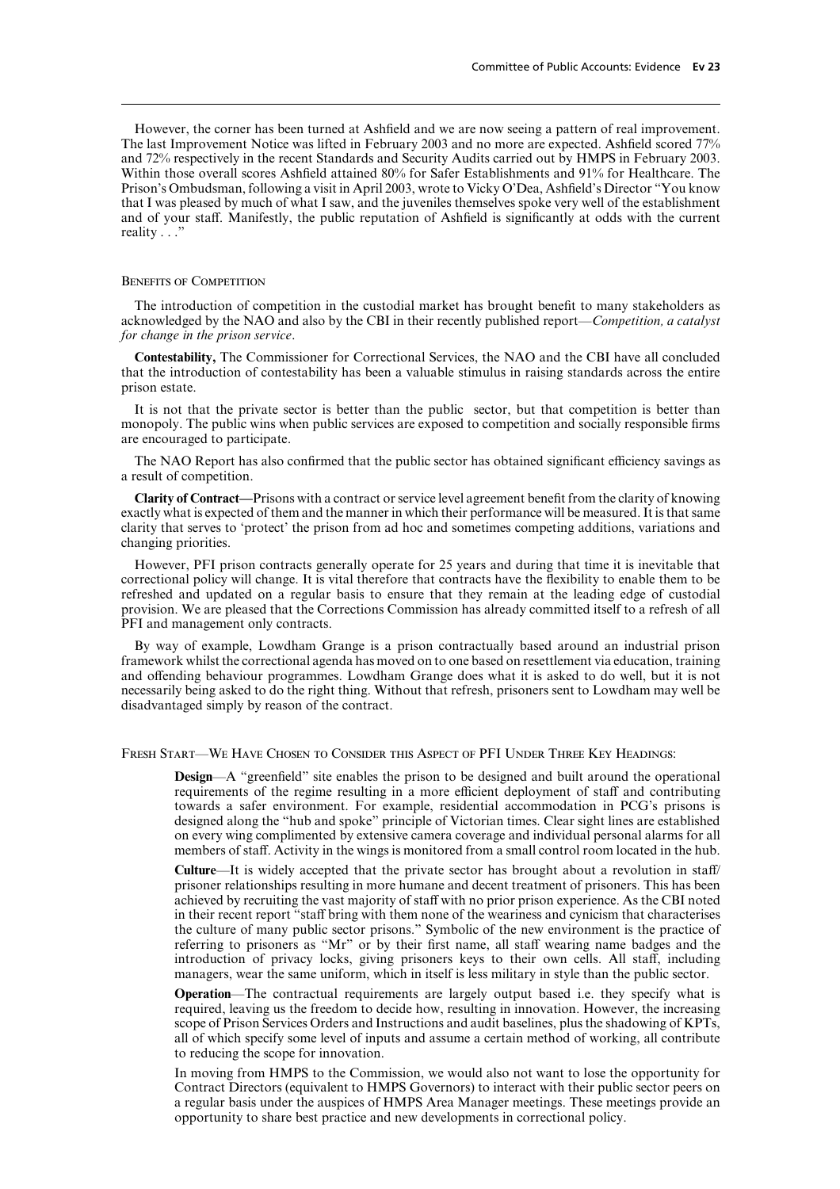However, the corner has been turned at Ashfield and we are now seeing a pattern of real improvement. The last Improvement Notice was lifted in February 2003 and no more are expected. Ashfield scored 77% and 72% respectively in the recent Standards and Security Audits carried out by HMPS in February 2003. Within those overall scores Ashfield attained 80% for Safer Establishments and 91% for Healthcare. The Prison's Ombudsman, following a visit in April 2003, wrote to Vicky O'Dea, Ashfield's Director "You know that I was pleased by much of what I saw, and the juveniles themselves spoke very well of the establishment and of your staff. Manifestly, the public reputation of Ashfield is significantly at odds with the current reality . . ."

### Benefits of Competition

The introduction of competition in the custodial market has brought benefit to many stakeholders as acknowledged by the NAO and also by the CBI in their recently published report—*Competition, a catalyst for change in the prison service*.

**Contestability,** The Commissioner for Correctional Services, the NAO and the CBI have all concluded that the introduction of contestability has been a valuable stimulus in raising standards across the entire prison estate.

It is not that the private sector is better than the public sector, but that competition is better than monopoly. The public wins when public services are exposed to competition and socially responsible firms are encouraged to participate.

The NAO Report has also confirmed that the public sector has obtained significant efficiency savings as a result of competition.

**Clarity of Contract—**Prisons with a contract or service level agreement benefit from the clarity of knowing exactly what is expected of them and the manner in which their performance will be measured. It is that same clarity that serves to 'protect' the prison from ad hoc and sometimes competing additions, variations and changing priorities.

However, PFI prison contracts generally operate for 25 years and during that time it is inevitable that correctional policy will change. It is vital therefore that contracts have the flexibility to enable them to be refreshed and updated on a regular basis to ensure that they remain at the leading edge of custodial provision. We are pleased that the Corrections Commission has already committed itself to a refresh of all PFI and management only contracts.

By way of example, Lowdham Grange is a prison contractually based around an industrial prison framework whilst the correctional agenda has moved on to one based on resettlement via education, training and offending behaviour programmes. Lowdham Grange does what it is asked to do well, but it is not necessarily being asked to do the right thing. Without that refresh, prisoners sent to Lowdham may well be disadvantaged simply by reason of the contract.

### Fresh Start—We Have Chosen to Consider this Aspect of PFI Under Three Key Headings:

**Design**—A "greenfield" site enables the prison to be designed and built around the operational requirements of the regime resulting in a more efficient deployment of staff and contributing towards a safer environment. For example, residential accommodation in PCG's prisons is designed along the "hub and spoke" principle of Victorian times. Clear sight lines are established on every wing complimented by extensive camera coverage and individual personal alarms for all members of staff. Activity in the wings is monitored from a small control room located in the hub.

**Culture**—It is widely accepted that the private sector has brought about a revolution in staff/prisoner relationships resulting in more humane and decent treatment of prisoners. This has been achieved by recruiting the vast majority of staff with no prior prison experience. As the CBI noted in their recent report "staff bring with them none of the weariness and cynicism that characterises the culture of many public sector prisons." Symbolic of the new environment is the practice of referring to prisoners as "Mr" or by their first name, all staff wearing name badges and the introduction of privacy locks, giving prisoners keys to their own cells. All staff, including managers, wear the same uniform, which in itself is less military in style than the public sector.

**Operation**—The contractual requirements are largely output based i.e. they specify what is required, leaving us the freedom to decide how, resulting in innovation. However, the increasing scope of Prison Services Orders and Instructions and audit baselines, plus the shadowing of KPTs, all of which specify some level of inputs and assume a certain method of working, all contribute to reducing the scope for innovation.

In moving from HMPS to the Commission, we would also not want to lose the opportunity for Contract Directors (equivalent to HMPS Governors) to interact with their public sector peers on a regular basis under the auspices of HMPS Area Manager meetings. These meetings provide an opportunity to share best practice and new developments in correctional policy.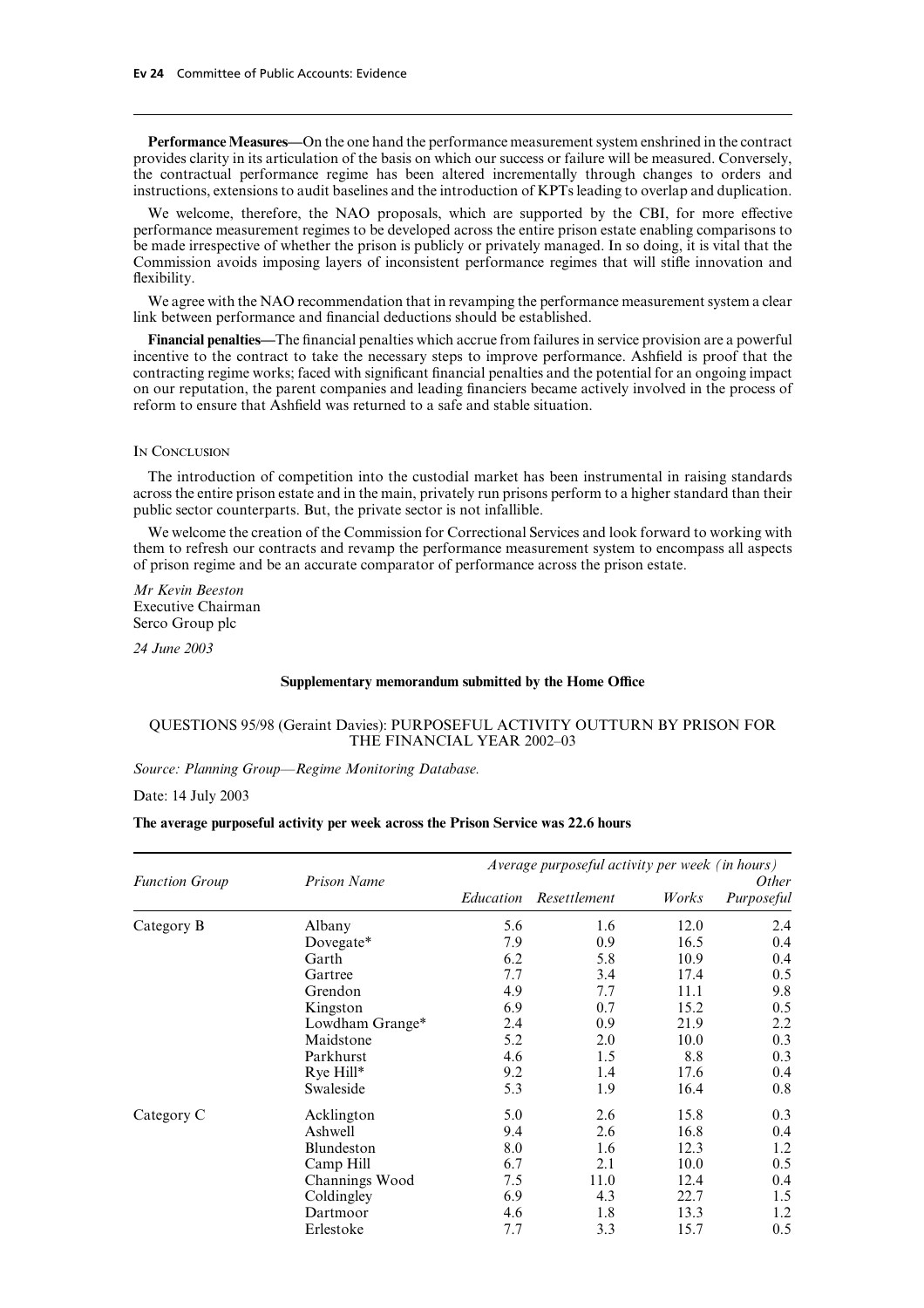**Performance Measures**—On the one hand the performance measurement system enshrined in the contract provides clarity in its articulation of the basis on which our success or failure will be measured. Conversely, the contractual performance regime has been altered incrementally through changes to orders and instructions, extensions to audit baselines and the introduction of KPTs leading to overlap and duplication.

We welcome, therefore, the NAO proposals, which are supported by the CBI, for more effective performance measurement regimes to be developed across the entire prison estate enabling comparisons to be made irrespective of whether the prison is publicly or privately managed. In so doing, it is vital that the Commission avoids imposing layers of inconsistent performance regimes that will stifle innovation and flexibility.

We agree with the NAO recommendation that in revamping the performance measurement system a clear link between performance and financial deductions should be established.

**Financial penalties**—The financial penalties which accrue from failures in service provision are a powerful incentive to the contract to take the necessary steps to improve performance. Ashfield is proof that the contracting regime works; faced with significant financial penalties and the potential for an ongoing impact on our reputation, the parent companies and leading financiers became actively involved in the process of reform to ensure that Ashfield was returned to a safe and stable situation.

In Conclusion

The introduction of competition into the custodial market has been instrumental in raising standards across the entire prison estate and in the main, privately run prisons perform to a higher standard than their public sector counterparts. But, the private sector is not infallible.

We welcome the creation of the Commission for Correctional Services and look forward to working with them to refresh our contracts and revamp the performance measurement system to encompass all aspects of prison regime and be an accurate comparator of performance across the prison estate.

*Mr Kevin Beeston*
Executive Chairman
Serco Group plc

*24 June 2003*

## Supplementary memorandum submitted by the Home Office

### QUESTIONS 95/98 (Geraint Davies): PURPOSEFUL ACTIVITY OUTTURN BY PRISON FOR THE FINANCIAL YEAR 2002–03

*Source: Planning Group—Regime Monitoring Database.*

Date: 14 July 2003

**The average purposeful activity per week across the Prison Service was 22.6 hours**

| *Function Group* | *Prison Name* | *Average purposeful activity per week (in hours)* | | | |
|---|---|---|---|---|---|
| | | *Education* | *Resettlement* | *Works* | *Other Purposeful* |
| Category B | Albany | 5.6 | 1.6 | 12.0 | 2.4 |
| | Dovegate* | 7.9 | 0.9 | 16.5 | 0.4 |
| | Garth | 6.2 | 5.8 | 10.9 | 0.4 |
| | Gartree | 7.7 | 3.4 | 17.4 | 0.5 |
| | Grendon | 4.9 | 7.7 | 11.1 | 9.8 |
| | Kingston | 6.9 | 0.7 | 15.2 | 0.5 |
| | Lowdham Grange* | 2.4 | 0.9 | 21.9 | 2.2 |
| | Maidstone | 5.2 | 2.0 | 10.0 | 0.3 |
| | Parkhurst | 4.6 | 1.5 | 8.8 | 0.3 |
| | Rye Hill* | 9.2 | 1.4 | 17.6 | 0.4 |
| | Swaleside | 5.3 | 1.9 | 16.4 | 0.8 |
| Category C | Acklington | 5.0 | 2.6 | 15.8 | 0.3 |
| | Ashwell | 9.4 | 2.6 | 16.8 | 0.4 |
| | Blundeston | 8.0 | 1.6 | 12.3 | 1.2 |
| | Camp Hill | 6.7 | 2.1 | 10.0 | 0.5 |
| | Channings Wood | 7.5 | 11.0 | 12.4 | 0.4 |
| | Coldingley | 6.9 | 4.3 | 22.7 | 1.5 |
| | Dartmoor | 4.6 | 1.8 | 13.3 | 1.2 |
| | Erlestoke | 7.7 | 3.3 | 15.7 | 0.5 |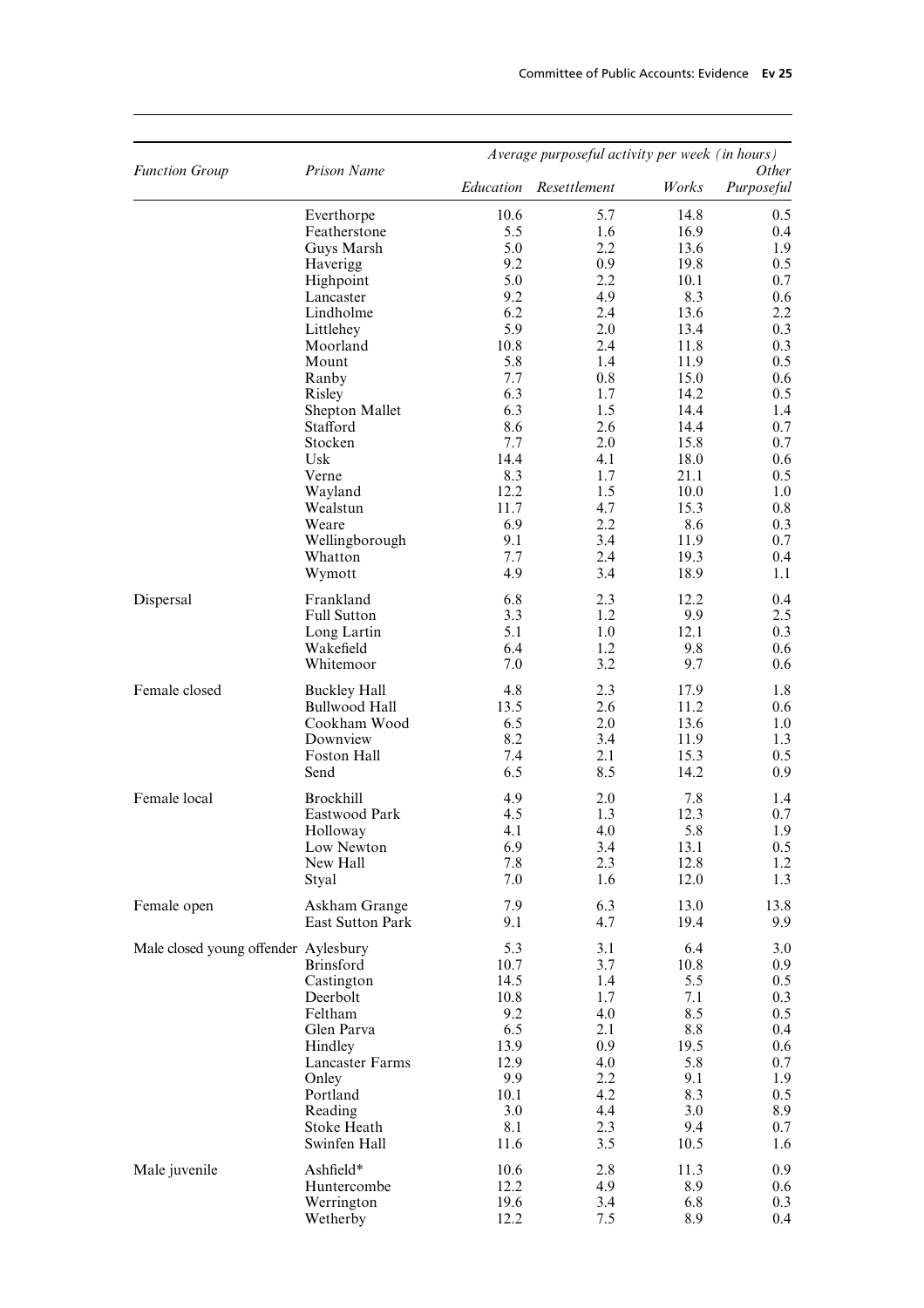| Function Group | Prison Name | *Average purposeful activity per week (in hours)* | | | |
|---|---|---|---|---|---|
| | | *Education* | *Resettlement* | *Works* | *Other Purposeful* |
| | Everthorpe | 10.6 | 5.7 | 14.8 | 0.5 |
| | Featherstone | 5.5 | 1.6 | 16.9 | 0.4 |
| | Guys Marsh | 5.0 | 2.2 | 13.6 | 1.9 |
| | Haverigg | 9.2 | 0.9 | 19.8 | 0.5 |
| | Highpoint | 5.0 | 2.2 | 10.1 | 0.7 |
| | Lancaster | 9.2 | 4.9 | 8.3 | 0.6 |
| | Lindholme | 6.2 | 2.4 | 13.6 | 2.2 |
| | Littlehey | 5.9 | 2.0 | 13.4 | 0.3 |
| | Moorland | 10.8 | 2.4 | 11.8 | 0.3 |
| | Mount | 5.8 | 1.4 | 11.9 | 0.5 |
| | Ranby | 7.7 | 0.8 | 15.0 | 0.6 |
| | Risley | 6.3 | 1.7 | 14.2 | 0.5 |
| | Shepton Mallet | 6.3 | 1.5 | 14.4 | 1.4 |
| | Stafford | 8.6 | 2.6 | 14.4 | 0.7 |
| | Stocken | 7.7 | 2.0 | 15.8 | 0.7 |
| | Usk | 14.4 | 4.1 | 18.0 | 0.6 |
| | Verne | 8.3 | 1.7 | 21.1 | 0.5 |
| | Wayland | 12.2 | 1.5 | 10.0 | 1.0 |
| | Wealstun | 11.7 | 4.7 | 15.3 | 0.8 |
| | Weare | 6.9 | 2.2 | 8.6 | 0.3 |
| | Wellingborough | 9.1 | 3.4 | 11.9 | 0.7 |
| | Whatton | 7.7 | 2.4 | 19.3 | 0.4 |
| | Wymott | 4.9 | 3.4 | 18.9 | 1.1 |
| Dispersal | Frankland | 6.8 | 2.3 | 12.2 | 0.4 |
| | Full Sutton | 3.3 | 1.2 | 9.9 | 2.5 |
| | Long Lartin | 5.1 | 1.0 | 12.1 | 0.3 |
| | Wakefield | 6.4 | 1.2 | 9.8 | 0.6 |
| | Whitemoor | 7.0 | 3.2 | 9.7 | 0.6 |
| Female closed | Buckley Hall | 4.8 | 2.3 | 17.9 | 1.8 |
| | Bullwood Hall | 13.5 | 2.6 | 11.2 | 0.6 |
| | Cookham Wood | 6.5 | 2.0 | 13.6 | 1.0 |
| | Downview | 8.2 | 3.4 | 11.9 | 1.3 |
| | Foston Hall | 7.4 | 2.1 | 15.3 | 0.5 |
| | Send | 6.5 | 8.5 | 14.2 | 0.9 |
| Female local | Brockhill | 4.9 | 2.0 | 7.8 | 1.4 |
| | Eastwood Park | 4.5 | 1.3 | 12.3 | 0.7 |
| | Holloway | 4.1 | 4.0 | 5.8 | 1.9 |
| | Low Newton | 6.9 | 3.4 | 13.1 | 0.5 |
| | New Hall | 7.8 | 2.3 | 12.8 | 1.2 |
| | Styal | 7.0 | 1.6 | 12.0 | 1.3 |
| Female open | Askham Grange | 7.9 | 6.3 | 13.0 | 13.8 |
| | East Sutton Park | 9.1 | 4.7 | 19.4 | 9.9 |
| Male closed young offender | Aylesbury | 5.3 | 3.1 | 6.4 | 3.0 |
| | Brinsford | 10.7 | 3.7 | 10.8 | 0.9 |
| | Castington | 14.5 | 1.4 | 5.5 | 0.5 |
| | Deerbolt | 10.8 | 1.7 | 7.1 | 0.3 |
| | Feltham | 9.2 | 4.0 | 8.5 | 0.5 |
| | Glen Parva | 6.5 | 2.1 | 8.8 | 0.4 |
| | Hindley | 13.9 | 0.9 | 19.5 | 0.6 |
| | Lancaster Farms | 12.9 | 4.0 | 5.8 | 0.7 |
| | Onley | 9.9 | 2.2 | 9.1 | 1.9 |
| | Portland | 10.1 | 4.2 | 8.3 | 0.5 |
| | Reading | 3.0 | 4.4 | 3.0 | 8.9 |
| | Stoke Heath | 8.1 | 2.3 | 9.4 | 0.7 |
| | Swinfen Hall | 11.6 | 3.5 | 10.5 | 1.6 |
| Male juvenile | Ashfield* | 10.6 | 2.8 | 11.3 | 0.9 |
| | Huntercombe | 12.2 | 4.9 | 8.9 | 0.6 |
| | Werrington | 19.6 | 3.4 | 6.8 | 0.3 |
| | Wetherby | 12.2 | 7.5 | 8.9 | 0.4 |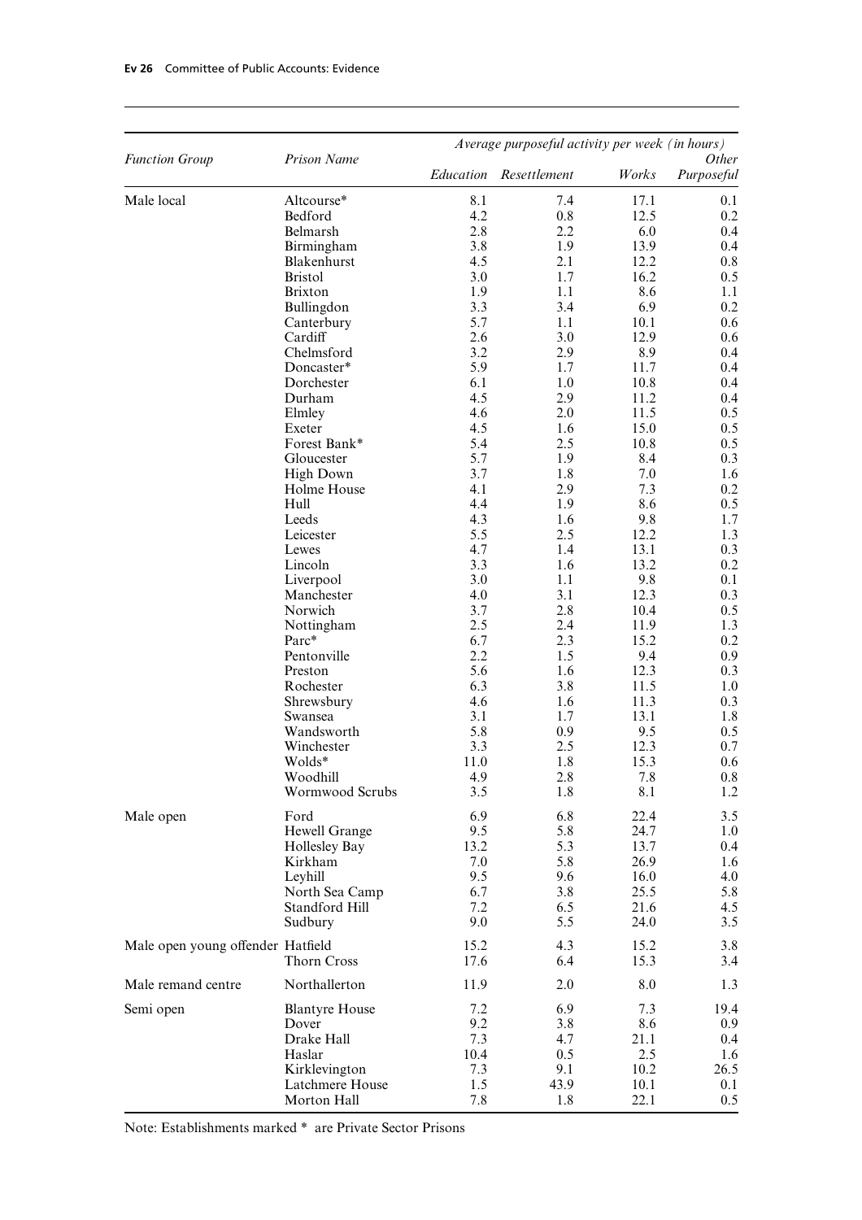| Function Group | Prison Name | *Average purposeful activity per week (in hours)* | | | |
|---|---|---|---|---|---|
| | | *Education* | *Resettlement* | *Works* | *Other Purposeful* |
| Male local | Altcourse* | 8.1 | 7.4 | 17.1 | 0.1 |
| | Bedford | 4.2 | 0.8 | 12.5 | 0.2 |
| | Belmarsh | 2.8 | 2.2 | 6.0 | 0.4 |
| | Birmingham | 3.8 | 1.9 | 13.9 | 0.4 |
| | Blakenhurst | 4.5 | 2.1 | 12.2 | 0.8 |
| | Bristol | 3.0 | 1.7 | 16.2 | 0.5 |
| | Brixton | 1.9 | 1.1 | 8.6 | 1.1 |
| | Bullingdon | 3.3 | 3.4 | 6.9 | 0.2 |
| | Canterbury | 5.7 | 1.1 | 10.1 | 0.6 |
| | Cardiff | 2.6 | 3.0 | 12.9 | 0.6 |
| | Chelmsford | 3.2 | 2.9 | 8.9 | 0.4 |
| | Doncaster* | 5.9 | 1.7 | 11.7 | 0.4 |
| | Dorchester | 6.1 | 1.0 | 10.8 | 0.4 |
| | Durham | 4.5 | 2.9 | 11.2 | 0.4 |
| | Elmley | 4.6 | 2.0 | 11.5 | 0.5 |
| | Exeter | 4.5 | 1.6 | 15.0 | 0.5 |
| | Forest Bank* | 5.4 | 2.5 | 10.8 | 0.5 |
| | Gloucester | 5.7 | 1.9 | 8.4 | 0.3 |
| | High Down | 3.7 | 1.8 | 7.0 | 1.6 |
| | Holme House | 4.1 | 2.9 | 7.3 | 0.2 |
| | Hull | 4.4 | 1.9 | 8.6 | 0.5 |
| | Leeds | 4.3 | 1.6 | 9.8 | 1.7 |
| | Leicester | 5.5 | 2.5 | 12.2 | 1.3 |
| | Lewes | 4.7 | 1.4 | 13.1 | 0.3 |
| | Lincoln | 3.3 | 1.6 | 13.2 | 0.2 |
| | Liverpool | 3.0 | 1.1 | 9.8 | 0.1 |
| | Manchester | 4.0 | 3.1 | 12.3 | 0.3 |
| | Norwich | 3.7 | 2.8 | 10.4 | 0.5 |
| | Nottingham | 2.5 | 2.4 | 11.9 | 1.3 |
| | Parc* | 6.7 | 2.3 | 15.2 | 0.2 |
| | Pentonville | 2.2 | 1.5 | 9.4 | 0.9 |
| | Preston | 5.6 | 1.6 | 12.3 | 0.3 |
| | Rochester | 6.3 | 3.8 | 11.5 | 1.0 |
| | Shrewsbury | 4.6 | 1.6 | 11.3 | 0.3 |
| | Swansea | 3.1 | 1.7 | 13.1 | 1.8 |
| | Wandsworth | 5.8 | 0.9 | 9.5 | 0.5 |
| | Winchester | 3.3 | 2.5 | 12.3 | 0.7 |
| | Wolds* | 11.0 | 1.8 | 15.3 | 0.6 |
| | Woodhill | 4.9 | 2.8 | 7.8 | 0.8 |
| | Wormwood Scrubs | 3.5 | 1.8 | 8.1 | 1.2 |
| Male open | Ford | 6.9 | 6.8 | 22.4 | 3.5 |
| | Hewell Grange | 9.5 | 5.8 | 24.7 | 1.0 |
| | Hollesley Bay | 13.2 | 5.3 | 13.7 | 0.4 |
| | Kirkham | 7.0 | 5.8 | 26.9 | 1.6 |
| | Leyhill | 9.5 | 9.6 | 16.0 | 4.0 |
| | North Sea Camp | 6.7 | 3.8 | 25.5 | 5.8 |
| | Standford Hill | 7.2 | 6.5 | 21.6 | 4.5 |
| | Sudbury | 9.0 | 5.5 | 24.0 | 3.5 |
| Male open young offender | Hatfield | 15.2 | 4.3 | 15.2 | 3.8 |
| | Thorn Cross | 17.6 | 6.4 | 15.3 | 3.4 |
| Male remand centre | Northallerton | 11.9 | 2.0 | 8.0 | 1.3 |
| Semi open | Blantyre House | 7.2 | 6.9 | 7.3 | 19.4 |
| | Dover | 9.2 | 3.8 | 8.6 | 0.9 |
| | Drake Hall | 7.3 | 4.7 | 21.1 | 0.4 |
| | Haslar | 10.4 | 0.5 | 2.5 | 1.6 |
| | Kirklevington | 7.3 | 9.1 | 10.2 | 26.5 |
| | Latchmere House | 1.5 | 43.9 | 10.1 | 0.1 |
| | Morton Hall | 7.8 | 1.8 | 22.1 | 0.5 |

Note: Establishments marked * are Private Sector Prisons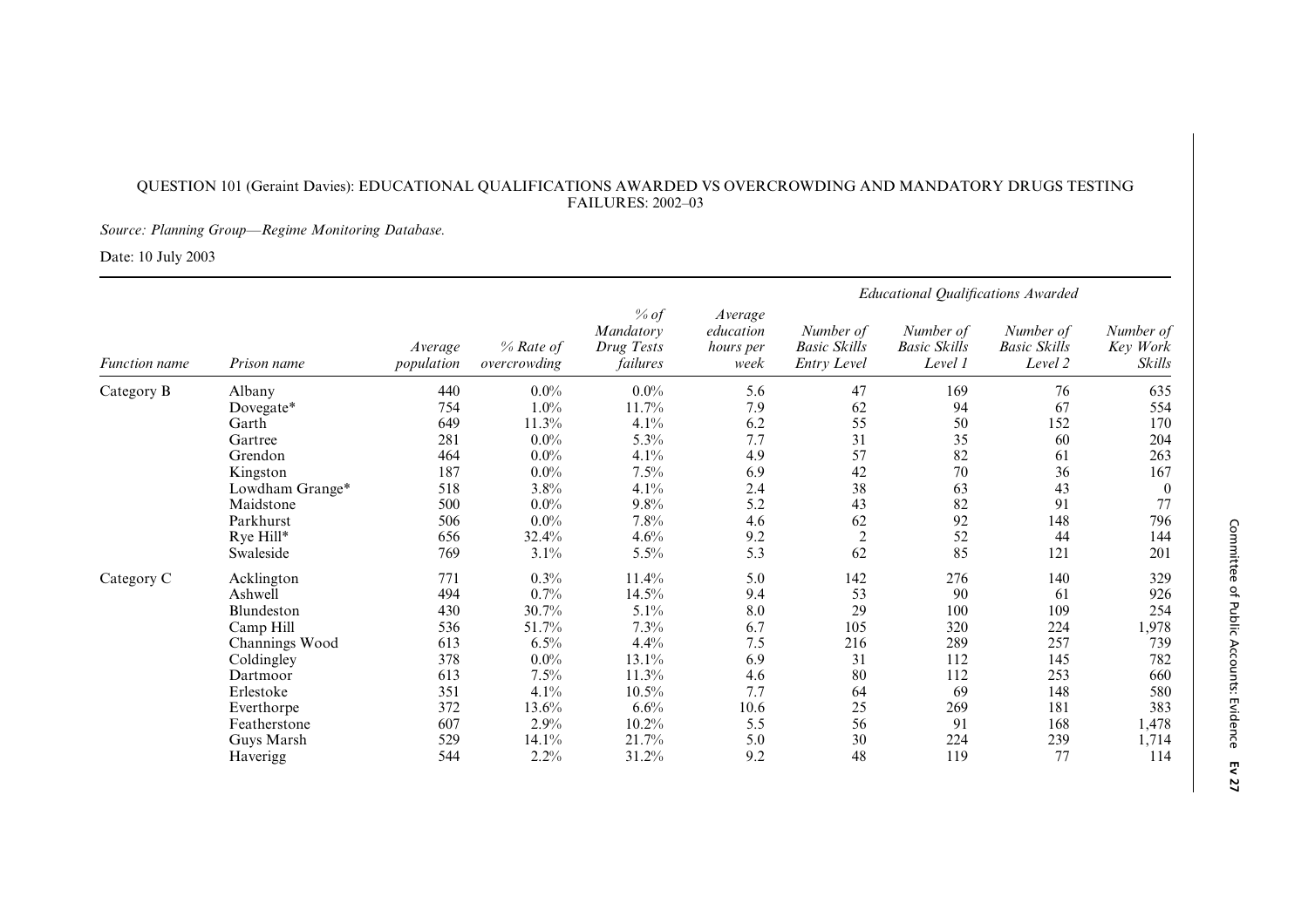QUESTION 101 (Geraint Davies): EDUCATIONAL QUALIFICATIONS AWARDED VS OVERCROWDING AND MANDATORY DRUGS TESTING FAILURES: 2002–03

*Source: Planning Group—Regime Monitoring Database.*

Date: 10 July 2003

| | | | | | | *Educational Qualifications Awarded* | | | |
|---|---|---|---|---|---|---|---|---|---|
| *Function name* | *Prison name* | *Average population* | *% Rate of overcrowding* | *% of Mandatory Drug Tests failures* | *Average education hours per week* | *Number of Basic Skills Entry Level* | *Number of Basic Skills Level 1* | *Number of Basic Skills Level 2* | *Number of Key Work Skills* |
| Category B | Albany | 440 | 0.0% | 0.0% | 5.6 | 47 | 169 | 76 | 635 |
| | Dovegate* | 754 | 1.0% | 11.7% | 7.9 | 62 | 94 | 67 | 554 |
| | Garth | 649 | 11.3% | 4.1% | 6.2 | 55 | 50 | 152 | 170 |
| | Gartree | 281 | 0.0% | 5.3% | 7.7 | 31 | 35 | 60 | 204 |
| | Grendon | 464 | 0.0% | 4.1% | 4.9 | 57 | 82 | 61 | 263 |
| | Kingston | 187 | 0.0% | 7.5% | 6.9 | 42 | 70 | 36 | 167 |
| | Lowdham Grange* | 518 | 3.8% | 4.1% | 2.4 | 38 | 63 | 43 | 0 |
| | Maidstone | 500 | 0.0% | 9.8% | 5.2 | 43 | 82 | 91 | 77 |
| | Parkhurst | 506 | 0.0% | 7.8% | 4.6 | 62 | 92 | 148 | 796 |
| | Rye Hill* | 656 | 32.4% | 4.6% | 9.2 | 2 | 52 | 44 | 144 |
| | Swaleside | 769 | 3.1% | 5.5% | 5.3 | 62 | 85 | 121 | 201 |
| Category C | Acklington | 771 | 0.3% | 11.4% | 5.0 | 142 | 276 | 140 | 329 |
| | Ashwell | 494 | 0.7% | 14.5% | 9.4 | 53 | 90 | 61 | 926 |
| | Blundeston | 430 | 30.7% | 5.1% | 8.0 | 29 | 100 | 109 | 254 |
| | Camp Hill | 536 | 51.7% | 7.3% | 6.7 | 105 | 320 | 224 | 1,978 |
| | Channings Wood | 613 | 6.5% | 4.4% | 7.5 | 216 | 289 | 257 | 739 |
| | Coldingley | 378 | 0.0% | 13.1% | 6.9 | 31 | 112 | 145 | 782 |
| | Dartmoor | 613 | 7.5% | 11.3% | 4.6 | 80 | 112 | 253 | 660 |
| | Erlestoke | 351 | 4.1% | 10.5% | 7.7 | 64 | 69 | 148 | 580 |
| | Everthorpe | 372 | 13.6% | 6.6% | 10.6 | 25 | 269 | 181 | 383 |
| | Featherstone | 607 | 2.9% | 10.2% | 5.5 | 56 | 91 | 168 | 1,478 |
| | Guys Marsh | 529 | 14.1% | 21.7% | 5.0 | 30 | 224 | 239 | 1,714 |
| | Haverigg | 544 | 2.2% | 31.2% | 9.2 | 48 | 119 | 77 | 114 |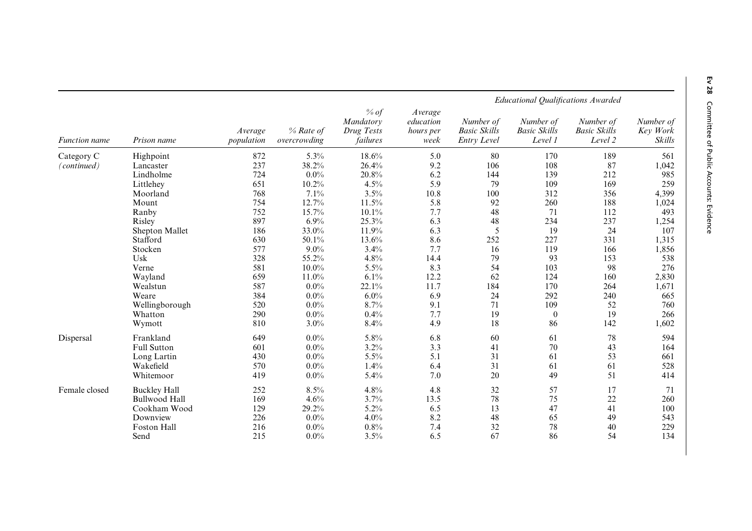| Function name | Prison name | Average population | % Rate of overcrowding | % of Mandatory Drug Tests failures | Average education hours per week | Educational Qualifications Awarded | | | |
|---|---|---|---|---|---|---|---|---|---|
| | | | | | | Number of Basic Skills Entry Level | Number of Basic Skills Level 1 | Number of Basic Skills Level 2 | Number of Key Work Skills |
| Category C *(continued)* | Highpoint | 872 | 5.3% | 18.6% | 5.0 | 80 | 170 | 189 | 561 |
| | Lancaster | 237 | 38.2% | 26.4% | 9.2 | 106 | 108 | 87 | 1,042 |
| | Lindholme | 724 | 0.0% | 20.8% | 6.2 | 144 | 139 | 212 | 985 |
| | Littlehey | 651 | 10.2% | 4.5% | 5.9 | 79 | 109 | 169 | 259 |
| | Moorland | 768 | 7.1% | 3.5% | 10.8 | 100 | 312 | 356 | 4,399 |
| | Mount | 754 | 12.7% | 11.5% | 5.8 | 92 | 260 | 188 | 1,024 |
| | Ranby | 752 | 15.7% | 10.1% | 7.7 | 48 | 71 | 112 | 493 |
| | Risley | 897 | 6.9% | 25.3% | 6.3 | 48 | 234 | 237 | 1,254 |
| | Shepton Mallet | 186 | 33.0% | 11.9% | 6.3 | 5 | 19 | 24 | 107 |
| | Stafford | 630 | 50.1% | 13.6% | 8.6 | 252 | 227 | 331 | 1,315 |
| | Stocken | 577 | 9.0% | 3.4% | 7.7 | 16 | 119 | 166 | 1,856 |
| | Usk | 328 | 55.2% | 4.8% | 14.4 | 79 | 93 | 153 | 538 |
| | Verne | 581 | 10.0% | 5.5% | 8.3 | 54 | 103 | 98 | 276 |
| | Wayland | 659 | 11.0% | 6.1% | 12.2 | 62 | 124 | 160 | 2,830 |
| | Wealstun | 587 | 0.0% | 22.1% | 11.7 | 184 | 170 | 264 | 1,671 |
| | Weare | 384 | 0.0% | 6.0% | 6.9 | 24 | 292 | 240 | 665 |
| | Wellingborough | 520 | 0.0% | 8.7% | 9.1 | 71 | 109 | 52 | 760 |
| | Whatton | 290 | 0.0% | 0.4% | 7.7 | 19 | 0 | 19 | 266 |
| | Wymott | 810 | 3.0% | 8.4% | 4.9 | 18 | 86 | 142 | 1,602 |
| Dispersal | Frankland | 649 | 0.0% | 5.8% | 6.8 | 60 | 61 | 78 | 594 |
| | Full Sutton | 601 | 0.0% | 3.2% | 3.3 | 41 | 70 | 43 | 164 |
| | Long Lartin | 430 | 0.0% | 5.5% | 5.1 | 31 | 61 | 53 | 661 |
| | Wakefield | 570 | 0.0% | 1.4% | 6.4 | 31 | 61 | 61 | 528 |
| | Whitemoor | 419 | 0.0% | 5.4% | 7.0 | 20 | 49 | 51 | 414 |
| Female closed | Buckley Hall | 252 | 8.5% | 4.8% | 4.8 | 32 | 57 | 17 | 71 |
| | Bullwood Hall | 169 | 4.6% | 3.7% | 13.5 | 78 | 75 | 22 | 260 |
| | Cookham Wood | 129 | 29.2% | 5.2% | 6.5 | 13 | 47 | 41 | 100 |
| | Downview | 226 | 0.0% | 4.0% | 8.2 | 48 | 65 | 49 | 543 |
| | Foston Hall | 216 | 0.0% | 0.8% | 7.4 | 32 | 78 | 40 | 229 |
| | Send | 215 | 0.0% | 3.5% | 6.5 | 67 | 86 | 54 | 134 |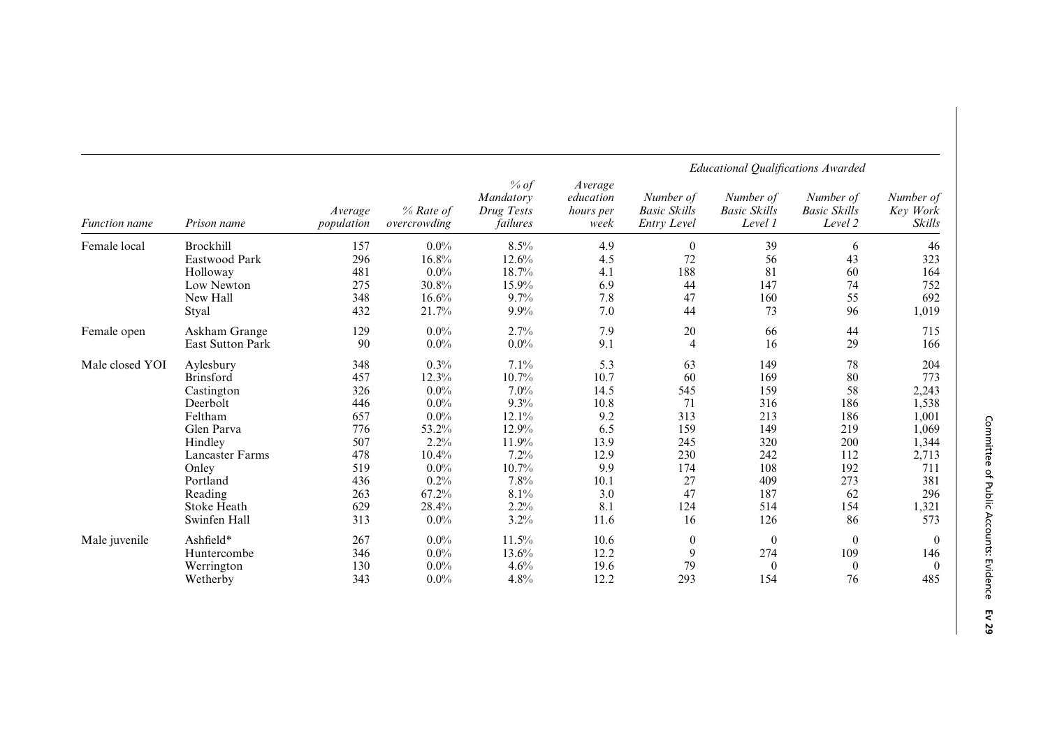| Function name | Prison name | Average population | % Rate of overcrowding | % of Mandatory Drug Tests failures | Average education hours per week | Educational Qualifications Awarded | | | |
|---|---|---|---|---|---|---|---|---|---|
| | | | | | | Number of Basic Skills Entry Level | Number of Basic Skills Level 1 | Number of Basic Skills Level 2 | Number of Key Work Skills |
| Female local | Brockhill | 157 | 0.0% | 8.5% | 4.9 | 0 | 39 | 6 | 46 |
| | Eastwood Park | 296 | 16.8% | 12.6% | 4.5 | 72 | 56 | 43 | 323 |
| | Holloway | 481 | 0.0% | 18.7% | 4.1 | 188 | 81 | 60 | 164 |
| | Low Newton | 275 | 30.8% | 15.9% | 6.9 | 44 | 147 | 74 | 752 |
| | New Hall | 348 | 16.6% | 9.7% | 7.8 | 47 | 160 | 55 | 692 |
| | Styal | 432 | 21.7% | 9.9% | 7.0 | 44 | 73 | 96 | 1,019 |
| Female open | Askham Grange | 129 | 0.0% | 2.7% | 7.9 | 20 | 66 | 44 | 715 |
| | East Sutton Park | 90 | 0.0% | 0.0% | 9.1 | 4 | 16 | 29 | 166 |
| Male closed YOI | Aylesbury | 348 | 0.3% | 7.1% | 5.3 | 63 | 149 | 78 | 204 |
| | Brinsford | 457 | 12.3% | 10.7% | 10.7 | 60 | 169 | 80 | 773 |
| | Castington | 326 | 0.0% | 7.0% | 14.5 | 545 | 159 | 58 | 2,243 |
| | Deerbolt | 446 | 0.0% | 9.3% | 10.8 | 71 | 316 | 186 | 1,538 |
| | Feltham | 657 | 0.0% | 12.1% | 9.2 | 313 | 213 | 186 | 1,001 |
| | Glen Parva | 776 | 53.2% | 12.9% | 6.5 | 159 | 149 | 219 | 1,069 |
| | Hindley | 507 | 2.2% | 11.9% | 13.9 | 245 | 320 | 200 | 1,344 |
| | Lancaster Farms | 478 | 10.4% | 7.2% | 12.9 | 230 | 242 | 112 | 2,713 |
| | Onley | 519 | 0.0% | 10.7% | 9.9 | 174 | 108 | 192 | 711 |
| | Portland | 436 | 0.2% | 7.8% | 10.1 | 27 | 409 | 273 | 381 |
| | Reading | 263 | 67.2% | 8.1% | 3.0 | 47 | 187 | 62 | 296 |
| | Stoke Heath | 629 | 28.4% | 2.2% | 8.1 | 124 | 514 | 154 | 1,321 |
| | Swinfen Hall | 313 | 0.0% | 3.2% | 11.6 | 16 | 126 | 86 | 573 |
| Male juvenile | Ashfield* | 267 | 0.0% | 11.5% | 10.6 | 0 | 0 | 0 | 0 |
| | Huntercombe | 346 | 0.0% | 13.6% | 12.2 | 9 | 274 | 109 | 146 |
| | Werrington | 130 | 0.0% | 4.6% | 19.6 | 79 | 0 | 0 | 0 |
| | Wetherby | 343 | 0.0% | 4.8% | 12.2 | 293 | 154 | 76 | 485 |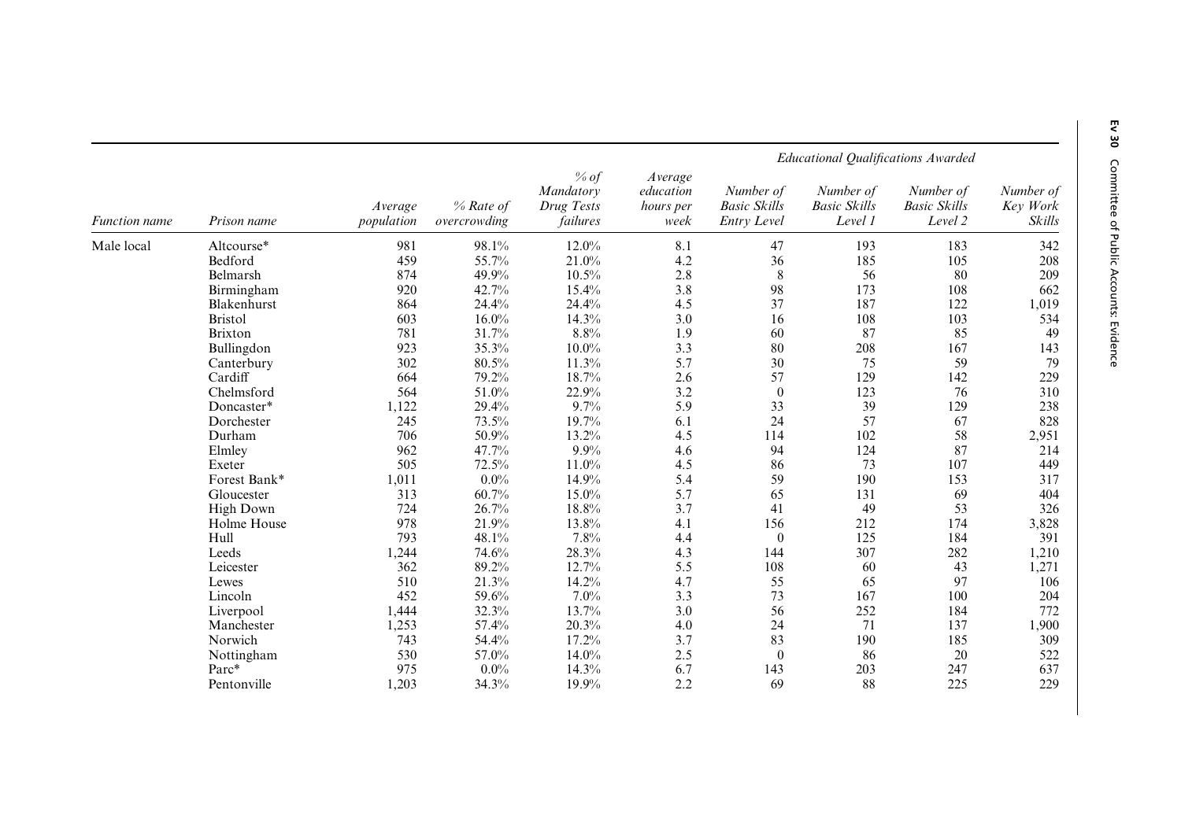| | | | | | | Educational Qualifications Awarded | | | |
|---|---|---|---|---|---|---|---|---|---|
| *Function name* | *Prison name* | *Average population* | *% Rate of overcrowding* | *% of Mandatory Drug Tests failures* | *Average education hours per week* | *Number of Basic Skills Entry Level* | *Number of Basic Skills Level 1* | *Number of Basic Skills Level 2* | *Number of Key Work Skills* |
| Male local | Altcourse* | 981 | 98.1% | 12.0% | 8.1 | 47 | 193 | 183 | 342 |
| | Bedford | 459 | 55.7% | 21.0% | 4.2 | 36 | 185 | 105 | 208 |
| | Belmarsh | 874 | 49.9% | 10.5% | 2.8 | 8 | 56 | 80 | 209 |
| | Birmingham | 920 | 42.7% | 15.4% | 3.8 | 98 | 173 | 108 | 662 |
| | Blakenhurst | 864 | 24.4% | 24.4% | 4.5 | 37 | 187 | 122 | 1,019 |
| | Bristol | 603 | 16.0% | 14.3% | 3.0 | 16 | 108 | 103 | 534 |
| | Brixton | 781 | 31.7% | 8.8% | 1.9 | 60 | 87 | 85 | 49 |
| | Bullingdon | 923 | 35.3% | 10.0% | 3.3 | 80 | 208 | 167 | 143 |
| | Canterbury | 302 | 80.5% | 11.3% | 5.7 | 30 | 75 | 59 | 79 |
| | Cardiff | 664 | 79.2% | 18.7% | 2.6 | 57 | 129 | 142 | 229 |
| | Chelmsford | 564 | 51.0% | 22.9% | 3.2 | 0 | 123 | 76 | 310 |
| | Doncaster* | 1,122 | 29.4% | 9.7% | 5.9 | 33 | 39 | 129 | 238 |
| | Dorchester | 245 | 73.5% | 19.7% | 6.1 | 24 | 57 | 67 | 828 |
| | Durham | 706 | 50.9% | 13.2% | 4.5 | 114 | 102 | 58 | 2,951 |
| | Elmley | 962 | 47.7% | 9.9% | 4.6 | 94 | 124 | 87 | 214 |
| | Exeter | 505 | 72.5% | 11.0% | 4.5 | 86 | 73 | 107 | 449 |
| | Forest Bank* | 1,011 | 0.0% | 14.9% | 5.4 | 59 | 190 | 153 | 317 |
| | Gloucester | 313 | 60.7% | 15.0% | 5.7 | 65 | 131 | 69 | 404 |
| | High Down | 724 | 26.7% | 18.8% | 3.7 | 41 | 49 | 53 | 326 |
| | Holme House | 978 | 21.9% | 13.8% | 4.1 | 156 | 212 | 174 | 3,828 |
| | Hull | 793 | 48.1% | 7.8% | 4.4 | 0 | 125 | 184 | 391 |
| | Leeds | 1,244 | 74.6% | 28.3% | 4.3 | 144 | 307 | 282 | 1,210 |
| | Leicester | 362 | 89.2% | 12.7% | 5.5 | 108 | 60 | 43 | 1,271 |
| | Lewes | 510 | 21.3% | 14.2% | 4.7 | 55 | 65 | 97 | 106 |
| | Lincoln | 452 | 59.6% | 7.0% | 3.3 | 73 | 167 | 100 | 204 |
| | Liverpool | 1,444 | 32.3% | 13.7% | 3.0 | 56 | 252 | 184 | 772 |
| | Manchester | 1,253 | 57.4% | 20.3% | 4.0 | 24 | 71 | 137 | 1,900 |
| | Norwich | 743 | 54.4% | 17.2% | 3.7 | 83 | 190 | 185 | 309 |
| | Nottingham | 530 | 57.0% | 14.0% | 2.5 | 0 | 86 | 20 | 522 |
| | Parc* | 975 | 0.0% | 14.3% | 6.7 | 143 | 203 | 247 | 637 |
| | Pentonville | 1,203 | 34.3% | 19.9% | 2.2 | 69 | 88 | 225 | 229 |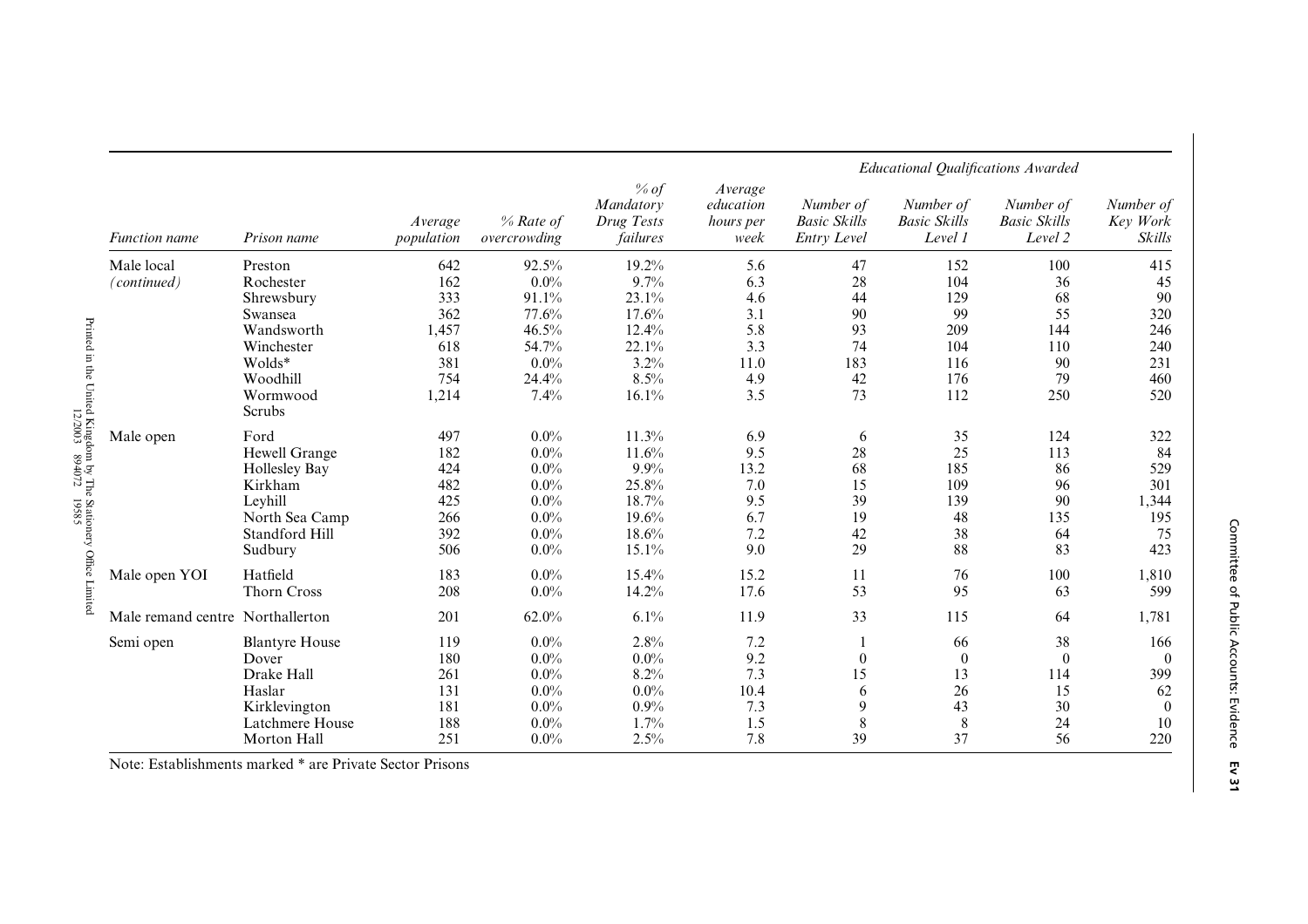| Function name | Prison name | Average population | % Rate of overcrowding | % of Mandatory Drug Tests failures | Average education hours per week | Educational Qualifications Awarded | | | |
|---|---|---|---|---|---|---|---|---|---|
| | | | | | | Number of Basic Skills Entry Level | Number of Basic Skills Level 1 | Number of Basic Skills Level 2 | Number of Key Work Skills |
| Male local *(continued)* | Preston | 642 | 92.5% | 19.2% | 5.6 | 47 | 152 | 100 | 415 |
| | Rochester | 162 | 0.0% | 9.7% | 6.3 | 28 | 104 | 36 | 45 |
| | Shrewsbury | 333 | 91.1% | 23.1% | 4.6 | 44 | 129 | 68 | 90 |
| | Swansea | 362 | 77.6% | 17.6% | 3.1 | 90 | 99 | 55 | 320 |
| | Wandsworth | 1,457 | 46.5% | 12.4% | 5.8 | 93 | 209 | 144 | 246 |
| | Winchester | 618 | 54.7% | 22.1% | 3.3 | 74 | 104 | 110 | 240 |
| | Wolds* | 381 | 0.0% | 3.2% | 11.0 | 183 | 116 | 90 | 231 |
| | Woodhill | 754 | 24.4% | 8.5% | 4.9 | 42 | 176 | 79 | 460 |
| | Wormwood Scrubs | 1,214 | 7.4% | 16.1% | 3.5 | 73 | 112 | 250 | 520 |
| Male open | Ford | 497 | 0.0% | 11.3% | 6.9 | 6 | 35 | 124 | 322 |
| | Hewell Grange | 182 | 0.0% | 11.6% | 9.5 | 28 | 25 | 113 | 84 |
| | Hollesley Bay | 424 | 0.0% | 9.9% | 13.2 | 68 | 185 | 86 | 529 |
| | Kirkham | 482 | 0.0% | 25.8% | 7.0 | 15 | 109 | 96 | 301 |
| | Leyhill | 425 | 0.0% | 18.7% | 9.5 | 39 | 139 | 90 | 1,344 |
| | North Sea Camp | 266 | 0.0% | 19.6% | 6.7 | 19 | 48 | 135 | 195 |
| | Standford Hill | 392 | 0.0% | 18.6% | 7.2 | 42 | 38 | 64 | 75 |
| | Sudbury | 506 | 0.0% | 15.1% | 9.0 | 29 | 88 | 83 | 423 |
| Male open YOI | Hatfield | 183 | 0.0% | 15.4% | 15.2 | 11 | 76 | 100 | 1,810 |
| | Thorn Cross | 208 | 0.0% | 14.2% | 17.6 | 53 | 95 | 63 | 599 |
| Male remand centre | Northallerton | 201 | 62.0% | 6.1% | 11.9 | 33 | 115 | 64 | 1,781 |
| Semi open | Blantyre House | 119 | 0.0% | 2.8% | 7.2 | 1 | 66 | 38 | 166 |
| | Dover | 180 | 0.0% | 0.0% | 9.2 | 0 | 0 | 0 | 0 |
| | Drake Hall | 261 | 0.0% | 8.2% | 7.3 | 15 | 13 | 114 | 399 |
| | Haslar | 131 | 0.0% | 0.0% | 10.4 | 6 | 26 | 15 | 62 |
| | Kirklevington | 181 | 0.0% | 0.9% | 7.3 | 9 | 43 | 30 | 0 |
| | Latchmere House | 188 | 0.0% | 1.7% | 1.5 | 8 | 8 | 24 | 10 |
| | Morton Hall | 251 | 0.0% | 2.5% | 7.8 | 39 | 37 | 56 | 220 |

Note: Establishments marked * are Private Sector Prisons

Printed in the United Kingdom by The Stationery Office Limited
12/2003 894072 19585